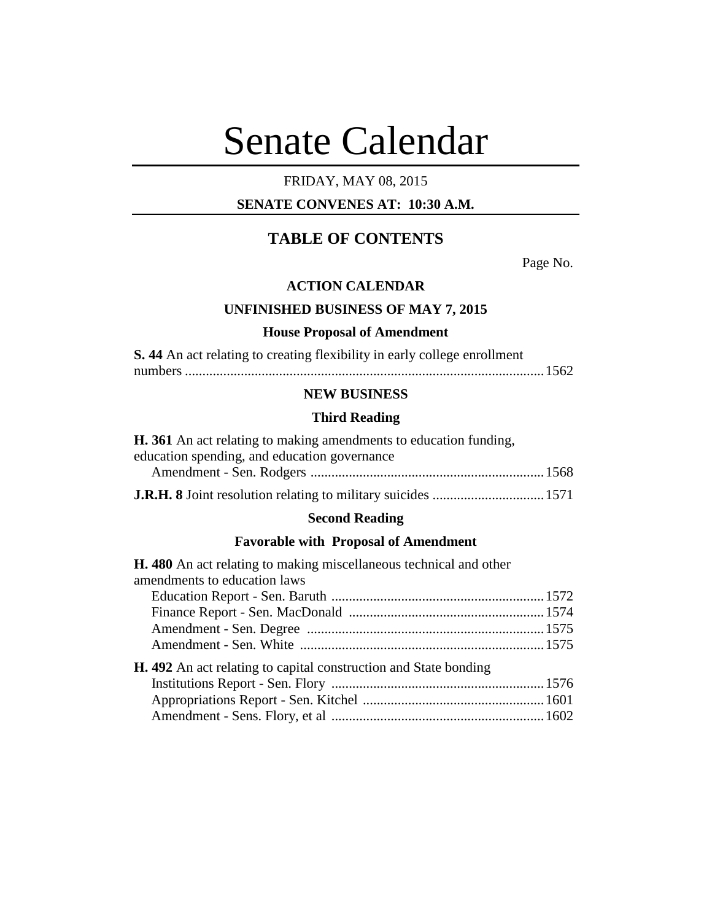# Senate Calendar

FRIDAY, MAY 08, 2015

**SENATE CONVENES AT: 10:30 A.M.**

## TABLE OF CONTENTS

Page No.

### ACTION CALENDAR

### UNFINISHED BUSINESS OF MAY 7, 2015

#### House Proposal of Amendment

**S. 44** An act relating to creating flexibility in early college enrollment numbers ....................................................................................................1562

### NEW BUSINESS

#### Third Reading

**H. 361** An act relating to making amendments to education funding, education spending, and education governance
Amendment - Sen. Rodgers ..................................................................1568

**J.R.H. 8** Joint resolution relating to military suicides ................................1571

#### Second Reading

#### Favorable with Proposal of Amendment

**H. 480** An act relating to making miscellaneous technical and other amendments to education laws
Education Report - Sen. Baruth ............................................................1572
Finance Report - Sen. MacDonald .......................................................1574
Amendment - Sen. Degree ...................................................................1575
Amendment - Sen. White .....................................................................1575

**H. 492** An act relating to capital construction and State bonding
Institutions Report - Sen. Flory ............................................................1576
Appropriations Report - Sen. Kitchel ...................................................1601
Amendment - Sens. Flory, et al ............................................................1602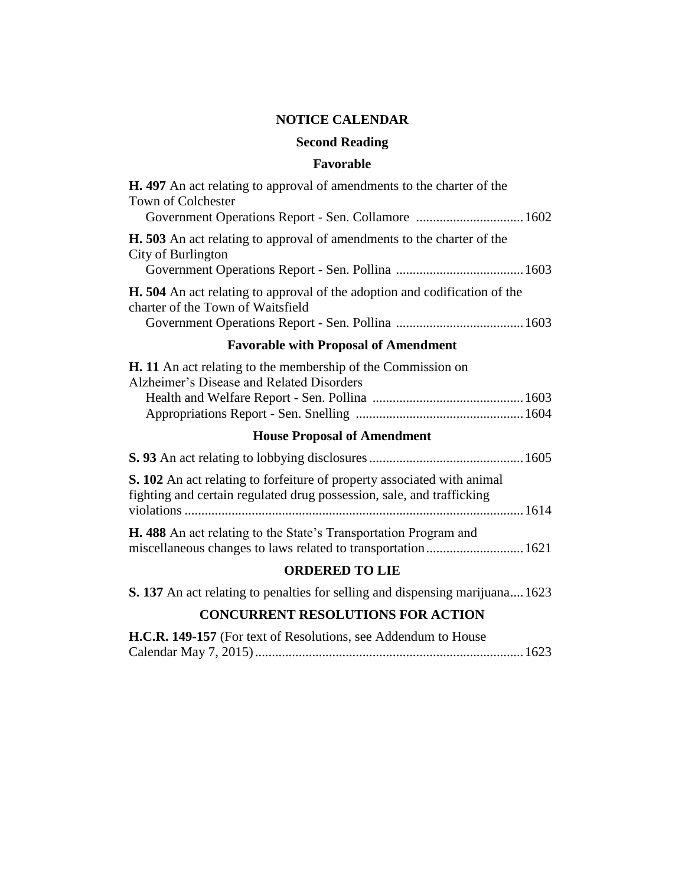## NOTICE CALENDAR

### Second Reading

### Favorable

**H. 497** An act relating to approval of amendments to the charter of the Town of Colchester
Government Operations Report - Sen. Collamore ................................ 1602

**H. 503** An act relating to approval of amendments to the charter of the City of Burlington
Government Operations Report - Sen. Pollina ...................................... 1603

**H. 504** An act relating to approval of the adoption and codification of the charter of the Town of Waitsfield
Government Operations Report - Sen. Pollina ...................................... 1603

### Favorable with Proposal of Amendment

**H. 11** An act relating to the membership of the Commission on Alzheimer's Disease and Related Disorders
Health and Welfare Report - Sen. Pollina ............................................ 1603
Appropriations Report - Sen. Snelling ................................................. 1604

### House Proposal of Amendment

**S. 93** An act relating to lobbying disclosures ............................................. 1605

**S. 102** An act relating to forfeiture of property associated with animal fighting and certain regulated drug possession, sale, and trafficking violations .................................................................................................... 1614

**H. 488** An act relating to the State's Transportation Program and miscellaneous changes to laws related to transportation ............................ 1621

### ORDERED TO LIE

**S. 137** An act relating to penalties for selling and dispensing marijuana .... 1623

### CONCURRENT RESOLUTIONS FOR ACTION

**H.C.R. 149-157** (For text of Resolutions, see Addendum to House Calendar May 7, 2015) ............................................................................... 1623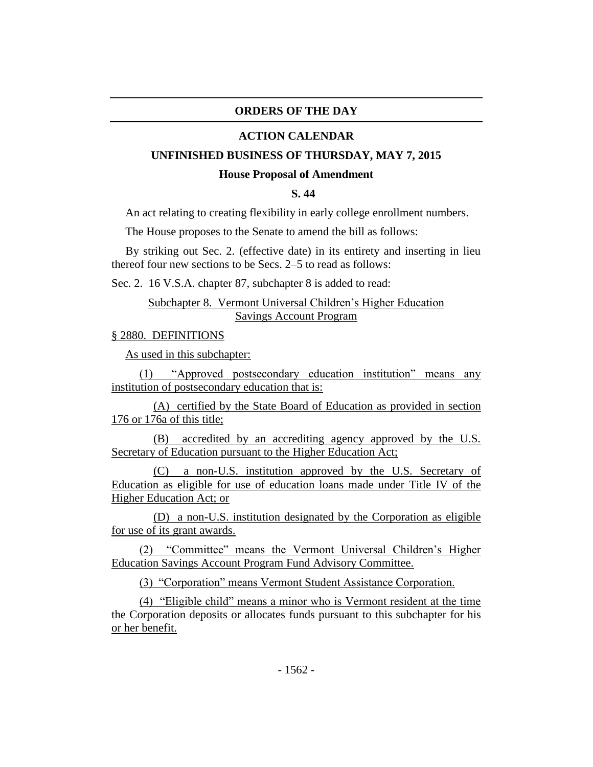## ORDERS OF THE DAY

### ACTION CALENDAR

### UNFINISHED BUSINESS OF THURSDAY, MAY 7, 2015

#### House Proposal of Amendment

#### S. 44

An act relating to creating flexibility in early college enrollment numbers.

The House proposes to the Senate to amend the bill as follows:

By striking out Sec. 2. (effective date) in its entirety and inserting in lieu thereof four new sections to be Secs. 2–5 to read as follows:

Sec. 2. 16 V.S.A. chapter 87, subchapter 8 is added to read:

Subchapter 8. Vermont Universal Children's Higher Education Savings Account Program

§ 2880. DEFINITIONS

As used in this subchapter:

(1) "Approved postsecondary education institution" means any institution of postsecondary education that is:

(A) certified by the State Board of Education as provided in section 176 or 176a of this title;

(B) accredited by an accrediting agency approved by the U.S. Secretary of Education pursuant to the Higher Education Act;

(C) a non-U.S. institution approved by the U.S. Secretary of Education as eligible for use of education loans made under Title IV of the Higher Education Act; or

(D) a non-U.S. institution designated by the Corporation as eligible for use of its grant awards.

(2) "Committee" means the Vermont Universal Children's Higher Education Savings Account Program Fund Advisory Committee.

(3) "Corporation" means Vermont Student Assistance Corporation.

(4) "Eligible child" means a minor who is Vermont resident at the time the Corporation deposits or allocates funds pursuant to this subchapter for his or her benefit.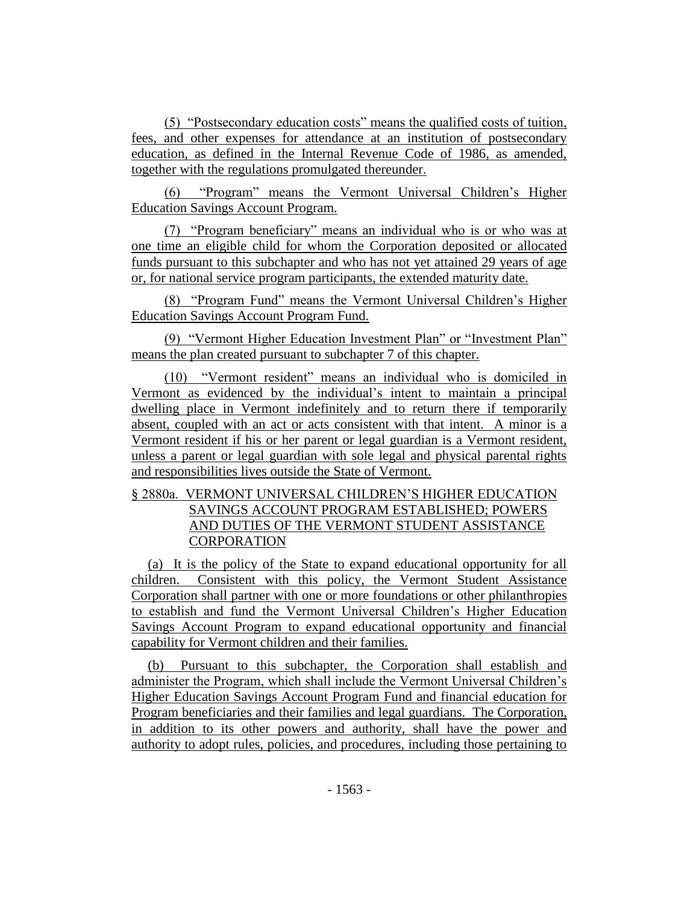(5) "Postsecondary education costs" means the qualified costs of tuition, fees, and other expenses for attendance at an institution of postsecondary education, as defined in the Internal Revenue Code of 1986, as amended, together with the regulations promulgated thereunder.

(6) "Program" means the Vermont Universal Children's Higher Education Savings Account Program.

(7) "Program beneficiary" means an individual who is or who was at one time an eligible child for whom the Corporation deposited or allocated funds pursuant to this subchapter and who has not yet attained 29 years of age or, for national service program participants, the extended maturity date.

(8) "Program Fund" means the Vermont Universal Children's Higher Education Savings Account Program Fund.

(9) "Vermont Higher Education Investment Plan" or "Investment Plan" means the plan created pursuant to subchapter 7 of this chapter.

(10) "Vermont resident" means an individual who is domiciled in Vermont as evidenced by the individual's intent to maintain a principal dwelling place in Vermont indefinitely and to return there if temporarily absent, coupled with an act or acts consistent with that intent. A minor is a Vermont resident if his or her parent or legal guardian is a Vermont resident, unless a parent or legal guardian with sole legal and physical parental rights and responsibilities lives outside the State of Vermont.

§ 2880a. VERMONT UNIVERSAL CHILDREN'S HIGHER EDUCATION SAVINGS ACCOUNT PROGRAM ESTABLISHED; POWERS AND DUTIES OF THE VERMONT STUDENT ASSISTANCE CORPORATION

(a) It is the policy of the State to expand educational opportunity for all children. Consistent with this policy, the Vermont Student Assistance Corporation shall partner with one or more foundations or other philanthropies to establish and fund the Vermont Universal Children's Higher Education Savings Account Program to expand educational opportunity and financial capability for Vermont children and their families.

(b) Pursuant to this subchapter, the Corporation shall establish and administer the Program, which shall include the Vermont Universal Children's Higher Education Savings Account Program Fund and financial education for Program beneficiaries and their families and legal guardians. The Corporation, in addition to its other powers and authority, shall have the power and authority to adopt rules, policies, and procedures, including those pertaining to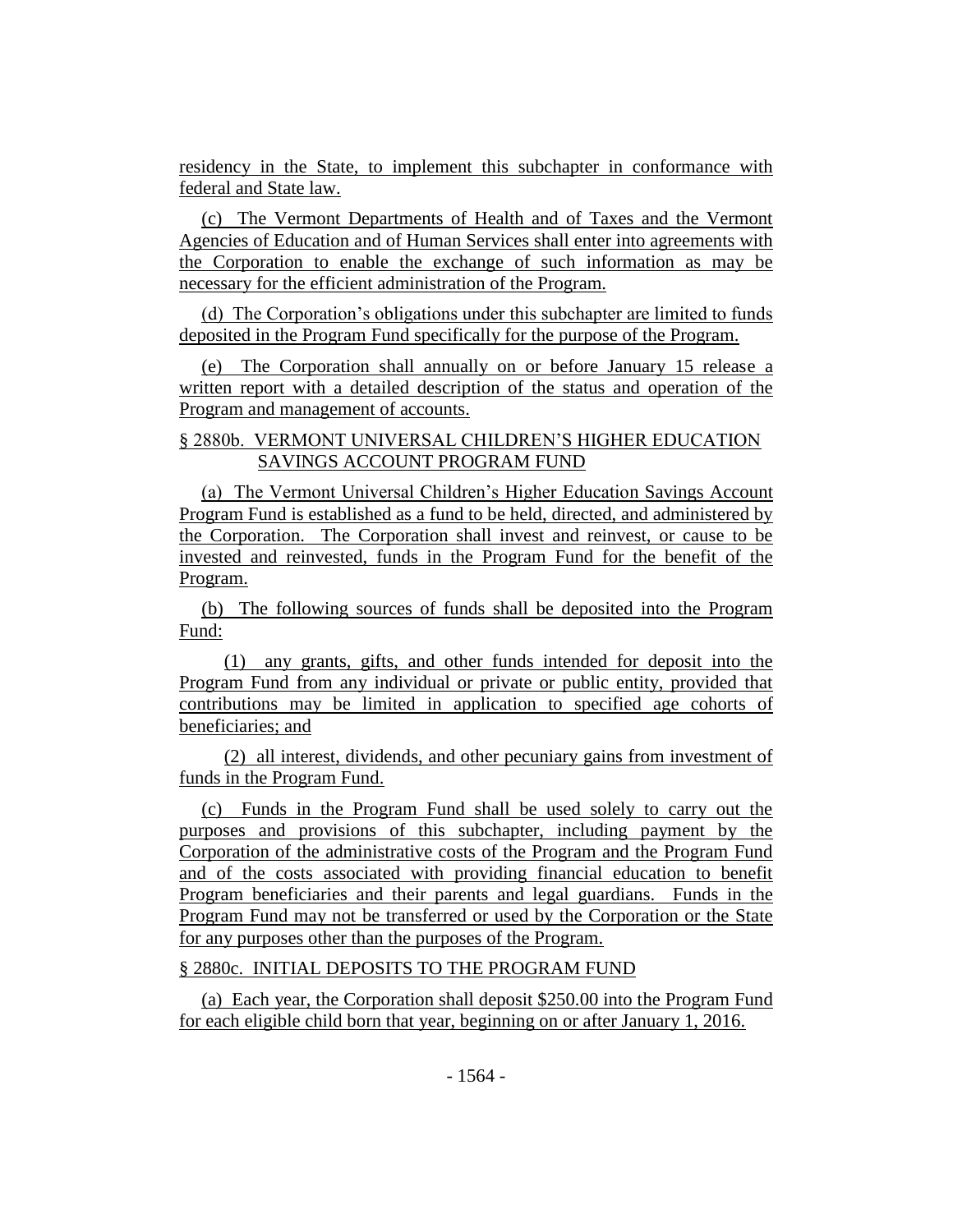residency in the State, to implement this subchapter in conformance with federal and State law.

(c) The Vermont Departments of Health and of Taxes and the Vermont Agencies of Education and of Human Services shall enter into agreements with the Corporation to enable the exchange of such information as may be necessary for the efficient administration of the Program.

(d) The Corporation's obligations under this subchapter are limited to funds deposited in the Program Fund specifically for the purpose of the Program.

(e) The Corporation shall annually on or before January 15 release a written report with a detailed description of the status and operation of the Program and management of accounts.

§ 2880b. VERMONT UNIVERSAL CHILDREN'S HIGHER EDUCATION SAVINGS ACCOUNT PROGRAM FUND

(a) The Vermont Universal Children's Higher Education Savings Account Program Fund is established as a fund to be held, directed, and administered by the Corporation. The Corporation shall invest and reinvest, or cause to be invested and reinvested, funds in the Program Fund for the benefit of the Program.

(b) The following sources of funds shall be deposited into the Program Fund:

(1) any grants, gifts, and other funds intended for deposit into the Program Fund from any individual or private or public entity, provided that contributions may be limited in application to specified age cohorts of beneficiaries; and

(2) all interest, dividends, and other pecuniary gains from investment of funds in the Program Fund.

(c) Funds in the Program Fund shall be used solely to carry out the purposes and provisions of this subchapter, including payment by the Corporation of the administrative costs of the Program and the Program Fund and of the costs associated with providing financial education to benefit Program beneficiaries and their parents and legal guardians. Funds in the Program Fund may not be transferred or used by the Corporation or the State for any purposes other than the purposes of the Program.

§ 2880c. INITIAL DEPOSITS TO THE PROGRAM FUND

(a) Each year, the Corporation shall deposit $250.00 into the Program Fund for each eligible child born that year, beginning on or after January 1, 2016.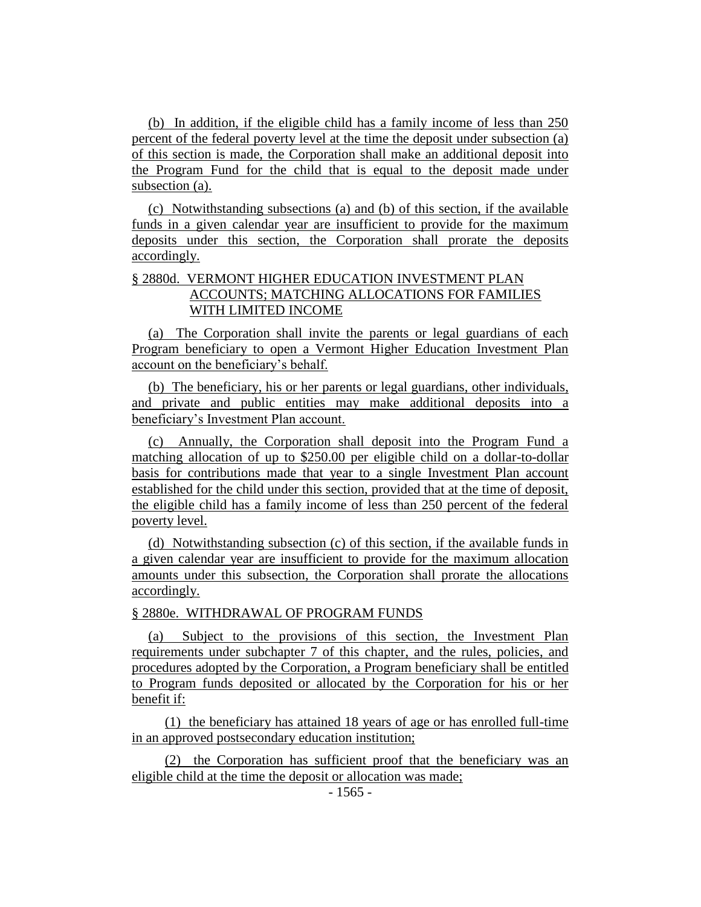(b) In addition, if the eligible child has a family income of less than 250 percent of the federal poverty level at the time the deposit under subsection (a) of this section is made, the Corporation shall make an additional deposit into the Program Fund for the child that is equal to the deposit made under subsection (a).

(c) Notwithstanding subsections (a) and (b) of this section, if the available funds in a given calendar year are insufficient to provide for the maximum deposits under this section, the Corporation shall prorate the deposits accordingly.

§ 2880d. VERMONT HIGHER EDUCATION INVESTMENT PLAN ACCOUNTS; MATCHING ALLOCATIONS FOR FAMILIES WITH LIMITED INCOME

(a) The Corporation shall invite the parents or legal guardians of each Program beneficiary to open a Vermont Higher Education Investment Plan account on the beneficiary's behalf.

(b) The beneficiary, his or her parents or legal guardians, other individuals, and private and public entities may make additional deposits into a beneficiary's Investment Plan account.

(c) Annually, the Corporation shall deposit into the Program Fund a matching allocation of up to $250.00 per eligible child on a dollar-to-dollar basis for contributions made that year to a single Investment Plan account established for the child under this section, provided that at the time of deposit, the eligible child has a family income of less than 250 percent of the federal poverty level.

(d) Notwithstanding subsection (c) of this section, if the available funds in a given calendar year are insufficient to provide for the maximum allocation amounts under this subsection, the Corporation shall prorate the allocations accordingly.

§ 2880e. WITHDRAWAL OF PROGRAM FUNDS

(a) Subject to the provisions of this section, the Investment Plan requirements under subchapter 7 of this chapter, and the rules, policies, and procedures adopted by the Corporation, a Program beneficiary shall be entitled to Program funds deposited or allocated by the Corporation for his or her benefit if:

(1) the beneficiary has attained 18 years of age or has enrolled full-time in an approved postsecondary education institution;

(2) the Corporation has sufficient proof that the beneficiary was an eligible child at the time the deposit or allocation was made;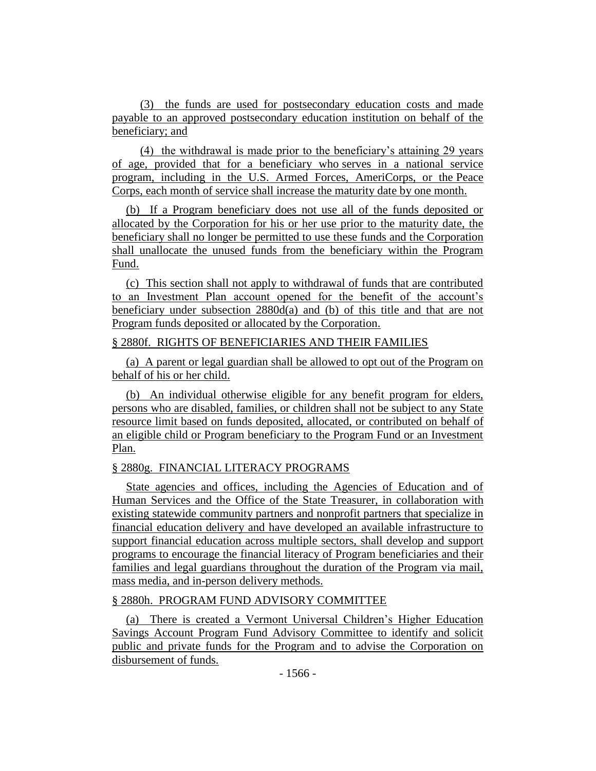(3) the funds are used for postsecondary education costs and made payable to an approved postsecondary education institution on behalf of the beneficiary; and

(4) the withdrawal is made prior to the beneficiary's attaining 29 years of age, provided that for a beneficiary who serves in a national service program, including in the U.S. Armed Forces, AmeriCorps, or the Peace Corps, each month of service shall increase the maturity date by one month.

(b) If a Program beneficiary does not use all of the funds deposited or allocated by the Corporation for his or her use prior to the maturity date, the beneficiary shall no longer be permitted to use these funds and the Corporation shall unallocate the unused funds from the beneficiary within the Program Fund.

(c) This section shall not apply to withdrawal of funds that are contributed to an Investment Plan account opened for the benefit of the account's beneficiary under subsection 2880d(a) and (b) of this title and that are not Program funds deposited or allocated by the Corporation.

§ 2880f. RIGHTS OF BENEFICIARIES AND THEIR FAMILIES

(a) A parent or legal guardian shall be allowed to opt out of the Program on behalf of his or her child.

(b) An individual otherwise eligible for any benefit program for elders, persons who are disabled, families, or children shall not be subject to any State resource limit based on funds deposited, allocated, or contributed on behalf of an eligible child or Program beneficiary to the Program Fund or an Investment Plan.

§ 2880g. FINANCIAL LITERACY PROGRAMS

State agencies and offices, including the Agencies of Education and of Human Services and the Office of the State Treasurer, in collaboration with existing statewide community partners and nonprofit partners that specialize in financial education delivery and have developed an available infrastructure to support financial education across multiple sectors, shall develop and support programs to encourage the financial literacy of Program beneficiaries and their families and legal guardians throughout the duration of the Program via mail, mass media, and in-person delivery methods.

§ 2880h. PROGRAM FUND ADVISORY COMMITTEE

(a) There is created a Vermont Universal Children's Higher Education Savings Account Program Fund Advisory Committee to identify and solicit public and private funds for the Program and to advise the Corporation on disbursement of funds.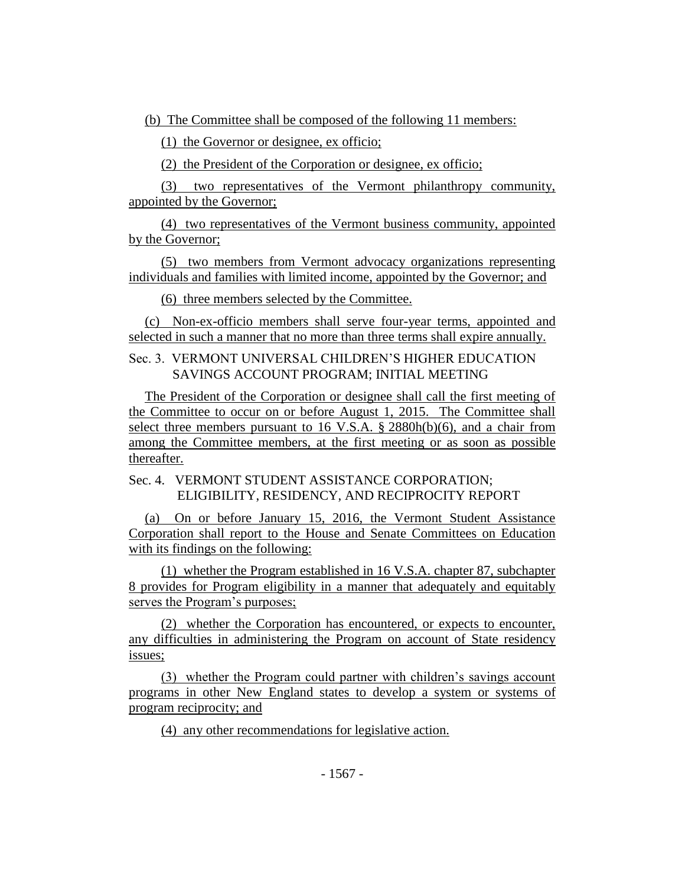(b) The Committee shall be composed of the following 11 members:

(1) the Governor or designee, ex officio;

(2) the President of the Corporation or designee, ex officio;

(3) two representatives of the Vermont philanthropy community, appointed by the Governor;

(4) two representatives of the Vermont business community, appointed by the Governor;

(5) two members from Vermont advocacy organizations representing individuals and families with limited income, appointed by the Governor; and

(6) three members selected by the Committee.

(c) Non-ex-officio members shall serve four-year terms, appointed and selected in such a manner that no more than three terms shall expire annually.

Sec. 3. VERMONT UNIVERSAL CHILDREN'S HIGHER EDUCATION SAVINGS ACCOUNT PROGRAM; INITIAL MEETING

The President of the Corporation or designee shall call the first meeting of the Committee to occur on or before August 1, 2015. The Committee shall select three members pursuant to 16 V.S.A. § 2880h(b)(6), and a chair from among the Committee members, at the first meeting or as soon as possible thereafter.

Sec. 4. VERMONT STUDENT ASSISTANCE CORPORATION; ELIGIBILITY, RESIDENCY, AND RECIPROCITY REPORT

(a) On or before January 15, 2016, the Vermont Student Assistance Corporation shall report to the House and Senate Committees on Education with its findings on the following:

(1) whether the Program established in 16 V.S.A. chapter 87, subchapter 8 provides for Program eligibility in a manner that adequately and equitably serves the Program's purposes;

(2) whether the Corporation has encountered, or expects to encounter, any difficulties in administering the Program on account of State residency issues;

(3) whether the Program could partner with children's savings account programs in other New England states to develop a system or systems of program reciprocity; and

(4) any other recommendations for legislative action.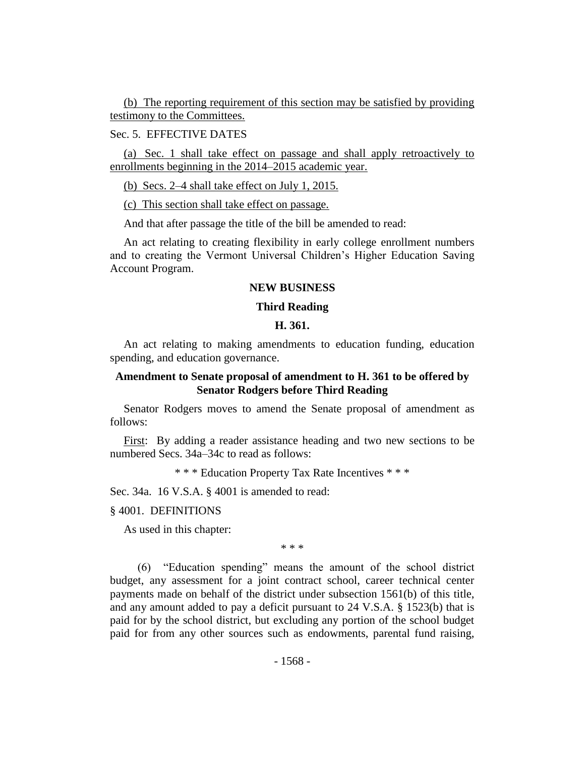(b) The reporting requirement of this section may be satisfied by providing testimony to the Committees.

Sec. 5. EFFECTIVE DATES

(a) Sec. 1 shall take effect on passage and shall apply retroactively to enrollments beginning in the 2014–2015 academic year.

(b) Secs. 2–4 shall take effect on July 1, 2015.

(c) This section shall take effect on passage.

And that after passage the title of the bill be amended to read:

An act relating to creating flexibility in early college enrollment numbers and to creating the Vermont Universal Children's Higher Education Saving Account Program.

**NEW BUSINESS**

**Third Reading**

**H. 361.**

An act relating to making amendments to education funding, education spending, and education governance.

**Amendment to Senate proposal of amendment to H. 361 to be offered by Senator Rodgers before Third Reading**

Senator Rodgers moves to amend the Senate proposal of amendment as follows:

First: By adding a reader assistance heading and two new sections to be numbered Secs. 34a–34c to read as follows:

* * * Education Property Tax Rate Incentives * * *

Sec. 34a. 16 V.S.A. § 4001 is amended to read:

§ 4001. DEFINITIONS

As used in this chapter:

* * *

(6) "Education spending" means the amount of the school district budget, any assessment for a joint contract school, career technical center payments made on behalf of the district under subsection 1561(b) of this title, and any amount added to pay a deficit pursuant to 24 V.S.A. § 1523(b) that is paid for by the school district, but excluding any portion of the school budget paid for from any other sources such as endowments, parental fund raising,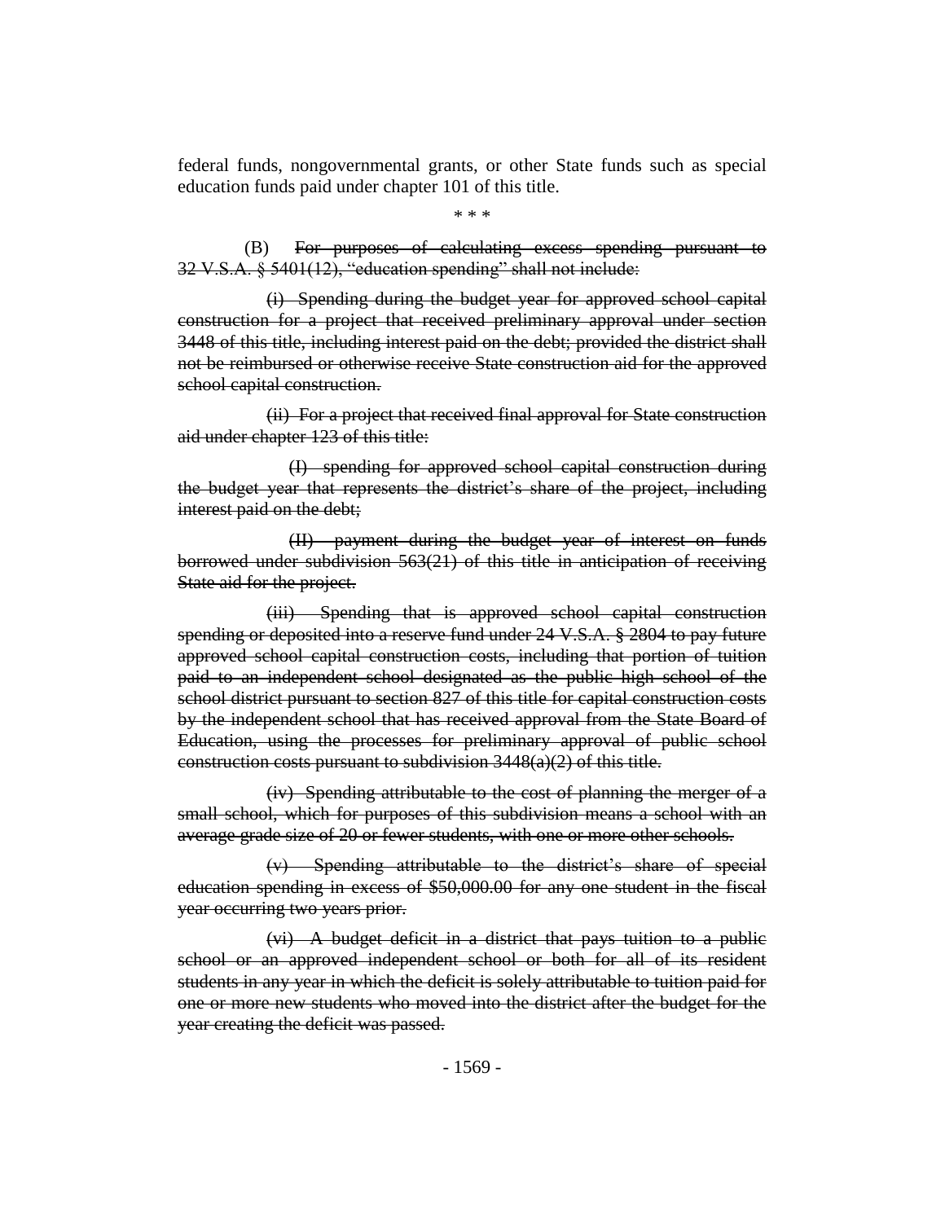federal funds, nongovernmental grants, or other State funds such as special education funds paid under chapter 101 of this title.

\* \* \*

(B) ~~For purposes of calculating excess spending pursuant to 32 V.S.A. § 5401(12), "education spending" shall not include:~~

~~(i) Spending during the budget year for approved school capital construction for a project that received preliminary approval under section 3448 of this title, including interest paid on the debt; provided the district shall not be reimbursed or otherwise receive State construction aid for the approved school capital construction.~~

~~(ii) For a project that received final approval for State construction aid under chapter 123 of this title:~~

~~(I) spending for approved school capital construction during the budget year that represents the district's share of the project, including interest paid on the debt;~~

~~(II) payment during the budget year of interest on funds borrowed under subdivision 563(21) of this title in anticipation of receiving State aid for the project.~~

~~(iii) Spending that is approved school capital construction spending or deposited into a reserve fund under 24 V.S.A. § 2804 to pay future approved school capital construction costs, including that portion of tuition paid to an independent school designated as the public high school of the school district pursuant to section 827 of this title for capital construction costs by the independent school that has received approval from the State Board of Education, using the processes for preliminary approval of public school construction costs pursuant to subdivision 3448(a)(2) of this title.~~

~~(iv) Spending attributable to the cost of planning the merger of a small school, which for purposes of this subdivision means a school with an average grade size of 20 or fewer students, with one or more other schools.~~

~~(v) Spending attributable to the district's share of special education spending in excess of $50,000.00 for any one student in the fiscal year occurring two years prior.~~

~~(vi) A budget deficit in a district that pays tuition to a public school or an approved independent school or both for all of its resident students in any year in which the deficit is solely attributable to tuition paid for one or more new students who moved into the district after the budget for the year creating the deficit was passed.~~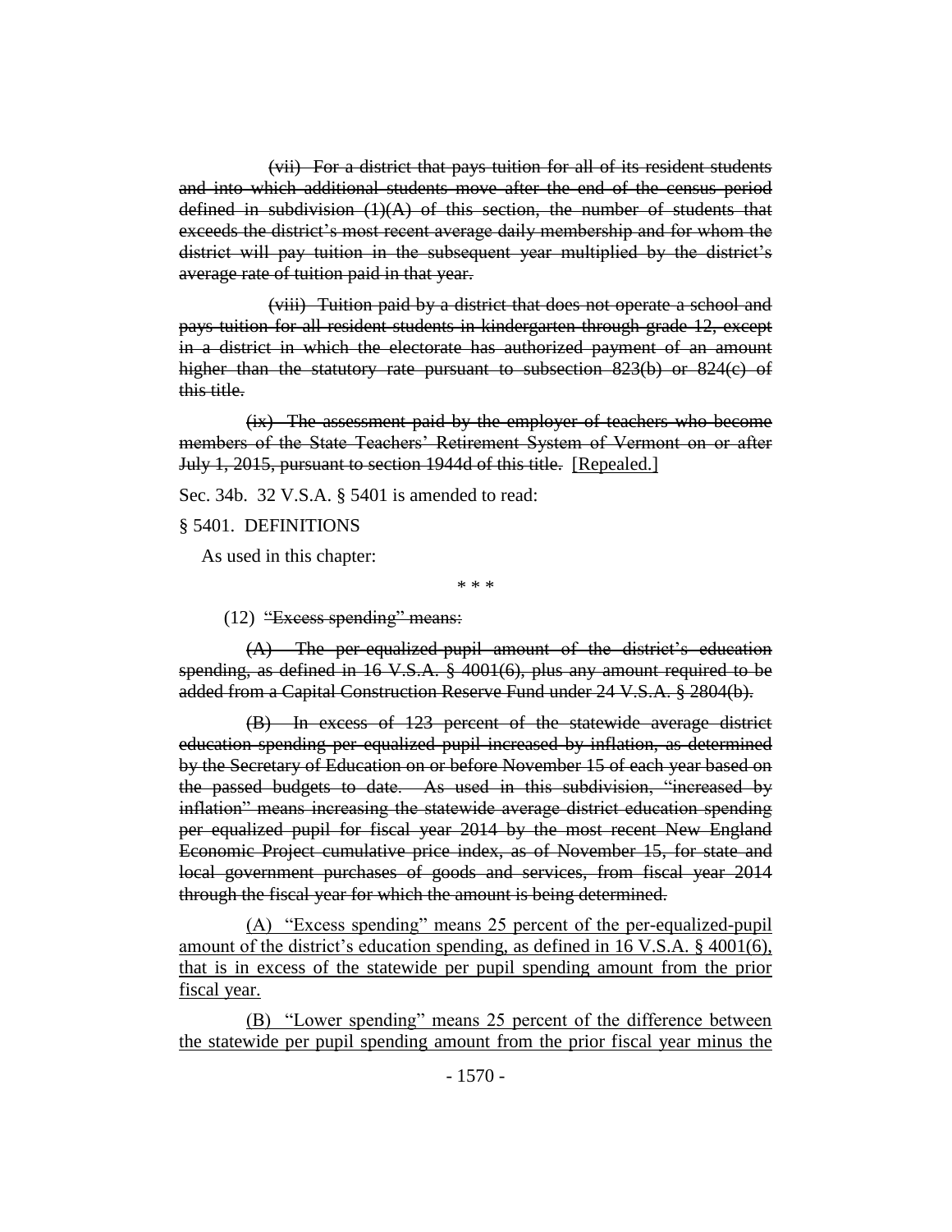~~(vii) For a district that pays tuition for all of its resident students and into which additional students move after the end of the census period defined in subdivision (1)(A) of this section, the number of students that exceeds the district's most recent average daily membership and for whom the district will pay tuition in the subsequent year multiplied by the district's average rate of tuition paid in that year.~~

~~(viii) Tuition paid by a district that does not operate a school and pays tuition for all resident students in kindergarten through grade 12, except in a district in which the electorate has authorized payment of an amount higher than the statutory rate pursuant to subsection 823(b) or 824(c) of this title.~~

~~(ix) The assessment paid by the employer of teachers who become members of the State Teachers' Retirement System of Vermont on or after July 1, 2015, pursuant to section 1944d of this title.~~ <u>[Repealed.]</u>

Sec. 34b. 32 V.S.A. § 5401 is amended to read:

§ 5401. DEFINITIONS

As used in this chapter:

\* \* \*

(12) ~~"Excess spending" means:~~

~~(A) The per-equalized-pupil amount of the district's education spending, as defined in 16 V.S.A. § 4001(6), plus any amount required to be added from a Capital Construction Reserve Fund under 24 V.S.A. § 2804(b).~~

~~(B) In excess of 123 percent of the statewide average district education spending per equalized pupil increased by inflation, as determined by the Secretary of Education on or before November 15 of each year based on the passed budgets to date. As used in this subdivision, "increased by inflation" means increasing the statewide average district education spending per equalized pupil for fiscal year 2014 by the most recent New England Economic Project cumulative price index, as of November 15, for state and local government purchases of goods and services, from fiscal year 2014 through the fiscal year for which the amount is being determined.~~

<u>(A) "Excess spending" means 25 percent of the per-equalized-pupil amount of the district's education spending, as defined in 16 V.S.A. § 4001(6), that is in excess of the statewide per pupil spending amount from the prior fiscal year.</u>

<u>(B) "Lower spending" means 25 percent of the difference between the statewide per pupil spending amount from the prior fiscal year minus the</u>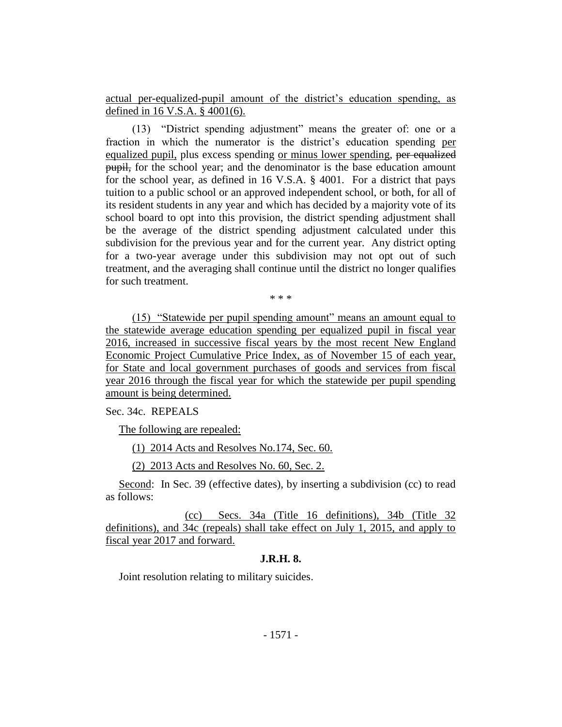actual per-equalized-pupil amount of the district's education spending, as defined in 16 V.S.A. § 4001(6).

(13) "District spending adjustment" means the greater of: one or a fraction in which the numerator is the district's education spending per equalized pupil, plus excess spending or minus lower spending, ~~per equalized pupil,~~ for the school year; and the denominator is the base education amount for the school year, as defined in 16 V.S.A. § 4001. For a district that pays tuition to a public school or an approved independent school, or both, for all of its resident students in any year and which has decided by a majority vote of its school board to opt into this provision, the district spending adjustment shall be the average of the district spending adjustment calculated under this subdivision for the previous year and for the current year. Any district opting for a two-year average under this subdivision may not opt out of such treatment, and the averaging shall continue until the district no longer qualifies for such treatment.

\* \* \*

(15) "Statewide per pupil spending amount" means an amount equal to the statewide average education spending per equalized pupil in fiscal year 2016, increased in successive fiscal years by the most recent New England Economic Project Cumulative Price Index, as of November 15 of each year, for State and local government purchases of goods and services from fiscal year 2016 through the fiscal year for which the statewide per pupil spending amount is being determined.

Sec. 34c. REPEALS

The following are repealed:

(1) 2014 Acts and Resolves No.174, Sec. 60.

(2) 2013 Acts and Resolves No. 60, Sec. 2.

Second: In Sec. 39 (effective dates), by inserting a subdivision (cc) to read as follows:

(cc) Secs. 34a (Title 16 definitions), 34b (Title 32 definitions), and 34c (repeals) shall take effect on July 1, 2015, and apply to fiscal year 2017 and forward.

**J.R.H. 8.**

Joint resolution relating to military suicides.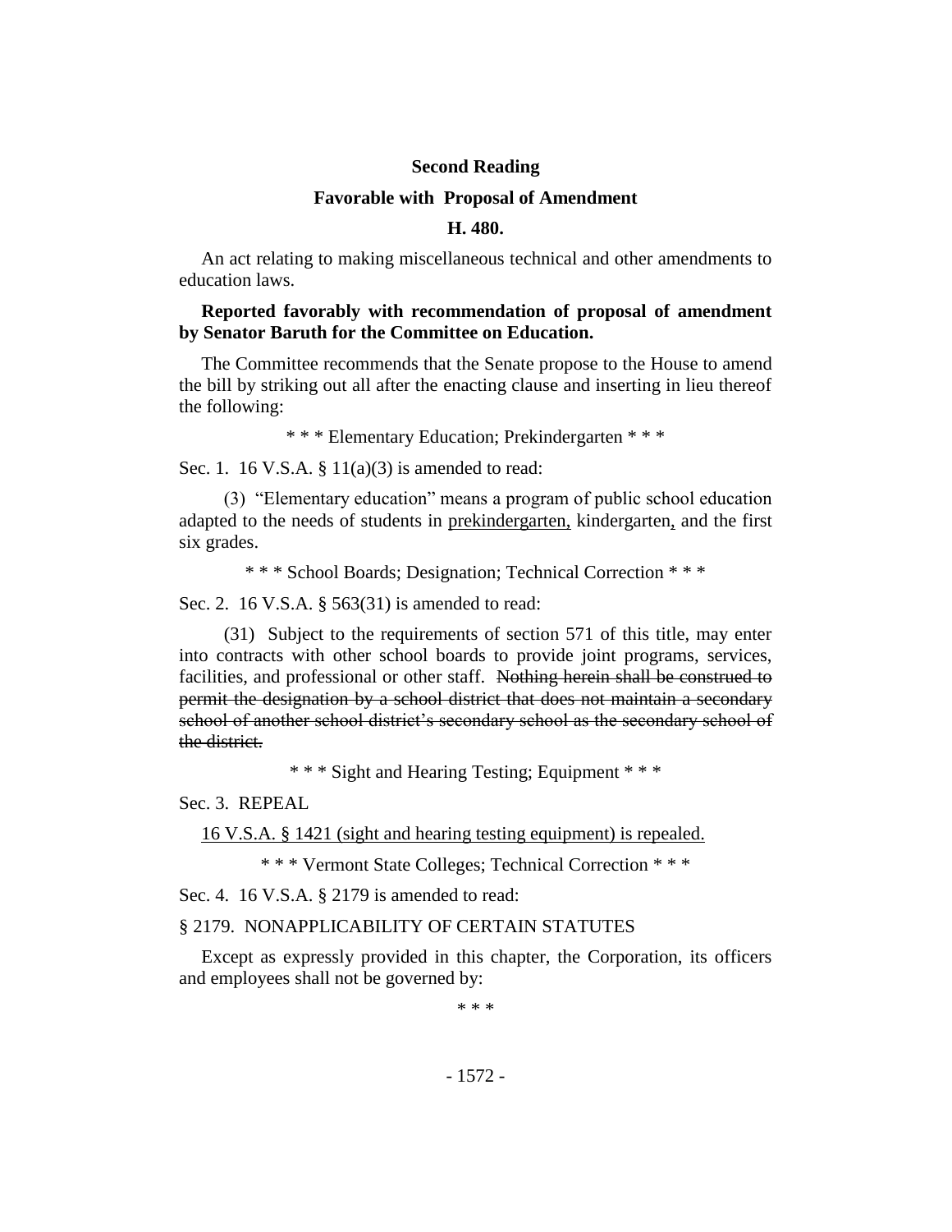**Second Reading**

**Favorable with Proposal of Amendment**

**H. 480.**

An act relating to making miscellaneous technical and other amendments to education laws.

**Reported favorably with recommendation of proposal of amendment by Senator Baruth for the Committee on Education.**

The Committee recommends that the Senate propose to the House to amend the bill by striking out all after the enacting clause and inserting in lieu thereof the following:

\* \* \* Elementary Education; Prekindergarten \* \* \*

Sec. 1. 16 V.S.A. § 11(a)(3) is amended to read:

(3) "Elementary education" means a program of public school education adapted to the needs of students in <u>prekindergarten,</u> kindergarten<u>,</u> and the first six grades.

\* \* \* School Boards; Designation; Technical Correction \* \* \*

Sec. 2. 16 V.S.A. § 563(31) is amended to read:

(31) Subject to the requirements of section 571 of this title, may enter into contracts with other school boards to provide joint programs, services, facilities, and professional or other staff. ~~Nothing herein shall be construed to permit the designation by a school district that does not maintain a secondary school of another school district's secondary school as the secondary school of the district.~~

\* \* \* Sight and Hearing Testing; Equipment \* \* \*

Sec. 3. REPEAL

<u>16 V.S.A. § 1421 (sight and hearing testing equipment) is repealed.</u>

\* \* \* Vermont State Colleges; Technical Correction \* \* \*

Sec. 4. 16 V.S.A. § 2179 is amended to read:

§ 2179. NONAPPLICABILITY OF CERTAIN STATUTES

Except as expressly provided in this chapter, the Corporation, its officers and employees shall not be governed by:

\* \* \*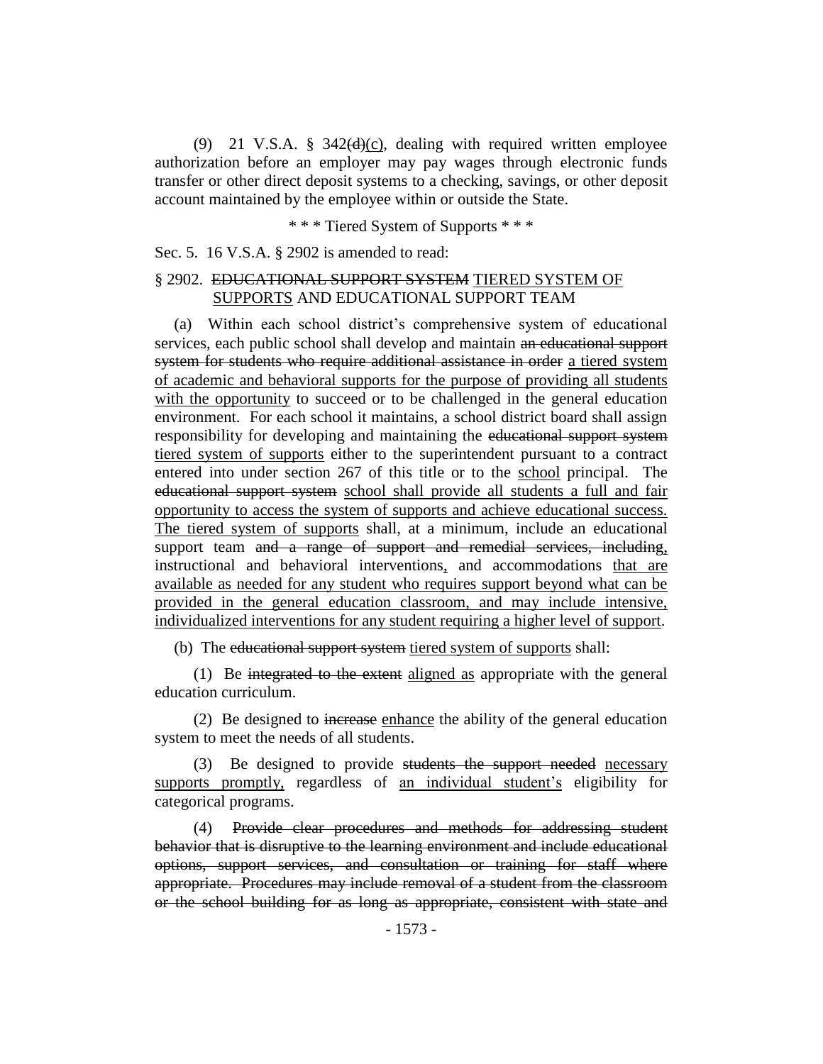(9) 21 V.S.A. § 342~~(d)~~(c), dealing with required written employee authorization before an employer may pay wages through electronic funds transfer or other direct deposit systems to a checking, savings, or other deposit account maintained by the employee within or outside the State.

\* \* \* Tiered System of Supports \* \* \*

Sec. 5. 16 V.S.A. § 2902 is amended to read:

§ 2902. ~~EDUCATIONAL SUPPORT SYSTEM~~ <u>TIERED SYSTEM OF SUPPORTS</u> AND EDUCATIONAL SUPPORT TEAM

(a) Within each school district's comprehensive system of educational services, each public school shall develop and maintain ~~an educational support system for students who require additional assistance in order~~ <u>a tiered system of academic and behavioral supports for the purpose of providing all students with the opportunity</u> to succeed or to be challenged in the general education environment. For each school it maintains, a school district board shall assign responsibility for developing and maintaining the ~~educational support system~~ <u>tiered system of supports</u> either to the superintendent pursuant to a contract entered into under section 267 of this title or to the <u>school</u> principal. The ~~educational support system~~ <u>school shall provide all students a full and fair opportunity to access the system of supports and achieve educational success. The tiered system of supports</u> shall, at a minimum, include an educational support team ~~and a range of support and remedial services, including,~~ instructional and behavioral interventions<u>,</u> and accommodations <u>that are available as needed for any student who requires support beyond what can be provided in the general education classroom, and may include intensive, individualized interventions for any student requiring a higher level of support</u>.

(b) The ~~educational support system~~ <u>tiered system of supports</u> shall:

(1) Be ~~integrated to the extent~~ <u>aligned as</u> appropriate with the general education curriculum.

(2) Be designed to ~~increase~~ <u>enhance</u> the ability of the general education system to meet the needs of all students.

(3) Be designed to provide ~~students the support needed~~ <u>necessary supports promptly,</u> regardless of <u>an individual student's</u> eligibility for categorical programs.

(4) ~~Provide clear procedures and methods for addressing student behavior that is disruptive to the learning environment and include educational options, support services, and consultation or training for staff where appropriate. Procedures may include removal of a student from the classroom or the school building for as long as appropriate, consistent with state and~~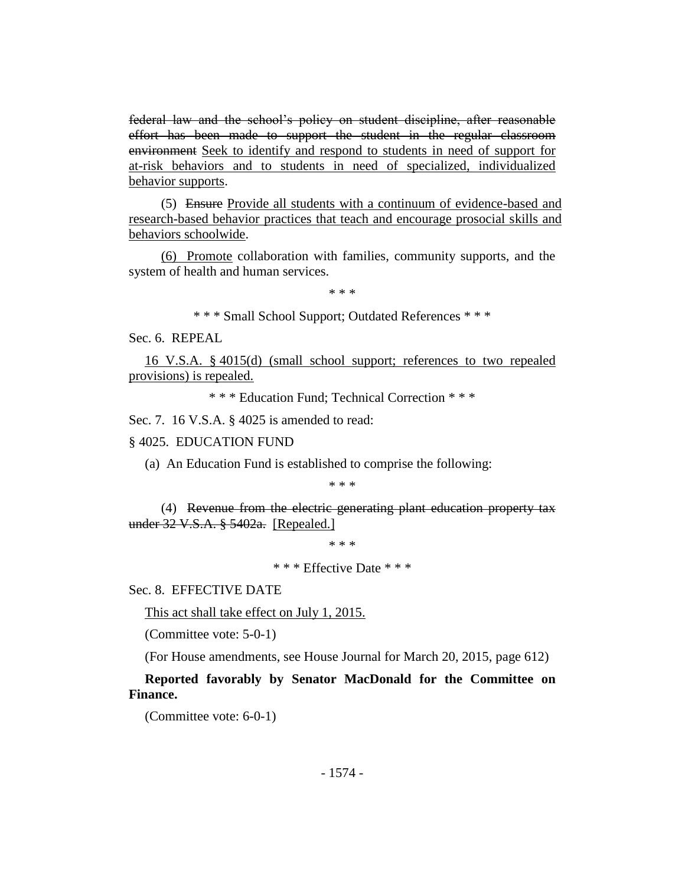~~federal law and the school's policy on student discipline, after reasonable effort has been made to support the student in the regular classroom environment~~ <u>Seek to identify and respond to students in need of support for at-risk behaviors and to students in need of specialized, individualized behavior supports</u>.

(5) ~~Ensure~~ <u>Provide all students with a continuum of evidence-based and research-based behavior practices that teach and encourage prosocial skills and behaviors schoolwide</u>.

<u>(6) Promote</u> collaboration with families, community supports, and the system of health and human services.

\* \* \*

\* \* \* Small School Support; Outdated References \* \* \*

Sec. 6. REPEAL

<u>16 V.S.A. § 4015(d) (small school support; references to two repealed provisions) is repealed.</u>

\* \* \* Education Fund; Technical Correction \* \* \*

Sec. 7. 16 V.S.A. § 4025 is amended to read:

§ 4025. EDUCATION FUND

(a) An Education Fund is established to comprise the following:

\* \* \*

(4) ~~Revenue from the electric generating plant education property tax under 32 V.S.A. § 5402a.~~ [Repealed.]

\* \* \*

\* \* \* Effective Date \* \* \*

Sec. 8. EFFECTIVE DATE

<u>This act shall take effect on July 1, 2015.</u>

(Committee vote: 5-0-1)

(For House amendments, see House Journal for March 20, 2015, page 612)

**Reported favorably by Senator MacDonald for the Committee on Finance.**

(Committee vote: 6-0-1)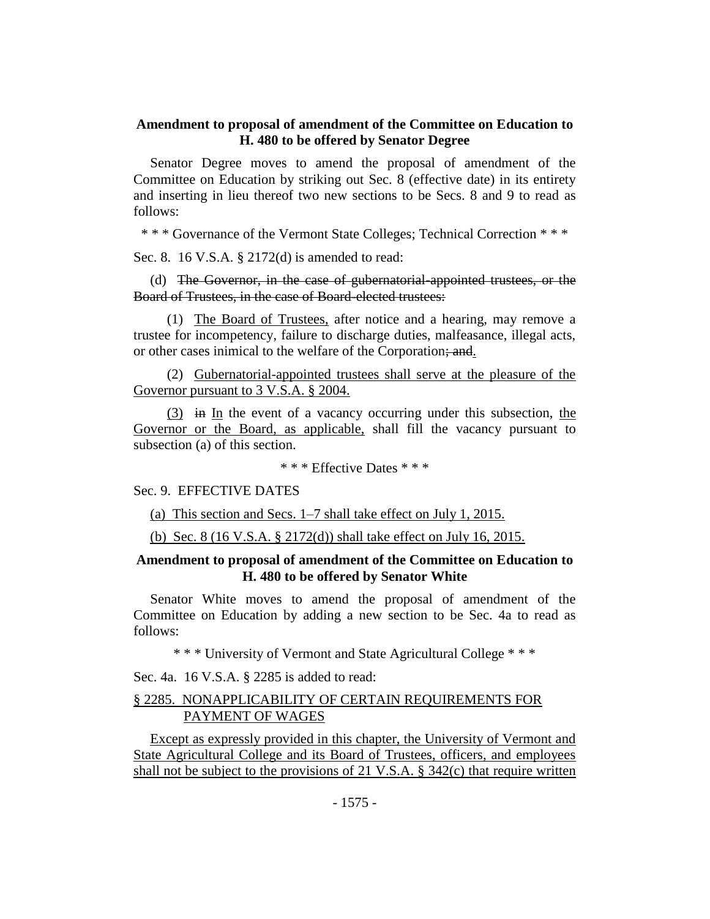**Amendment to proposal of amendment of the Committee on Education to H. 480 to be offered by Senator Degree**

Senator Degree moves to amend the proposal of amendment of the Committee on Education by striking out Sec. 8 (effective date) in its entirety and inserting in lieu thereof two new sections to be Secs. 8 and 9 to read as follows:

\* \* \* Governance of the Vermont State Colleges; Technical Correction \* \* \*

Sec. 8. 16 V.S.A. § 2172(d) is amended to read:

(d) ~~The Governor, in the case of gubernatorial-appointed trustees, or the Board of Trustees, in the case of Board-elected trustees:~~

(1) <u>The Board of Trustees,</u> after notice and a hearing, may remove a trustee for incompetency, failure to discharge duties, malfeasance, illegal acts, or other cases inimical to the welfare of the Corporation~~; and~~<u>.</u>

(2) <u>Gubernatorial-appointed trustees shall serve at the pleasure of the Governor pursuant to 3 V.S.A. § 2004.</u>

<u>(3)</u> ~~in~~ <u>In</u> the event of a vacancy occurring under this subsection, <u>the Governor or the Board, as applicable,</u> shall fill the vacancy pursuant to subsection (a) of this section.

\* \* \* Effective Dates \* \* \*

Sec. 9. EFFECTIVE DATES

<u>(a) This section and Secs. 1–7 shall take effect on July 1, 2015.</u>

<u>(b) Sec. 8 (16 V.S.A. § 2172(d)) shall take effect on July 16, 2015.</u>

**Amendment to proposal of amendment of the Committee on Education to H. 480 to be offered by Senator White**

Senator White moves to amend the proposal of amendment of the Committee on Education by adding a new section to be Sec. 4a to read as follows:

\* \* \* University of Vermont and State Agricultural College \* \* \*

Sec. 4a. 16 V.S.A. § 2285 is added to read:

<u>§ 2285. NONAPPLICABILITY OF CERTAIN REQUIREMENTS FOR PAYMENT OF WAGES</u>

<u>Except as expressly provided in this chapter, the University of Vermont and State Agricultural College and its Board of Trustees, officers, and employees shall not be subject to the provisions of 21 V.S.A. § 342(c) that require written</u>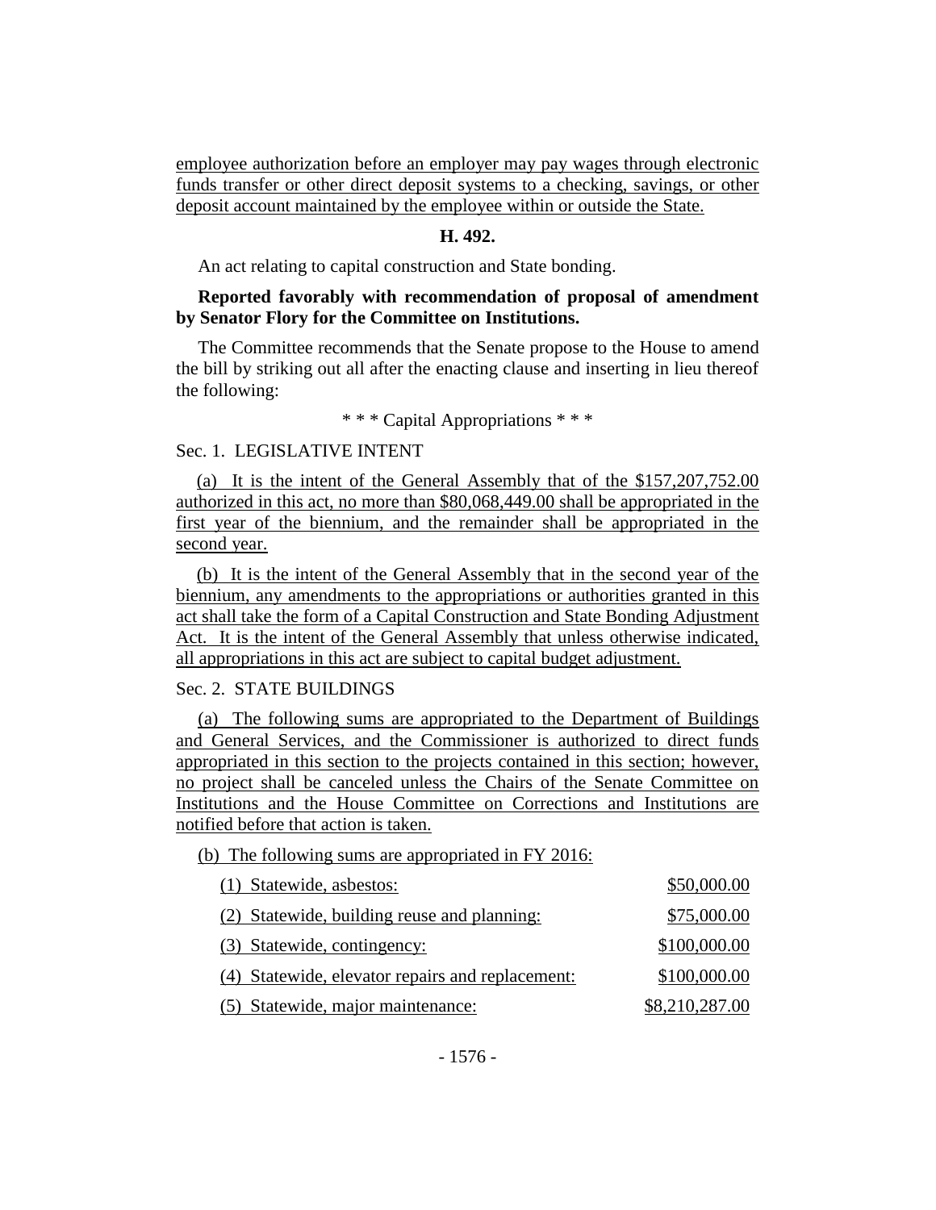employee authorization before an employer may pay wages through electronic funds transfer or other direct deposit systems to a checking, savings, or other deposit account maintained by the employee within or outside the State.

**H. 492.**

An act relating to capital construction and State bonding.

**Reported favorably with recommendation of proposal of amendment by Senator Flory for the Committee on Institutions.**

The Committee recommends that the Senate propose to the House to amend the bill by striking out all after the enacting clause and inserting in lieu thereof the following:

* * * Capital Appropriations * * *

Sec. 1. LEGISLATIVE INTENT

(a) It is the intent of the General Assembly that of the $157,207,752.00 authorized in this act, no more than $80,068,449.00 shall be appropriated in the first year of the biennium, and the remainder shall be appropriated in the second year.

(b) It is the intent of the General Assembly that in the second year of the biennium, any amendments to the appropriations or authorities granted in this act shall take the form of a Capital Construction and State Bonding Adjustment Act. It is the intent of the General Assembly that unless otherwise indicated, all appropriations in this act are subject to capital budget adjustment.

Sec. 2. STATE BUILDINGS

(a) The following sums are appropriated to the Department of Buildings and General Services, and the Commissioner is authorized to direct funds appropriated in this section to the projects contained in this section; however, no project shall be canceled unless the Chairs of the Senate Committee on Institutions and the House Committee on Corrections and Institutions are notified before that action is taken.

(b) The following sums are appropriated in FY 2016:

(1) Statewide, asbestos: $50,000.00

(2) Statewide, building reuse and planning: $75,000.00

(3) Statewide, contingency: $100,000.00

(4) Statewide, elevator repairs and replacement: $100,000.00

(5) Statewide, major maintenance: $8,210,287.00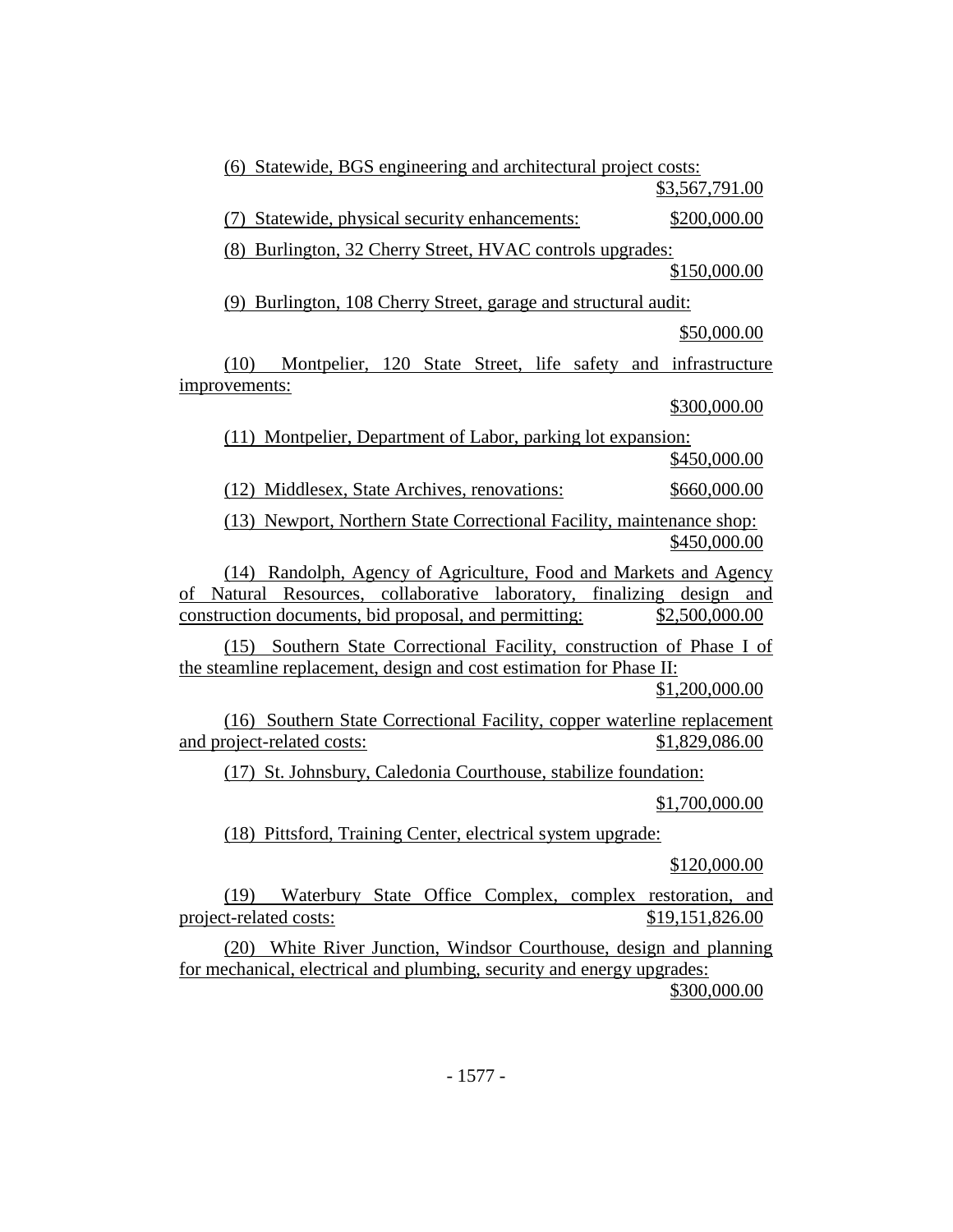(6) Statewide, BGS engineering and architectural project costs:
$3,567,791.00

(7) Statewide, physical security enhancements: $200,000.00

(8) Burlington, 32 Cherry Street, HVAC controls upgrades:
$150,000.00

(9) Burlington, 108 Cherry Street, garage and structural audit:
$50,000.00

(10) Montpelier, 120 State Street, life safety and infrastructure improvements:
$300,000.00

(11) Montpelier, Department of Labor, parking lot expansion:
$450,000.00

(12) Middlesex, State Archives, renovations: $660,000.00

(13) Newport, Northern State Correctional Facility, maintenance shop:
$450,000.00

(14) Randolph, Agency of Agriculture, Food and Markets and Agency of Natural Resources, collaborative laboratory, finalizing design and construction documents, bid proposal, and permitting: $2,500,000.00

(15) Southern State Correctional Facility, construction of Phase I of the steamline replacement, design and cost estimation for Phase II:
$1,200,000.00

(16) Southern State Correctional Facility, copper waterline replacement and project-related costs: $1,829,086.00

(17) St. Johnsbury, Caledonia Courthouse, stabilize foundation:
$1,700,000.00

(18) Pittsford, Training Center, electrical system upgrade:
$120,000.00

(19) Waterbury State Office Complex, complex restoration, and project-related costs: $19,151,826.00

(20) White River Junction, Windsor Courthouse, design and planning for mechanical, electrical and plumbing, security and energy upgrades:
$300,000.00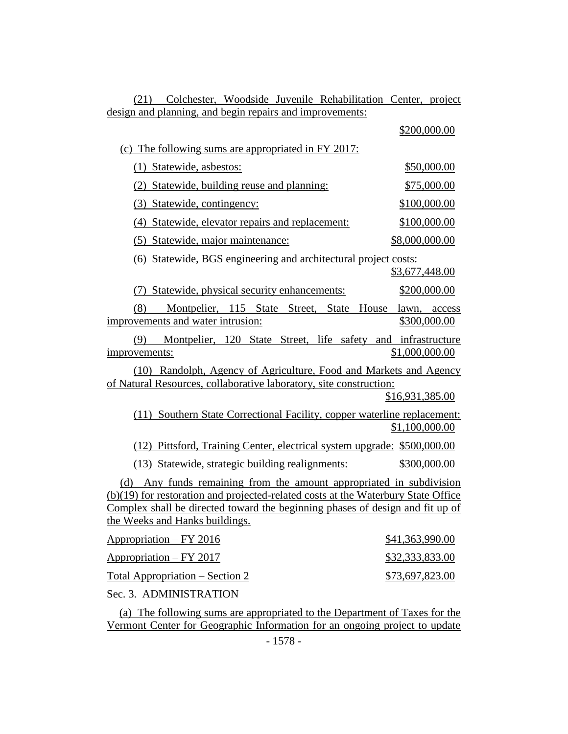(21) Colchester, Woodside Juvenile Rehabilitation Center, project design and planning, and begin repairs and improvements: $200,000.00

(c) The following sums are appropriated in FY 2017:

(1) Statewide, asbestos: $50,000.00

(2) Statewide, building reuse and planning: $75,000.00

(3) Statewide, contingency: $100,000.00

(4) Statewide, elevator repairs and replacement: $100,000.00

(5) Statewide, major maintenance: $8,000,000.00

(6) Statewide, BGS engineering and architectural project costs: $3,677,448.00

(7) Statewide, physical security enhancements: $200,000.00

(8) Montpelier, 115 State Street, State House lawn, access improvements and water intrusion: $300,000.00

(9) Montpelier, 120 State Street, life safety and infrastructure improvements: $1,000,000.00

(10) Randolph, Agency of Agriculture, Food and Markets and Agency of Natural Resources, collaborative laboratory, site construction: $16,931,385.00

(11) Southern State Correctional Facility, copper waterline replacement: $1,100,000.00

(12) Pittsford, Training Center, electrical system upgrade: $500,000.00

(13) Statewide, strategic building realignments: $300,000.00

(d) Any funds remaining from the amount appropriated in subdivision (b)(19) for restoration and projected-related costs at the Waterbury State Office Complex shall be directed toward the beginning phases of design and fit up of the Weeks and Hanks buildings.

| | |
|---|---|
| Appropriation – FY 2016 | $41,363,990.00 |
| Appropriation – FY 2017 | $32,333,833.00 |
| Total Appropriation – Section 2 | $73,697,823.00 |

Sec. 3. ADMINISTRATION

(a) The following sums are appropriated to the Department of Taxes for the Vermont Center for Geographic Information for an ongoing project to update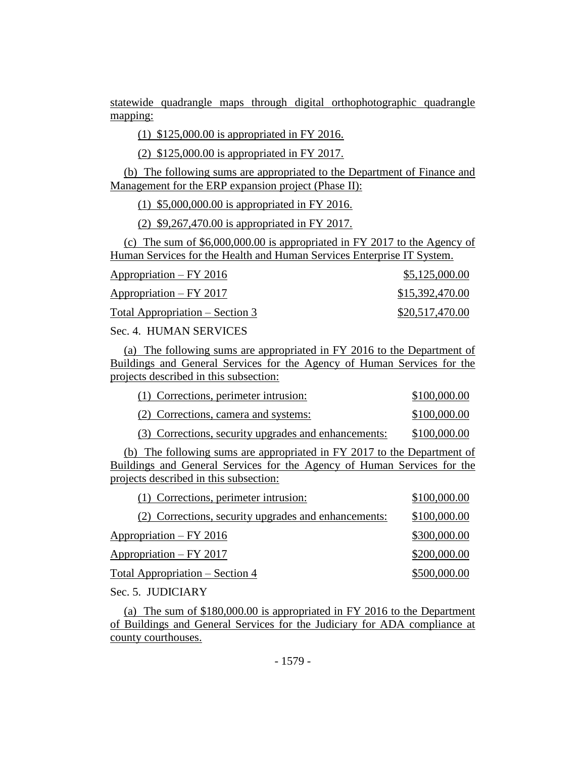statewide quadrangle maps through digital orthophotographic quadrangle mapping:

(1) $125,000.00 is appropriated in FY 2016.

(2) $125,000.00 is appropriated in FY 2017.

(b) The following sums are appropriated to the Department of Finance and Management for the ERP expansion project (Phase II):

(1) $5,000,000.00 is appropriated in FY 2016.

(2) $9,267,470.00 is appropriated in FY 2017.

(c) The sum of $6,000,000.00 is appropriated in FY 2017 to the Agency of Human Services for the Health and Human Services Enterprise IT System.

| | |
|---|---|
| Appropriation – FY 2016 | $5,125,000.00 |
| Appropriation – FY 2017 | $15,392,470.00 |
| Total Appropriation – Section 3 | $20,517,470.00 |

Sec. 4. HUMAN SERVICES

(a) The following sums are appropriated in FY 2016 to the Department of Buildings and General Services for the Agency of Human Services for the projects described in this subsection:

| | |
|---|---|
| (1) Corrections, perimeter intrusion: | $100,000.00 |
| (2) Corrections, camera and systems: | $100,000.00 |
| (3) Corrections, security upgrades and enhancements: | $100,000.00 |

(b) The following sums are appropriated in FY 2017 to the Department of Buildings and General Services for the Agency of Human Services for the projects described in this subsection:

| | |
|---|---|
| (1) Corrections, perimeter intrusion: | $100,000.00 |
| (2) Corrections, security upgrades and enhancements: | $100,000.00 |
| Appropriation – FY 2016 | $300,000.00 |
| Appropriation – FY 2017 | $200,000.00 |
| Total Appropriation – Section 4 | $500,000.00 |

Sec. 5. JUDICIARY

(a) The sum of $180,000.00 is appropriated in FY 2016 to the Department of Buildings and General Services for the Judiciary for ADA compliance at county courthouses.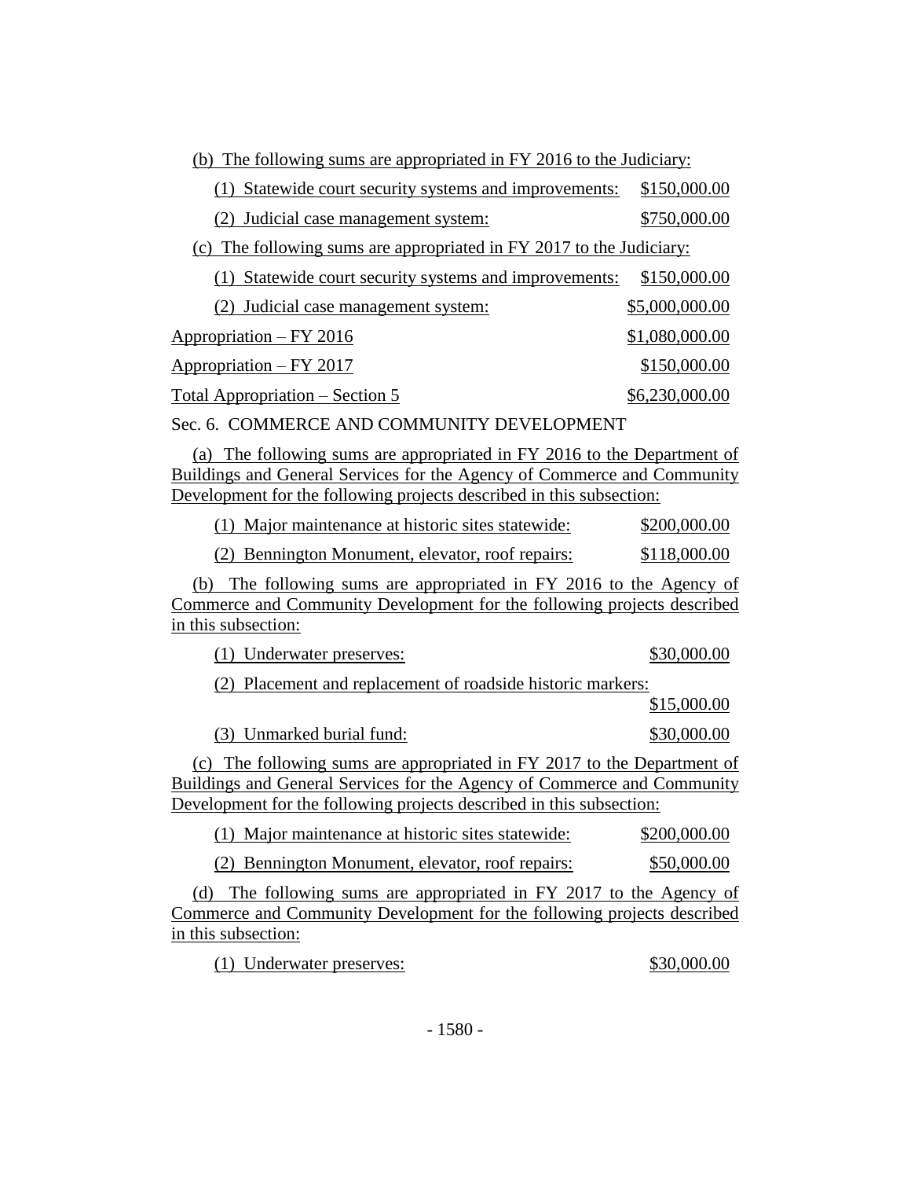(b) The following sums are appropriated in FY 2016 to the Judiciary:

(1) Statewide court security systems and improvements: $150,000.00

(2) Judicial case management system: $750,000.00

(c) The following sums are appropriated in FY 2017 to the Judiciary:

(1) Statewide court security systems and improvements: $150,000.00

(2) Judicial case management system: $5,000,000.00

Appropriation – FY 2016 $1,080,000.00

Appropriation – FY 2017 $150,000.00

Total Appropriation – Section 5 $6,230,000.00

Sec. 6. COMMERCE AND COMMUNITY DEVELOPMENT

(a) The following sums are appropriated in FY 2016 to the Department of Buildings and General Services for the Agency of Commerce and Community Development for the following projects described in this subsection:

(1) Major maintenance at historic sites statewide: $200,000.00

(2) Bennington Monument, elevator, roof repairs: $118,000.00

(b) The following sums are appropriated in FY 2016 to the Agency of Commerce and Community Development for the following projects described in this subsection:

(1) Underwater preserves: $30,000.00

(2) Placement and replacement of roadside historic markers: $15,000.00

(3) Unmarked burial fund: $30,000.00

(c) The following sums are appropriated in FY 2017 to the Department of Buildings and General Services for the Agency of Commerce and Community Development for the following projects described in this subsection:

(1) Major maintenance at historic sites statewide: $200,000.00

(2) Bennington Monument, elevator, roof repairs: $50,000.00

(d) The following sums are appropriated in FY 2017 to the Agency of Commerce and Community Development for the following projects described in this subsection:

(1) Underwater preserves: $30,000.00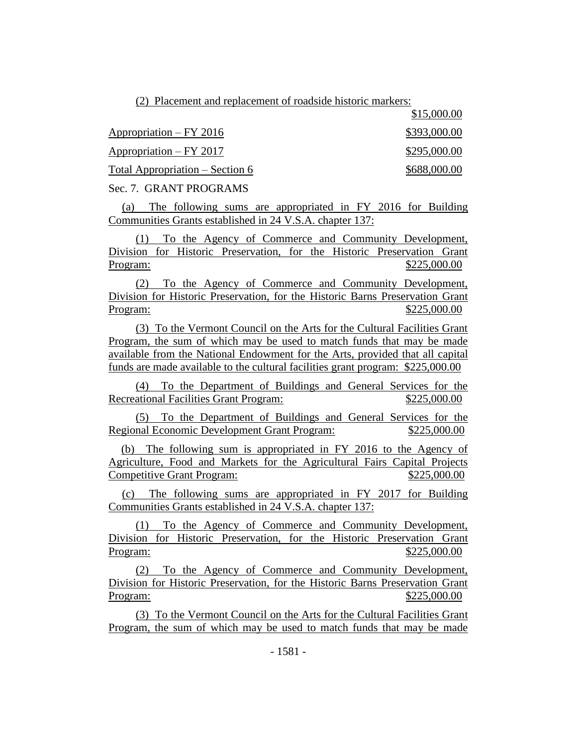(2) Placement and replacement of roadside historic markers: $15,000.00

Appropriation – FY 2016 $393,000.00

Appropriation – FY 2017 $295,000.00

Total Appropriation – Section 6 $688,000.00

Sec. 7. GRANT PROGRAMS

(a) The following sums are appropriated in FY 2016 for Building Communities Grants established in 24 V.S.A. chapter 137:

(1) To the Agency of Commerce and Community Development, Division for Historic Preservation, for the Historic Preservation Grant Program: $225,000.00

(2) To the Agency of Commerce and Community Development, Division for Historic Preservation, for the Historic Barns Preservation Grant Program: $225,000.00

(3) To the Vermont Council on the Arts for the Cultural Facilities Grant Program, the sum of which may be used to match funds that may be made available from the National Endowment for the Arts, provided that all capital funds are made available to the cultural facilities grant program: $225,000.00

(4) To the Department of Buildings and General Services for the Recreational Facilities Grant Program: $225,000.00

(5) To the Department of Buildings and General Services for the Regional Economic Development Grant Program: $225,000.00

(b) The following sum is appropriated in FY 2016 to the Agency of Agriculture, Food and Markets for the Agricultural Fairs Capital Projects Competitive Grant Program: $225,000.00

(c) The following sums are appropriated in FY 2017 for Building Communities Grants established in 24 V.S.A. chapter 137:

(1) To the Agency of Commerce and Community Development, Division for Historic Preservation, for the Historic Preservation Grant Program: $225,000.00

(2) To the Agency of Commerce and Community Development, Division for Historic Preservation, for the Historic Barns Preservation Grant Program: $225,000.00

(3) To the Vermont Council on the Arts for the Cultural Facilities Grant Program, the sum of which may be used to match funds that may be made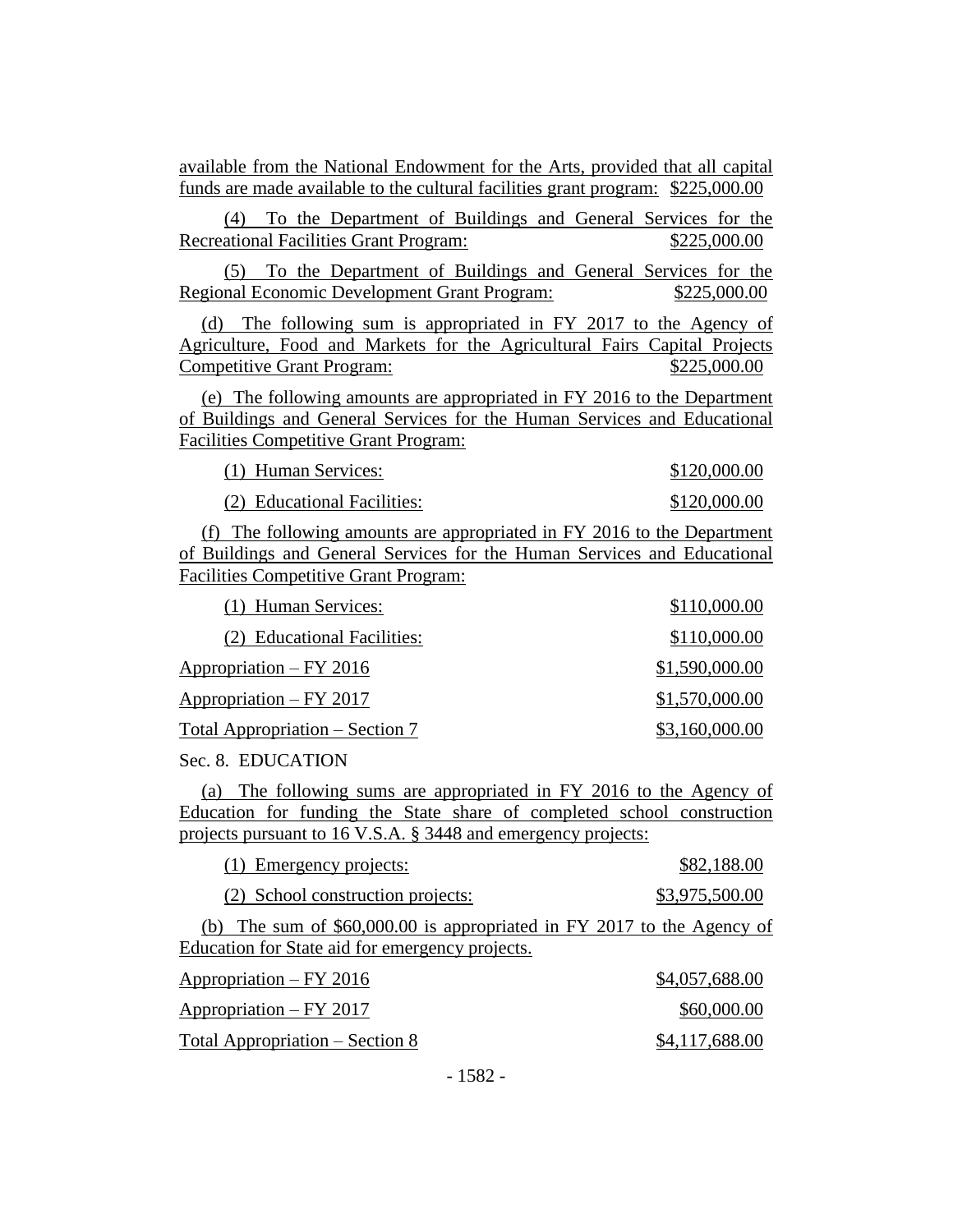available from the National Endowment for the Arts, provided that all capital funds are made available to the cultural facilities grant program: $225,000.00

(4) To the Department of Buildings and General Services for the Recreational Facilities Grant Program: $225,000.00

(5) To the Department of Buildings and General Services for the Regional Economic Development Grant Program: $225,000.00

(d) The following sum is appropriated in FY 2017 to the Agency of Agriculture, Food and Markets for the Agricultural Fairs Capital Projects Competitive Grant Program: $225,000.00

(e) The following amounts are appropriated in FY 2016 to the Department of Buildings and General Services for the Human Services and Educational Facilities Competitive Grant Program:

(1) Human Services: $120,000.00

(2) Educational Facilities: $120,000.00

(f) The following amounts are appropriated in FY 2016 to the Department of Buildings and General Services for the Human Services and Educational Facilities Competitive Grant Program:

(1) Human Services: $110,000.00

(2) Educational Facilities: $110,000.00

Appropriation – FY 2016 $1,590,000.00

Appropriation – FY 2017 $1,570,000.00

Total Appropriation – Section 7 $3,160,000.00

Sec. 8. EDUCATION

(a) The following sums are appropriated in FY 2016 to the Agency of Education for funding the State share of completed school construction projects pursuant to 16 V.S.A. § 3448 and emergency projects:

(1) Emergency projects: $82,188.00

(2) School construction projects: $3,975,500.00

(b) The sum of $60,000.00 is appropriated in FY 2017 to the Agency of Education for State aid for emergency projects.

Appropriation – FY 2016 $4,057,688.00

Appropriation – FY 2017 $60,000.00

Total Appropriation – Section 8 $4,117,688.00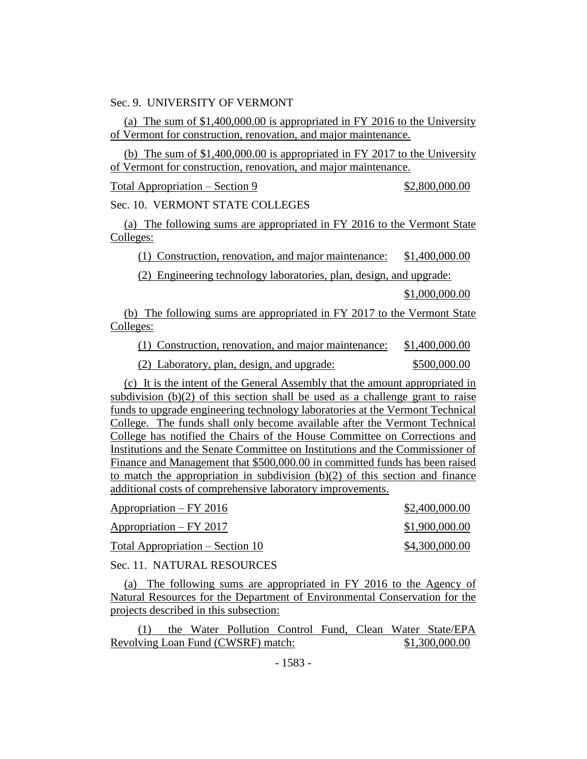Sec. 9. UNIVERSITY OF VERMONT

(a) The sum of $1,400,000.00 is appropriated in FY 2016 to the University of Vermont for construction, renovation, and major maintenance.

(b) The sum of $1,400,000.00 is appropriated in FY 2017 to the University of Vermont for construction, renovation, and major maintenance.

Total Appropriation – Section 9 $2,800,000.00

Sec. 10. VERMONT STATE COLLEGES

(a) The following sums are appropriated in FY 2016 to the Vermont State Colleges:

(1) Construction, renovation, and major maintenance: $1,400,000.00

(2) Engineering technology laboratories, plan, design, and upgrade: $1,000,000.00

(b) The following sums are appropriated in FY 2017 to the Vermont State Colleges:

(1) Construction, renovation, and major maintenance: $1,400,000.00

(2) Laboratory, plan, design, and upgrade: $500,000.00

(c) It is the intent of the General Assembly that the amount appropriated in subdivision (b)(2) of this section shall be used as a challenge grant to raise funds to upgrade engineering technology laboratories at the Vermont Technical College. The funds shall only become available after the Vermont Technical College has notified the Chairs of the House Committee on Corrections and Institutions and the Senate Committee on Institutions and the Commissioner of Finance and Management that $500,000.00 in committed funds has been raised to match the appropriation in subdivision (b)(2) of this section and finance additional costs of comprehensive laboratory improvements.

Appropriation – FY 2016 $2,400,000.00

Appropriation – FY 2017 $1,900,000.00

Total Appropriation – Section 10 $4,300,000.00

Sec. 11. NATURAL RESOURCES

(a) The following sums are appropriated in FY 2016 to the Agency of Natural Resources for the Department of Environmental Conservation for the projects described in this subsection:

(1) the Water Pollution Control Fund, Clean Water State/EPA Revolving Loan Fund (CWSRF) match: $1,300,000.00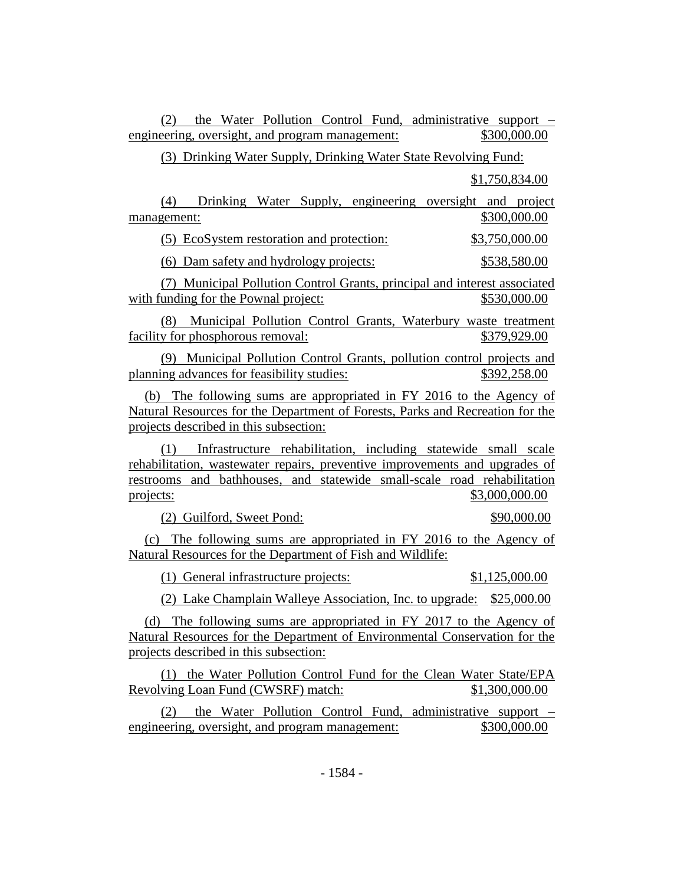(2) the Water Pollution Control Fund, administrative support – engineering, oversight, and program management: $300,000.00

(3) Drinking Water Supply, Drinking Water State Revolving Fund: $1,750,834.00

(4) Drinking Water Supply, engineering oversight and project management: $300,000.00

(5) EcoSystem restoration and protection: $3,750,000.00

(6) Dam safety and hydrology projects: $538,580.00

(7) Municipal Pollution Control Grants, principal and interest associated with funding for the Pownal project: $530,000.00

(8) Municipal Pollution Control Grants, Waterbury waste treatment facility for phosphorous removal: $379,929.00

(9) Municipal Pollution Control Grants, pollution control projects and planning advances for feasibility studies: $392,258.00

(b) The following sums are appropriated in FY 2016 to the Agency of Natural Resources for the Department of Forests, Parks and Recreation for the projects described in this subsection:

(1) Infrastructure rehabilitation, including statewide small scale rehabilitation, wastewater repairs, preventive improvements and upgrades of restrooms and bathhouses, and statewide small-scale road rehabilitation projects: $3,000,000.00

(2) Guilford, Sweet Pond: $90,000.00

(c) The following sums are appropriated in FY 2016 to the Agency of Natural Resources for the Department of Fish and Wildlife:

(1) General infrastructure projects: $1,125,000.00

(2) Lake Champlain Walleye Association, Inc. to upgrade: $25,000.00

(d) The following sums are appropriated in FY 2017 to the Agency of Natural Resources for the Department of Environmental Conservation for the projects described in this subsection:

(1) the Water Pollution Control Fund for the Clean Water State/EPA Revolving Loan Fund (CWSRF) match: $1,300,000.00

(2) the Water Pollution Control Fund, administrative support – engineering, oversight, and program management: $300,000.00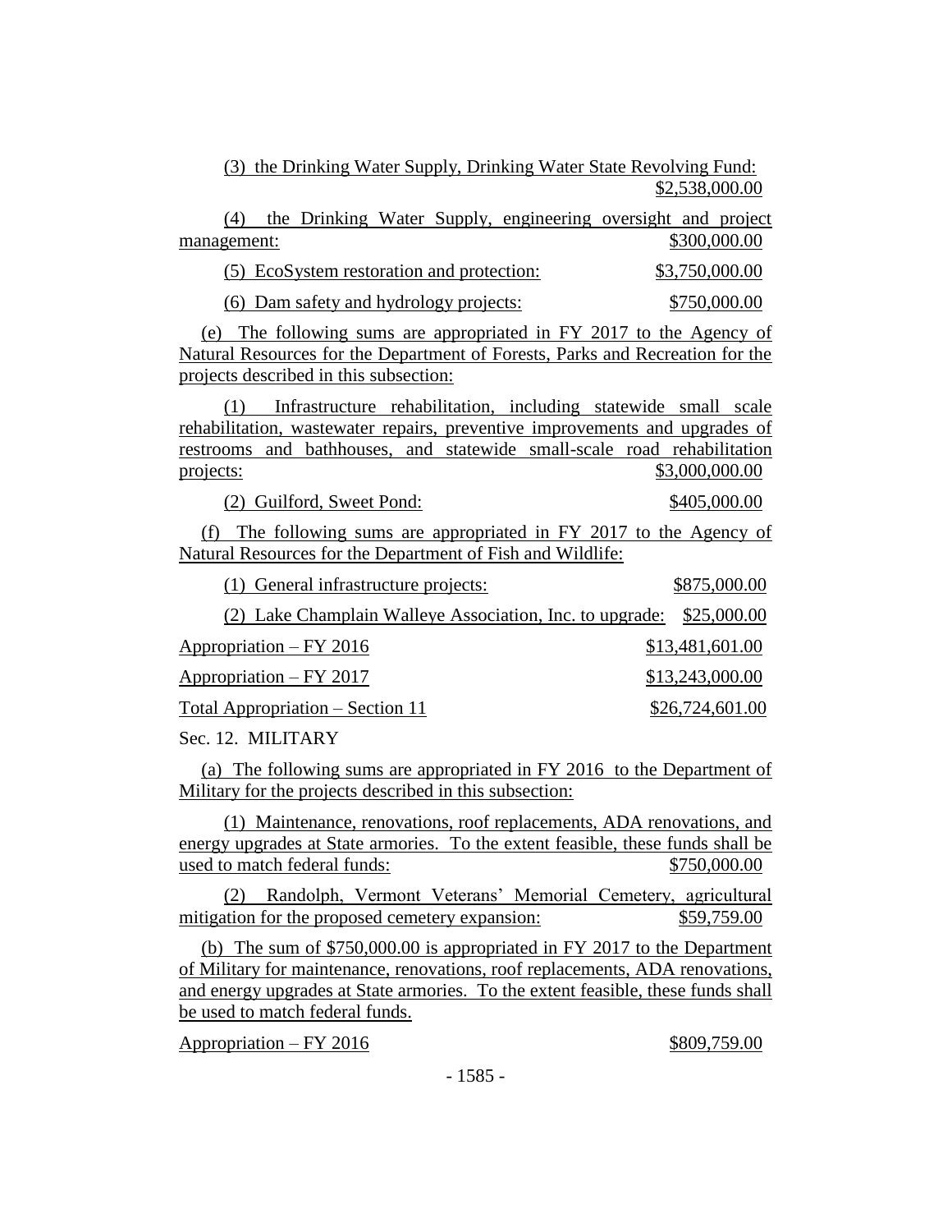(3) the Drinking Water Supply, Drinking Water State Revolving Fund: $2,538,000.00

(4) the Drinking Water Supply, engineering oversight and project management: $300,000.00

(5) EcoSystem restoration and protection: $3,750,000.00

(6) Dam safety and hydrology projects: $750,000.00

(e) The following sums are appropriated in FY 2017 to the Agency of Natural Resources for the Department of Forests, Parks and Recreation for the projects described in this subsection:

(1) Infrastructure rehabilitation, including statewide small scale rehabilitation, wastewater repairs, preventive improvements and upgrades of restrooms and bathhouses, and statewide small-scale road rehabilitation projects: $3,000,000.00

(2) Guilford, Sweet Pond: $405,000.00

(f) The following sums are appropriated in FY 2017 to the Agency of Natural Resources for the Department of Fish and Wildlife:

(1) General infrastructure projects: $875,000.00

(2) Lake Champlain Walleye Association, Inc. to upgrade: $25,000.00

Appropriation – FY 2016 $13,481,601.00

Appropriation – FY 2017 $13,243,000.00

Total Appropriation – Section 11 $26,724,601.00

Sec. 12. MILITARY

(a) The following sums are appropriated in FY 2016 to the Department of Military for the projects described in this subsection:

(1) Maintenance, renovations, roof replacements, ADA renovations, and energy upgrades at State armories. To the extent feasible, these funds shall be used to match federal funds: $750,000.00

(2) Randolph, Vermont Veterans' Memorial Cemetery, agricultural mitigation for the proposed cemetery expansion: $59,759.00

(b) The sum of $750,000.00 is appropriated in FY 2017 to the Department of Military for maintenance, renovations, roof replacements, ADA renovations, and energy upgrades at State armories. To the extent feasible, these funds shall be used to match federal funds.

Appropriation – FY 2016 $809,759.00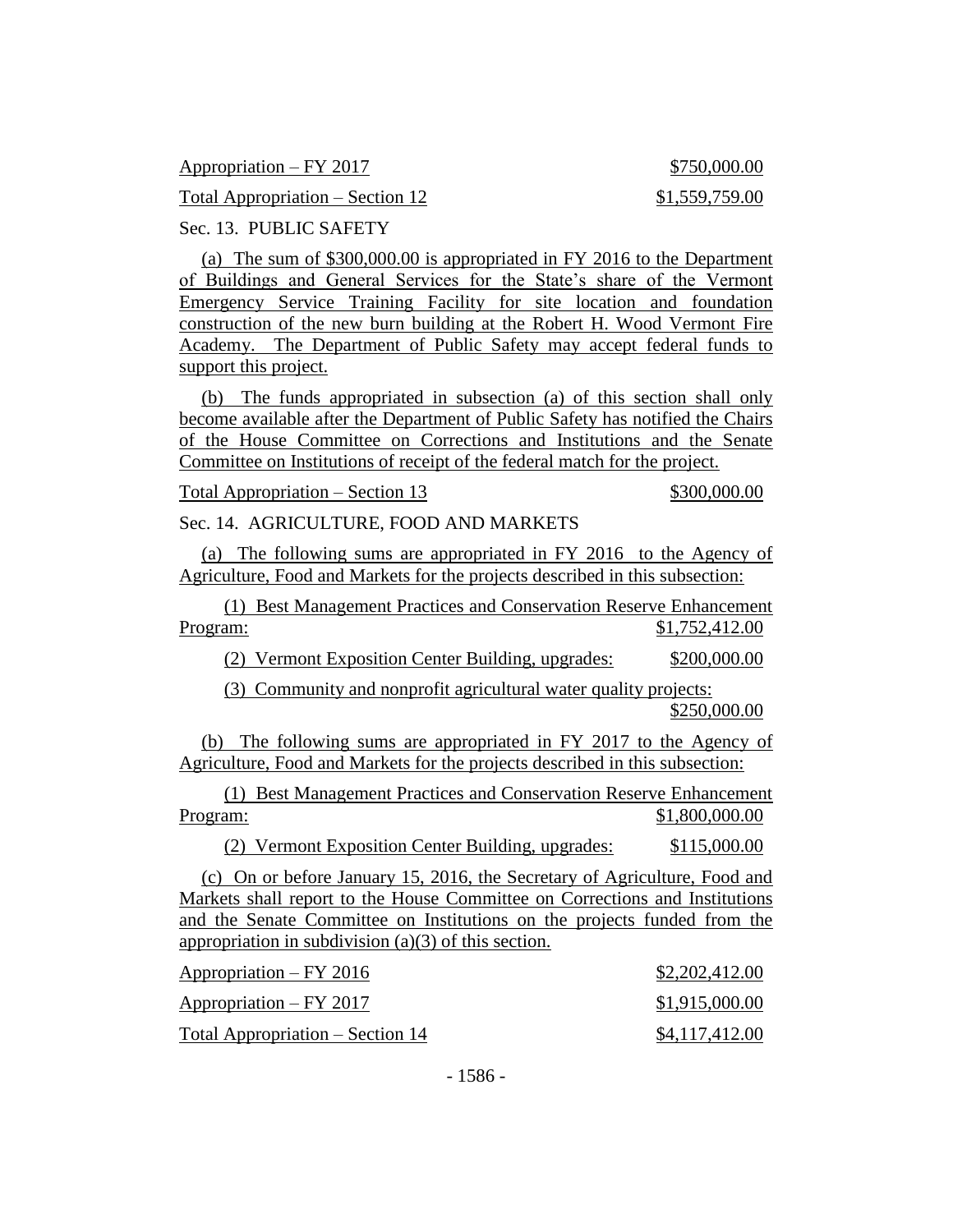Appropriation – FY 2017 $750,000.00

Total Appropriation – Section 12 $1,559,759.00

Sec. 13. PUBLIC SAFETY

(a) The sum of $300,000.00 is appropriated in FY 2016 to the Department of Buildings and General Services for the State's share of the Vermont Emergency Service Training Facility for site location and foundation construction of the new burn building at the Robert H. Wood Vermont Fire Academy. The Department of Public Safety may accept federal funds to support this project.

(b) The funds appropriated in subsection (a) of this section shall only become available after the Department of Public Safety has notified the Chairs of the House Committee on Corrections and Institutions and the Senate Committee on Institutions of receipt of the federal match for the project.

Total Appropriation – Section 13 $300,000.00

Sec. 14. AGRICULTURE, FOOD AND MARKETS

(a) The following sums are appropriated in FY 2016 to the Agency of Agriculture, Food and Markets for the projects described in this subsection:

(1) Best Management Practices and Conservation Reserve Enhancement Program: $1,752,412.00

(2) Vermont Exposition Center Building, upgrades: $200,000.00

(3) Community and nonprofit agricultural water quality projects: $250,000.00

(b) The following sums are appropriated in FY 2017 to the Agency of Agriculture, Food and Markets for the projects described in this subsection:

(1) Best Management Practices and Conservation Reserve Enhancement Program: $1,800,000.00

(2) Vermont Exposition Center Building, upgrades: $115,000.00

(c) On or before January 15, 2016, the Secretary of Agriculture, Food and Markets shall report to the House Committee on Corrections and Institutions and the Senate Committee on Institutions on the projects funded from the appropriation in subdivision (a)(3) of this section.

Appropriation – FY 2016 $2,202,412.00

Appropriation – FY 2017 $1,915,000.00

Total Appropriation – Section 14 $4,117,412.00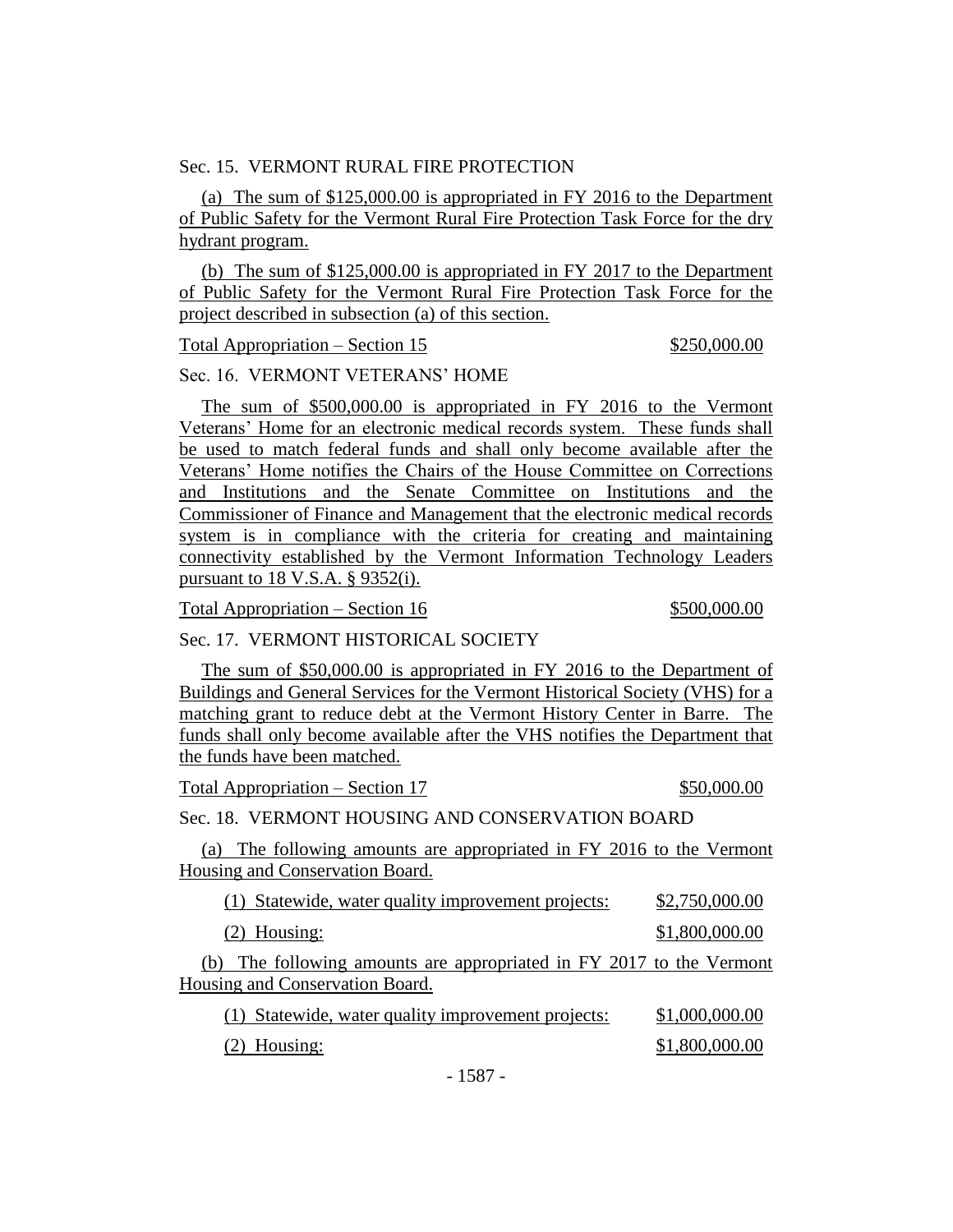Sec. 15. VERMONT RURAL FIRE PROTECTION

(a) The sum of $125,000.00 is appropriated in FY 2016 to the Department of Public Safety for the Vermont Rural Fire Protection Task Force for the dry hydrant program.

(b) The sum of $125,000.00 is appropriated in FY 2017 to the Department of Public Safety for the Vermont Rural Fire Protection Task Force for the project described in subsection (a) of this section.

Total Appropriation – Section 15 $250,000.00

Sec. 16. VERMONT VETERANS' HOME

The sum of $500,000.00 is appropriated in FY 2016 to the Vermont Veterans' Home for an electronic medical records system. These funds shall be used to match federal funds and shall only become available after the Veterans' Home notifies the Chairs of the House Committee on Corrections and Institutions and the Senate Committee on Institutions and the Commissioner of Finance and Management that the electronic medical records system is in compliance with the criteria for creating and maintaining connectivity established by the Vermont Information Technology Leaders pursuant to 18 V.S.A. § 9352(i).

Total Appropriation – Section 16 $500,000.00

Sec. 17. VERMONT HISTORICAL SOCIETY

The sum of $50,000.00 is appropriated in FY 2016 to the Department of Buildings and General Services for the Vermont Historical Society (VHS) for a matching grant to reduce debt at the Vermont History Center in Barre. The funds shall only become available after the VHS notifies the Department that the funds have been matched.

Total Appropriation – Section 17 $50,000.00

Sec. 18. VERMONT HOUSING AND CONSERVATION BOARD

(a) The following amounts are appropriated in FY 2016 to the Vermont Housing and Conservation Board.

(1) Statewide, water quality improvement projects: $2,750,000.00

(2) Housing: $1,800,000.00

(b) The following amounts are appropriated in FY 2017 to the Vermont Housing and Conservation Board.

(1) Statewide, water quality improvement projects: $1,000,000.00

(2) Housing: $1,800,000.00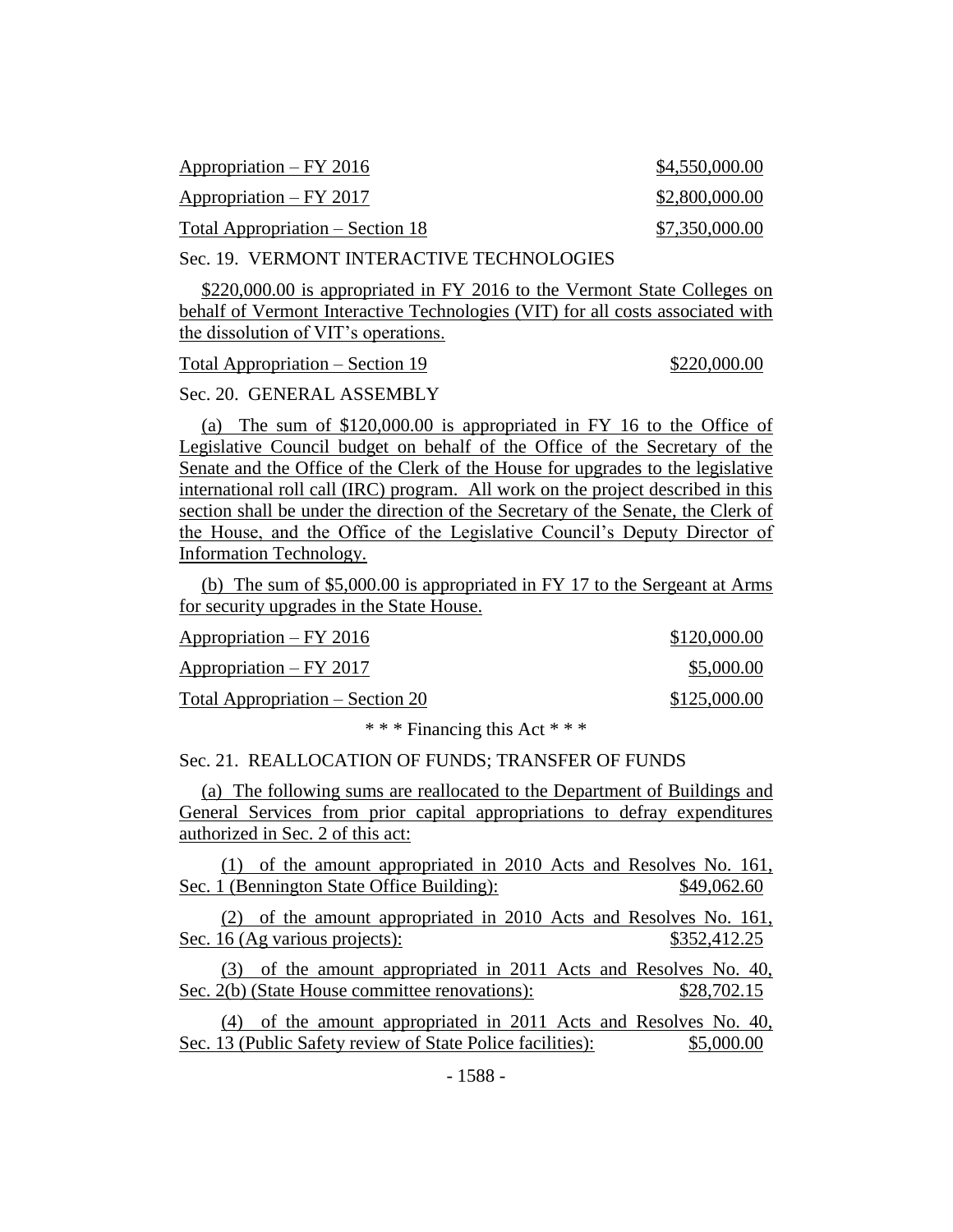| | |
|---|---|
| Appropriation – FY 2016 | $4,550,000.00 |
| Appropriation – FY 2017 | $2,800,000.00 |
| Total Appropriation – Section 18 | $7,350,000.00 |

Sec. 19. VERMONT INTERACTIVE TECHNOLOGIES

$220,000.00 is appropriated in FY 2016 to the Vermont State Colleges on behalf of Vermont Interactive Technologies (VIT) for all costs associated with the dissolution of VIT's operations.

| | |
|---|---|
| Total Appropriation – Section 19 | $220,000.00 |

Sec. 20. GENERAL ASSEMBLY

(a) The sum of $120,000.00 is appropriated in FY 16 to the Office of Legislative Council budget on behalf of the Office of the Secretary of the Senate and the Office of the Clerk of the House for upgrades to the legislative international roll call (IRC) program. All work on the project described in this section shall be under the direction of the Secretary of the Senate, the Clerk of the House, and the Office of the Legislative Council's Deputy Director of Information Technology.

(b) The sum of $5,000.00 is appropriated in FY 17 to the Sergeant at Arms for security upgrades in the State House.

| | |
|---|---|
| Appropriation – FY 2016 | $120,000.00 |
| Appropriation – FY 2017 | $5,000.00 |
| Total Appropriation – Section 20 | $125,000.00 |

\* \* \* Financing this Act \* \* \*

Sec. 21. REALLOCATION OF FUNDS; TRANSFER OF FUNDS

(a) The following sums are reallocated to the Department of Buildings and General Services from prior capital appropriations to defray expenditures authorized in Sec. 2 of this act:

(1) of the amount appropriated in 2010 Acts and Resolves No. 161, Sec. 1 (Bennington State Office Building): $49,062.60

(2) of the amount appropriated in 2010 Acts and Resolves No. 161, Sec. 16 (Ag various projects): $352,412.25

(3) of the amount appropriated in 2011 Acts and Resolves No. 40, Sec. 2(b) (State House committee renovations): $28,702.15

(4) of the amount appropriated in 2011 Acts and Resolves No. 40, Sec. 13 (Public Safety review of State Police facilities): $5,000.00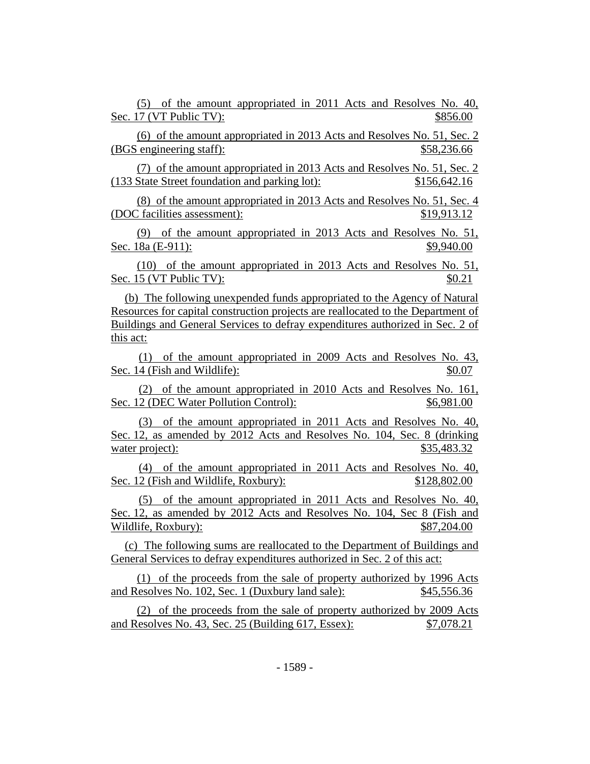(5) of the amount appropriated in 2011 Acts and Resolves No. 40, Sec. 17 (VT Public TV): $856.00

(6) of the amount appropriated in 2013 Acts and Resolves No. 51, Sec. 2 (BGS engineering staff): $58,236.66

(7) of the amount appropriated in 2013 Acts and Resolves No. 51, Sec. 2 (133 State Street foundation and parking lot): $156,642.16

(8) of the amount appropriated in 2013 Acts and Resolves No. 51, Sec. 4 (DOC facilities assessment): $19,913.12

(9) of the amount appropriated in 2013 Acts and Resolves No. 51, Sec. 18a (E-911): $9,940.00

(10) of the amount appropriated in 2013 Acts and Resolves No. 51, Sec. 15 (VT Public TV): $0.21

(b) The following unexpended funds appropriated to the Agency of Natural Resources for capital construction projects are reallocated to the Department of Buildings and General Services to defray expenditures authorized in Sec. 2 of this act:

(1) of the amount appropriated in 2009 Acts and Resolves No. 43, Sec. 14 (Fish and Wildlife): $0.07

(2) of the amount appropriated in 2010 Acts and Resolves No. 161, Sec. 12 (DEC Water Pollution Control): $6,981.00

(3) of the amount appropriated in 2011 Acts and Resolves No. 40, Sec. 12, as amended by 2012 Acts and Resolves No. 104, Sec. 8 (drinking water project): $35,483.32

(4) of the amount appropriated in 2011 Acts and Resolves No. 40, Sec. 12 (Fish and Wildlife, Roxbury): $128,802.00

(5) of the amount appropriated in 2011 Acts and Resolves No. 40, Sec. 12, as amended by 2012 Acts and Resolves No. 104, Sec 8 (Fish and Wildlife, Roxbury): $87,204.00

(c) The following sums are reallocated to the Department of Buildings and General Services to defray expenditures authorized in Sec. 2 of this act:

(1) of the proceeds from the sale of property authorized by 1996 Acts and Resolves No. 102, Sec. 1 (Duxbury land sale): $45,556.36

(2) of the proceeds from the sale of property authorized by 2009 Acts and Resolves No. 43, Sec. 25 (Building 617, Essex): $7,078.21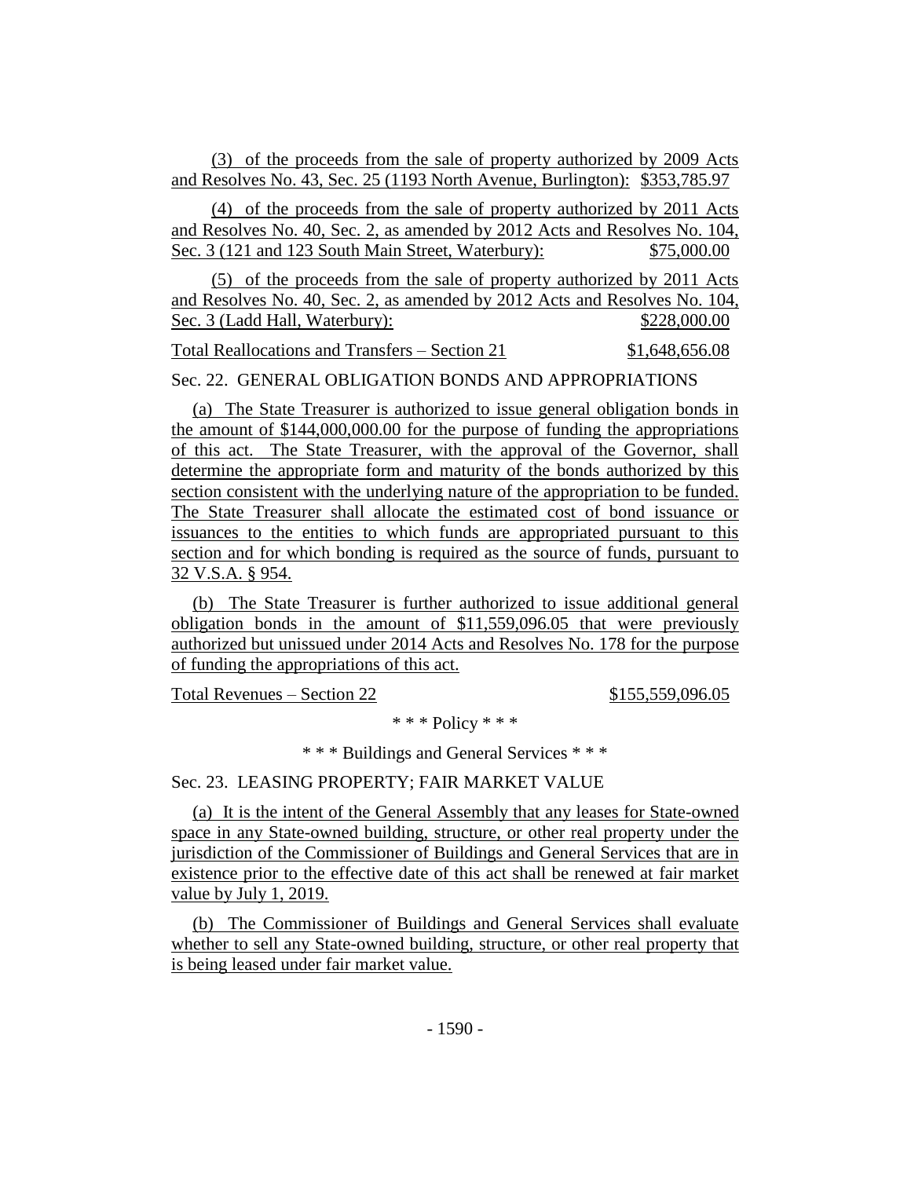(3) of the proceeds from the sale of property authorized by 2009 Acts and Resolves No. 43, Sec. 25 (1193 North Avenue, Burlington): $353,785.97

(4) of the proceeds from the sale of property authorized by 2011 Acts and Resolves No. 40, Sec. 2, as amended by 2012 Acts and Resolves No. 104, Sec. 3 (121 and 123 South Main Street, Waterbury): $75,000.00

(5) of the proceeds from the sale of property authorized by 2011 Acts and Resolves No. 40, Sec. 2, as amended by 2012 Acts and Resolves No. 104, Sec. 3 (Ladd Hall, Waterbury): $228,000.00

Total Reallocations and Transfers – Section 21 $1,648,656.08

Sec. 22. GENERAL OBLIGATION BONDS AND APPROPRIATIONS

(a) The State Treasurer is authorized to issue general obligation bonds in the amount of $144,000,000.00 for the purpose of funding the appropriations of this act. The State Treasurer, with the approval of the Governor, shall determine the appropriate form and maturity of the bonds authorized by this section consistent with the underlying nature of the appropriation to be funded. The State Treasurer shall allocate the estimated cost of bond issuance or issuances to the entities to which funds are appropriated pursuant to this section and for which bonding is required as the source of funds, pursuant to 32 V.S.A. § 954.

(b) The State Treasurer is further authorized to issue additional general obligation bonds in the amount of $11,559,096.05 that were previously authorized but unissued under 2014 Acts and Resolves No. 178 for the purpose of funding the appropriations of this act.

Total Revenues – Section 22 $155,559,096.05

\* \* \* Policy \* \* \*

\* \* \* Buildings and General Services \* \* \*

Sec. 23. LEASING PROPERTY; FAIR MARKET VALUE

(a) It is the intent of the General Assembly that any leases for State-owned space in any State-owned building, structure, or other real property under the jurisdiction of the Commissioner of Buildings and General Services that are in existence prior to the effective date of this act shall be renewed at fair market value by July 1, 2019.

(b) The Commissioner of Buildings and General Services shall evaluate whether to sell any State-owned building, structure, or other real property that is being leased under fair market value.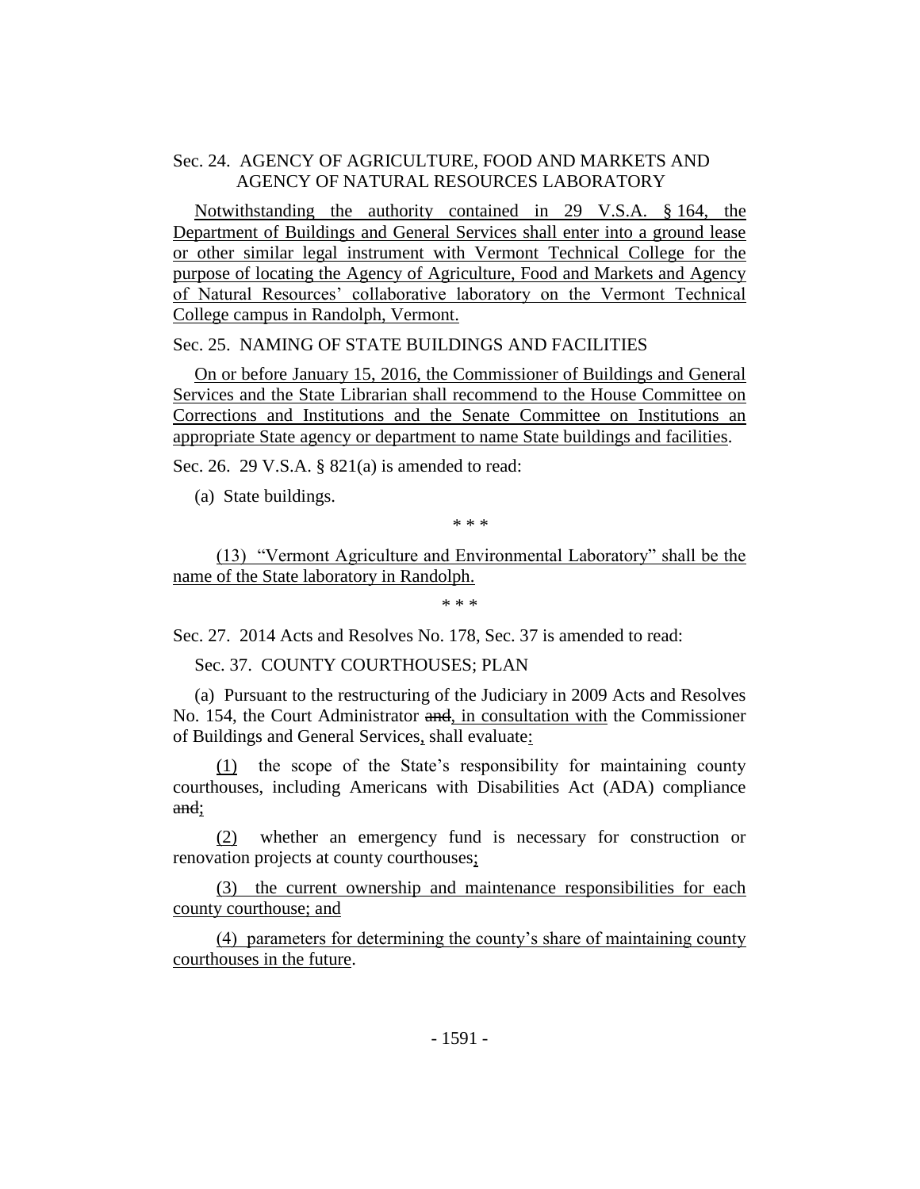Sec. 24. AGENCY OF AGRICULTURE, FOOD AND MARKETS AND AGENCY OF NATURAL RESOURCES LABORATORY

Notwithstanding the authority contained in 29 V.S.A. § 164, the Department of Buildings and General Services shall enter into a ground lease or other similar legal instrument with Vermont Technical College for the purpose of locating the Agency of Agriculture, Food and Markets and Agency of Natural Resources' collaborative laboratory on the Vermont Technical College campus in Randolph, Vermont.

Sec. 25. NAMING OF STATE BUILDINGS AND FACILITIES

On or before January 15, 2016, the Commissioner of Buildings and General Services and the State Librarian shall recommend to the House Committee on Corrections and Institutions and the Senate Committee on Institutions an appropriate State agency or department to name State buildings and facilities.

Sec. 26. 29 V.S.A. § 821(a) is amended to read:

(a) State buildings.

\* \* \*

(13) "Vermont Agriculture and Environmental Laboratory" shall be the name of the State laboratory in Randolph.

\* \* \*

Sec. 27. 2014 Acts and Resolves No. 178, Sec. 37 is amended to read:

Sec. 37. COUNTY COURTHOUSES; PLAN

(a) Pursuant to the restructuring of the Judiciary in 2009 Acts and Resolves No. 154, the Court Administrator ~~and~~, in consultation with the Commissioner of Buildings and General Services, shall evaluate:

(1) the scope of the State's responsibility for maintaining county courthouses, including Americans with Disabilities Act (ADA) compliance ~~and~~;

(2) whether an emergency fund is necessary for construction or renovation projects at county courthouses;

(3) the current ownership and maintenance responsibilities for each county courthouse; and

(4) parameters for determining the county's share of maintaining county courthouses in the future.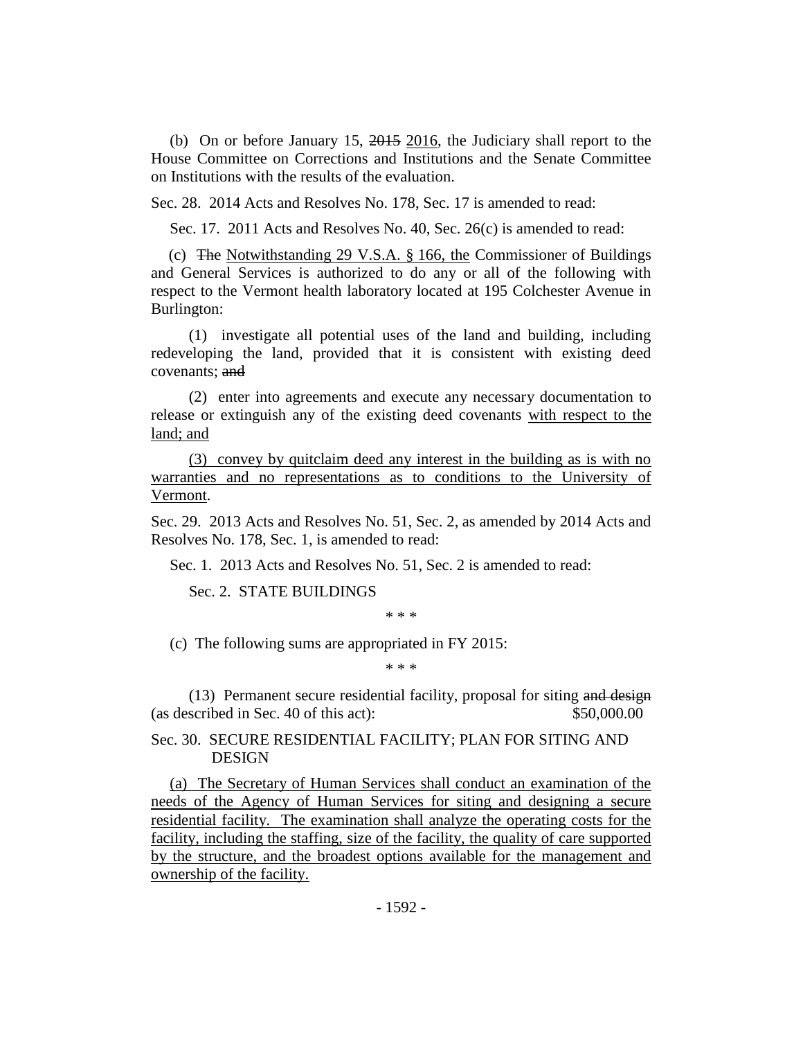(b) On or before January 15, ~~2015~~ 2016, the Judiciary shall report to the House Committee on Corrections and Institutions and the Senate Committee on Institutions with the results of the evaluation.

Sec. 28. 2014 Acts and Resolves No. 178, Sec. 17 is amended to read:

Sec. 17. 2011 Acts and Resolves No. 40, Sec. 26(c) is amended to read:

(c) ~~The~~ Notwithstanding 29 V.S.A. § 166, the Commissioner of Buildings and General Services is authorized to do any or all of the following with respect to the Vermont health laboratory located at 195 Colchester Avenue in Burlington:

(1) investigate all potential uses of the land and building, including redeveloping the land, provided that it is consistent with existing deed covenants; ~~and~~

(2) enter into agreements and execute any necessary documentation to release or extinguish any of the existing deed covenants with respect to the land; and

(3) convey by quitclaim deed any interest in the building as is with no warranties and no representations as to conditions to the University of Vermont.

Sec. 29. 2013 Acts and Resolves No. 51, Sec. 2, as amended by 2014 Acts and Resolves No. 178, Sec. 1, is amended to read:

Sec. 1. 2013 Acts and Resolves No. 51, Sec. 2 is amended to read:

Sec. 2. STATE BUILDINGS

\* \* \*

(c) The following sums are appropriated in FY 2015:

\* \* \*

(13) Permanent secure residential facility, proposal for siting ~~and design~~ (as described in Sec. 40 of this act): $50,000.00

Sec. 30. SECURE RESIDENTIAL FACILITY; PLAN FOR SITING AND DESIGN

(a) The Secretary of Human Services shall conduct an examination of the needs of the Agency of Human Services for siting and designing a secure residential facility. The examination shall analyze the operating costs for the facility, including the staffing, size of the facility, the quality of care supported by the structure, and the broadest options available for the management and ownership of the facility.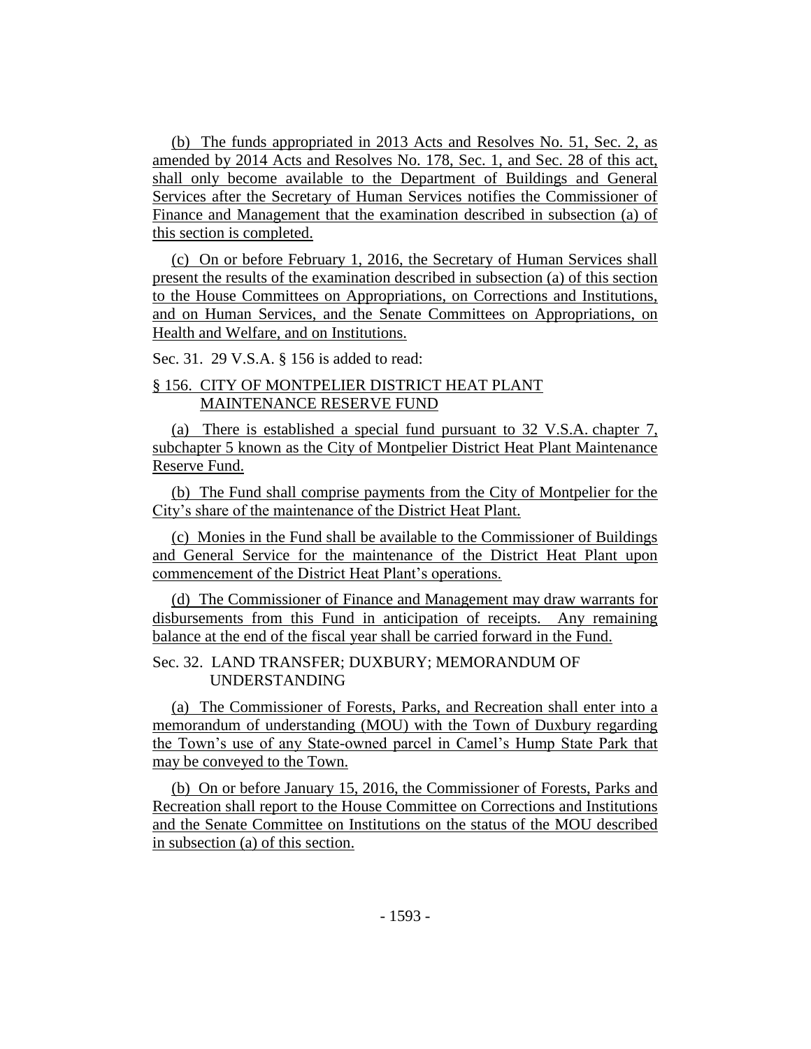(b) The funds appropriated in 2013 Acts and Resolves No. 51, Sec. 2, as amended by 2014 Acts and Resolves No. 178, Sec. 1, and Sec. 28 of this act, shall only become available to the Department of Buildings and General Services after the Secretary of Human Services notifies the Commissioner of Finance and Management that the examination described in subsection (a) of this section is completed.

(c) On or before February 1, 2016, the Secretary of Human Services shall present the results of the examination described in subsection (a) of this section to the House Committees on Appropriations, on Corrections and Institutions, and on Human Services, and the Senate Committees on Appropriations, on Health and Welfare, and on Institutions.

Sec. 31. 29 V.S.A. § 156 is added to read:

§ 156. CITY OF MONTPELIER DISTRICT HEAT PLANT MAINTENANCE RESERVE FUND

(a) There is established a special fund pursuant to 32 V.S.A. chapter 7, subchapter 5 known as the City of Montpelier District Heat Plant Maintenance Reserve Fund.

(b) The Fund shall comprise payments from the City of Montpelier for the City's share of the maintenance of the District Heat Plant.

(c) Monies in the Fund shall be available to the Commissioner of Buildings and General Service for the maintenance of the District Heat Plant upon commencement of the District Heat Plant's operations.

(d) The Commissioner of Finance and Management may draw warrants for disbursements from this Fund in anticipation of receipts. Any remaining balance at the end of the fiscal year shall be carried forward in the Fund.

Sec. 32. LAND TRANSFER; DUXBURY; MEMORANDUM OF UNDERSTANDING

(a) The Commissioner of Forests, Parks, and Recreation shall enter into a memorandum of understanding (MOU) with the Town of Duxbury regarding the Town's use of any State-owned parcel in Camel's Hump State Park that may be conveyed to the Town.

(b) On or before January 15, 2016, the Commissioner of Forests, Parks and Recreation shall report to the House Committee on Corrections and Institutions and the Senate Committee on Institutions on the status of the MOU described in subsection (a) of this section.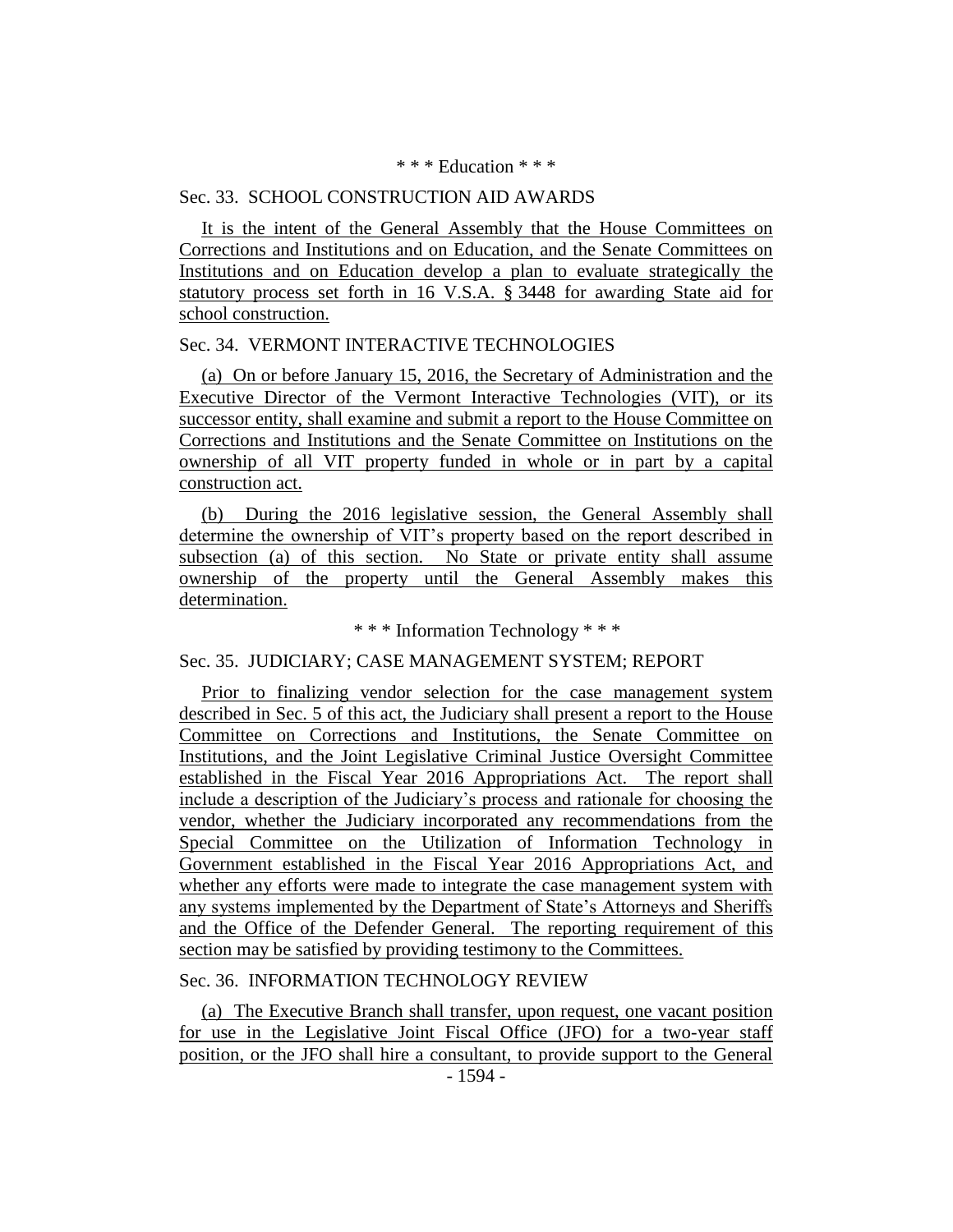\* \* \* Education \* \* \*

Sec. 33. SCHOOL CONSTRUCTION AID AWARDS

It is the intent of the General Assembly that the House Committees on Corrections and Institutions and on Education, and the Senate Committees on Institutions and on Education develop a plan to evaluate strategically the statutory process set forth in 16 V.S.A. § 3448 for awarding State aid for school construction.

Sec. 34. VERMONT INTERACTIVE TECHNOLOGIES

(a) On or before January 15, 2016, the Secretary of Administration and the Executive Director of the Vermont Interactive Technologies (VIT), or its successor entity, shall examine and submit a report to the House Committee on Corrections and Institutions and the Senate Committee on Institutions on the ownership of all VIT property funded in whole or in part by a capital construction act.

(b) During the 2016 legislative session, the General Assembly shall determine the ownership of VIT's property based on the report described in subsection (a) of this section. No State or private entity shall assume ownership of the property until the General Assembly makes this determination.

\* \* \* Information Technology \* \* \*

Sec. 35. JUDICIARY; CASE MANAGEMENT SYSTEM; REPORT

Prior to finalizing vendor selection for the case management system described in Sec. 5 of this act, the Judiciary shall present a report to the House Committee on Corrections and Institutions, the Senate Committee on Institutions, and the Joint Legislative Criminal Justice Oversight Committee established in the Fiscal Year 2016 Appropriations Act. The report shall include a description of the Judiciary's process and rationale for choosing the vendor, whether the Judiciary incorporated any recommendations from the Special Committee on the Utilization of Information Technology in Government established in the Fiscal Year 2016 Appropriations Act, and whether any efforts were made to integrate the case management system with any systems implemented by the Department of State's Attorneys and Sheriffs and the Office of the Defender General. The reporting requirement of this section may be satisfied by providing testimony to the Committees.

Sec. 36. INFORMATION TECHNOLOGY REVIEW

(a) The Executive Branch shall transfer, upon request, one vacant position for use in the Legislative Joint Fiscal Office (JFO) for a two-year staff position, or the JFO shall hire a consultant, to provide support to the General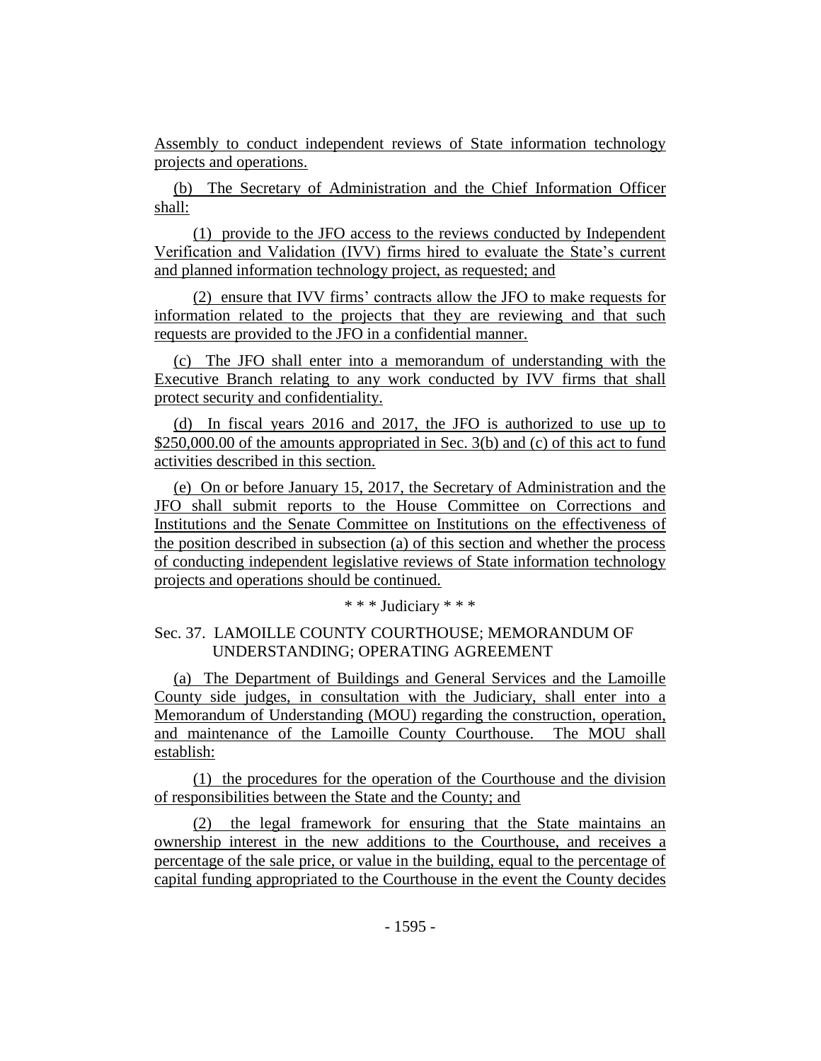Assembly to conduct independent reviews of State information technology projects and operations.

(b) The Secretary of Administration and the Chief Information Officer shall:

(1) provide to the JFO access to the reviews conducted by Independent Verification and Validation (IVV) firms hired to evaluate the State's current and planned information technology project, as requested; and

(2) ensure that IVV firms' contracts allow the JFO to make requests for information related to the projects that they are reviewing and that such requests are provided to the JFO in a confidential manner.

(c) The JFO shall enter into a memorandum of understanding with the Executive Branch relating to any work conducted by IVV firms that shall protect security and confidentiality.

(d) In fiscal years 2016 and 2017, the JFO is authorized to use up to $250,000.00 of the amounts appropriated in Sec. 3(b) and (c) of this act to fund activities described in this section.

(e) On or before January 15, 2017, the Secretary of Administration and the JFO shall submit reports to the House Committee on Corrections and Institutions and the Senate Committee on Institutions on the effectiveness of the position described in subsection (a) of this section and whether the process of conducting independent legislative reviews of State information technology projects and operations should be continued.

\* \* \* Judiciary \* \* \*

Sec. 37. LAMOILLE COUNTY COURTHOUSE; MEMORANDUM OF UNDERSTANDING; OPERATING AGREEMENT

(a) The Department of Buildings and General Services and the Lamoille County side judges, in consultation with the Judiciary, shall enter into a Memorandum of Understanding (MOU) regarding the construction, operation, and maintenance of the Lamoille County Courthouse. The MOU shall establish:

(1) the procedures for the operation of the Courthouse and the division of responsibilities between the State and the County; and

(2) the legal framework for ensuring that the State maintains an ownership interest in the new additions to the Courthouse, and receives a percentage of the sale price, or value in the building, equal to the percentage of capital funding appropriated to the Courthouse in the event the County decides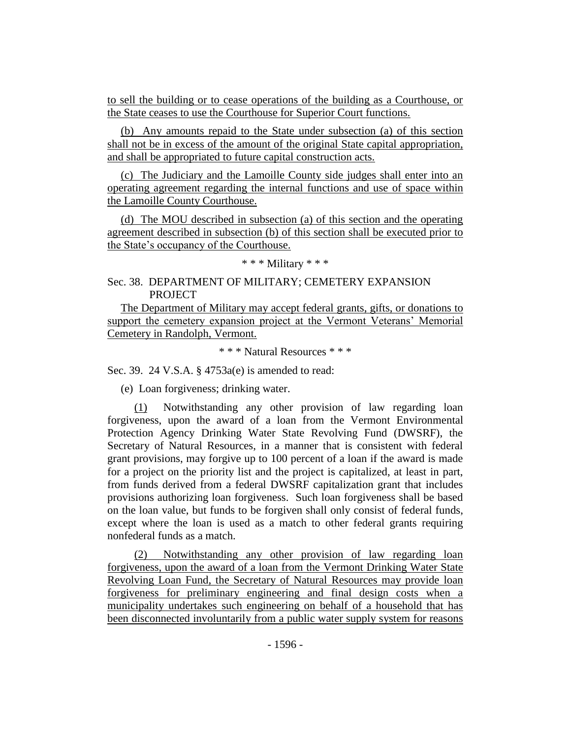to sell the building or to cease operations of the building as a Courthouse, or the State ceases to use the Courthouse for Superior Court functions.

(b) Any amounts repaid to the State under subsection (a) of this section shall not be in excess of the amount of the original State capital appropriation, and shall be appropriated to future capital construction acts.

(c) The Judiciary and the Lamoille County side judges shall enter into an operating agreement regarding the internal functions and use of space within the Lamoille County Courthouse.

(d) The MOU described in subsection (a) of this section and the operating agreement described in subsection (b) of this section shall be executed prior to the State's occupancy of the Courthouse.

\* \* \* Military \* \* \*

Sec. 38. DEPARTMENT OF MILITARY; CEMETERY EXPANSION PROJECT

The Department of Military may accept federal grants, gifts, or donations to support the cemetery expansion project at the Vermont Veterans' Memorial Cemetery in Randolph, Vermont.

\* \* \* Natural Resources \* \* \*

Sec. 39. 24 V.S.A. § 4753a(e) is amended to read:

(e) Loan forgiveness; drinking water.

(1) Notwithstanding any other provision of law regarding loan forgiveness, upon the award of a loan from the Vermont Environmental Protection Agency Drinking Water State Revolving Fund (DWSRF), the Secretary of Natural Resources, in a manner that is consistent with federal grant provisions, may forgive up to 100 percent of a loan if the award is made for a project on the priority list and the project is capitalized, at least in part, from funds derived from a federal DWSRF capitalization grant that includes provisions authorizing loan forgiveness. Such loan forgiveness shall be based on the loan value, but funds to be forgiven shall only consist of federal funds, except where the loan is used as a match to other federal grants requiring nonfederal funds as a match.

(2) Notwithstanding any other provision of law regarding loan forgiveness, upon the award of a loan from the Vermont Drinking Water State Revolving Loan Fund, the Secretary of Natural Resources may provide loan forgiveness for preliminary engineering and final design costs when a municipality undertakes such engineering on behalf of a household that has been disconnected involuntarily from a public water supply system for reasons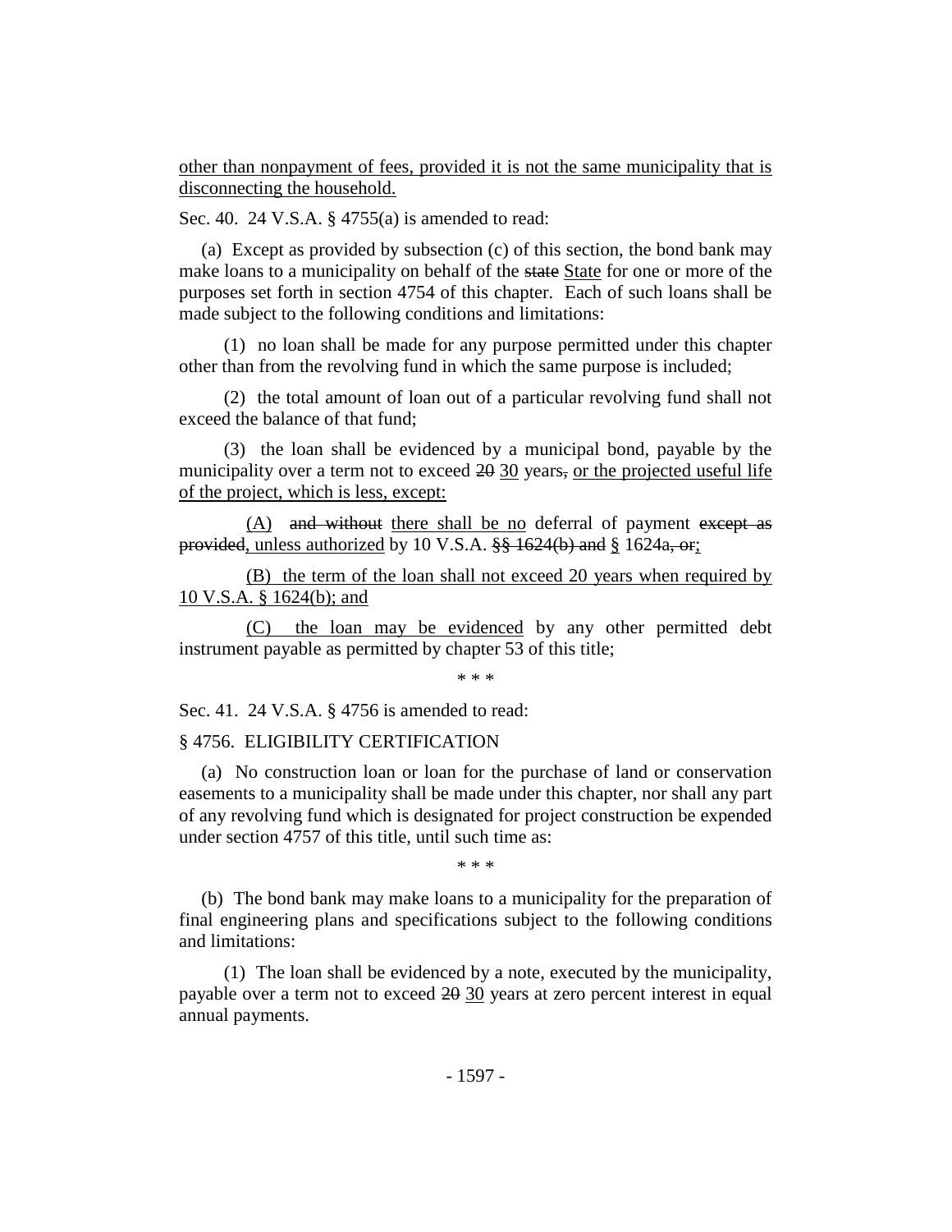other than nonpayment of fees, provided it is not the same municipality that is disconnecting the household.

Sec. 40. 24 V.S.A. § 4755(a) is amended to read:

(a) Except as provided by subsection (c) of this section, the bond bank may make loans to a municipality on behalf of the ~~state~~ State for one or more of the purposes set forth in section 4754 of this chapter. Each of such loans shall be made subject to the following conditions and limitations:

(1) no loan shall be made for any purpose permitted under this chapter other than from the revolving fund in which the same purpose is included;

(2) the total amount of loan out of a particular revolving fund shall not exceed the balance of that fund;

(3) the loan shall be evidenced by a municipal bond, payable by the municipality over a term not to exceed ~~20~~ 30 years~~,~~ or the projected useful life of the project, which is less, except:

(A) ~~and without~~ there shall be no deferral of payment ~~except as provided~~, unless authorized by 10 V.S.A. ~~§§ 1624(b) and~~ § 1624a~~, or~~;

(B) the term of the loan shall not exceed 20 years when required by 10 V.S.A. § 1624(b); and

(C) the loan may be evidenced by any other permitted debt instrument payable as permitted by chapter 53 of this title;

\* \* \*

Sec. 41. 24 V.S.A. § 4756 is amended to read:

§ 4756. ELIGIBILITY CERTIFICATION

(a) No construction loan or loan for the purchase of land or conservation easements to a municipality shall be made under this chapter, nor shall any part of any revolving fund which is designated for project construction be expended under section 4757 of this title, until such time as:

\* \* \*

(b) The bond bank may make loans to a municipality for the preparation of final engineering plans and specifications subject to the following conditions and limitations:

(1) The loan shall be evidenced by a note, executed by the municipality, payable over a term not to exceed ~~20~~ 30 years at zero percent interest in equal annual payments.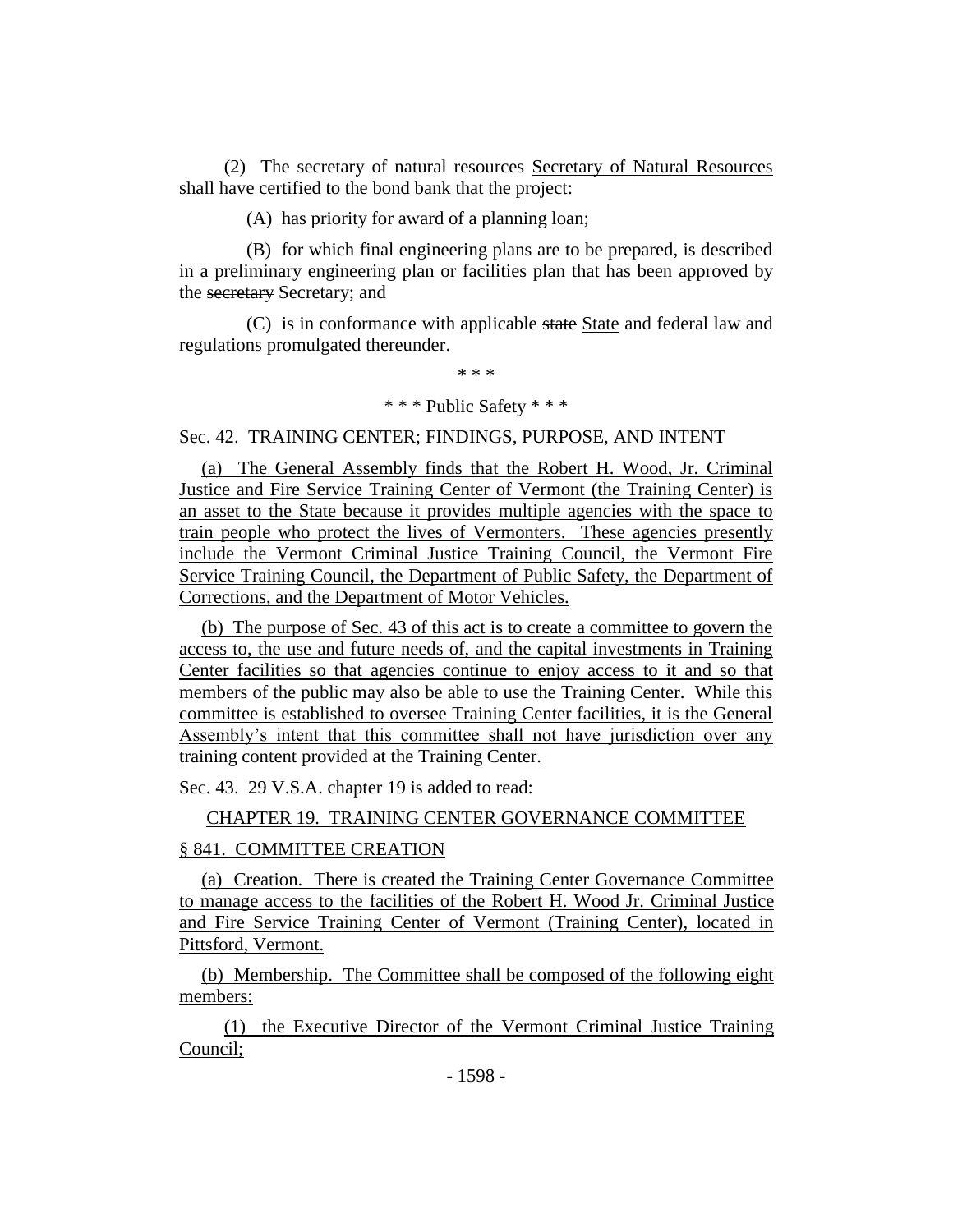(2) The ~~secretary of natural resources~~ Secretary of Natural Resources shall have certified to the bond bank that the project:

(A) has priority for award of a planning loan;

(B) for which final engineering plans are to be prepared, is described in a preliminary engineering plan or facilities plan that has been approved by the ~~secretary~~ Secretary; and

(C) is in conformance with applicable ~~state~~ State and federal law and regulations promulgated thereunder.

\* \* \*

\* \* \* Public Safety \* \* \*

Sec. 42. TRAINING CENTER; FINDINGS, PURPOSE, AND INTENT

(a) The General Assembly finds that the Robert H. Wood, Jr. Criminal Justice and Fire Service Training Center of Vermont (the Training Center) is an asset to the State because it provides multiple agencies with the space to train people who protect the lives of Vermonters. These agencies presently include the Vermont Criminal Justice Training Council, the Vermont Fire Service Training Council, the Department of Public Safety, the Department of Corrections, and the Department of Motor Vehicles.

(b) The purpose of Sec. 43 of this act is to create a committee to govern the access to, the use and future needs of, and the capital investments in Training Center facilities so that agencies continue to enjoy access to it and so that members of the public may also be able to use the Training Center. While this committee is established to oversee Training Center facilities, it is the General Assembly's intent that this committee shall not have jurisdiction over any training content provided at the Training Center.

Sec. 43. 29 V.S.A. chapter 19 is added to read:

CHAPTER 19. TRAINING CENTER GOVERNANCE COMMITTEE

§ 841. COMMITTEE CREATION

(a) Creation. There is created the Training Center Governance Committee to manage access to the facilities of the Robert H. Wood Jr. Criminal Justice and Fire Service Training Center of Vermont (Training Center), located in Pittsford, Vermont.

(b) Membership. The Committee shall be composed of the following eight members:

(1) the Executive Director of the Vermont Criminal Justice Training Council;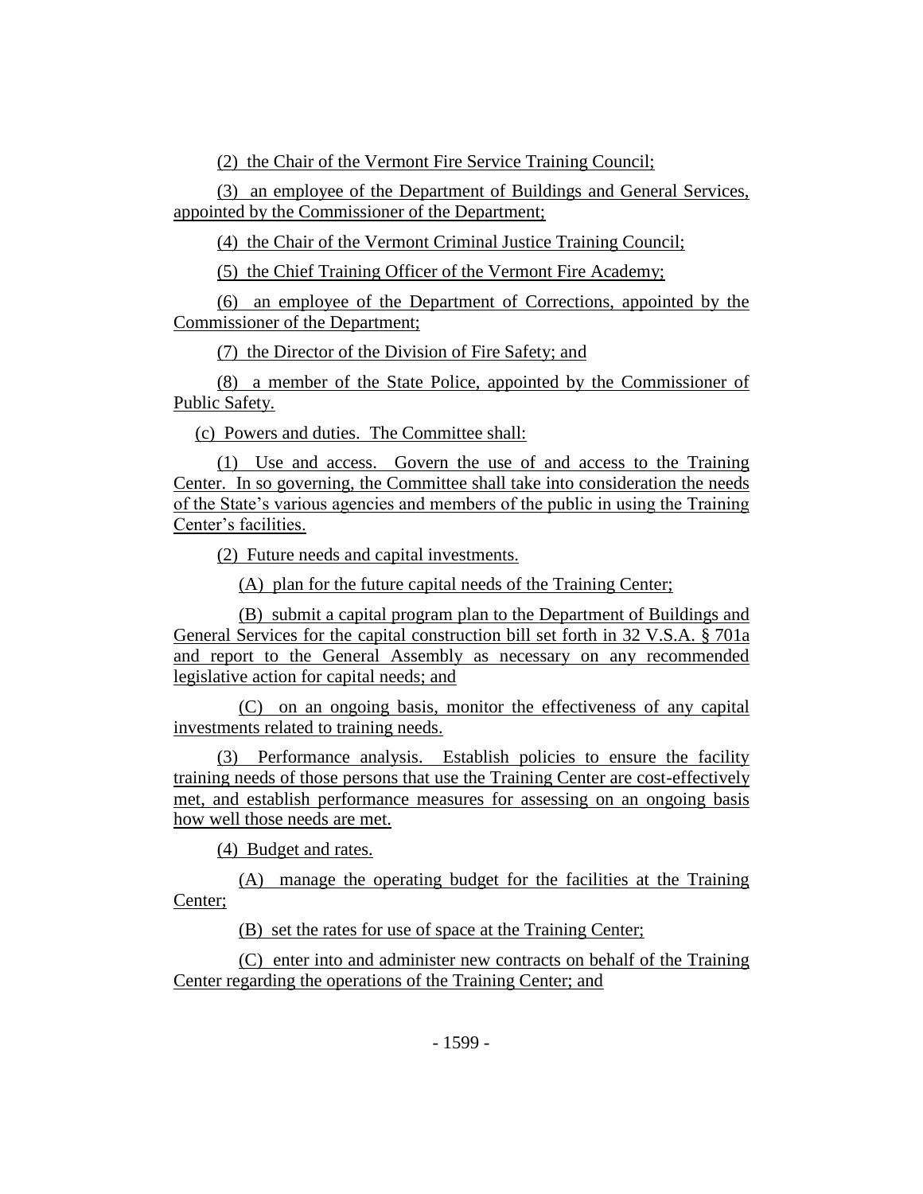(2) the Chair of the Vermont Fire Service Training Council;

(3) an employee of the Department of Buildings and General Services, appointed by the Commissioner of the Department;

(4) the Chair of the Vermont Criminal Justice Training Council;

(5) the Chief Training Officer of the Vermont Fire Academy;

(6) an employee of the Department of Corrections, appointed by the Commissioner of the Department;

(7) the Director of the Division of Fire Safety; and

(8) a member of the State Police, appointed by the Commissioner of Public Safety.

(c) Powers and duties. The Committee shall:

(1) Use and access. Govern the use of and access to the Training Center. In so governing, the Committee shall take into consideration the needs of the State's various agencies and members of the public in using the Training Center's facilities.

(2) Future needs and capital investments.

(A) plan for the future capital needs of the Training Center;

(B) submit a capital program plan to the Department of Buildings and General Services for the capital construction bill set forth in 32 V.S.A. § 701a and report to the General Assembly as necessary on any recommended legislative action for capital needs; and

(C) on an ongoing basis, monitor the effectiveness of any capital investments related to training needs.

(3) Performance analysis. Establish policies to ensure the facility training needs of those persons that use the Training Center are cost-effectively met, and establish performance measures for assessing on an ongoing basis how well those needs are met.

(4) Budget and rates.

(A) manage the operating budget for the facilities at the Training Center;

(B) set the rates for use of space at the Training Center;

(C) enter into and administer new contracts on behalf of the Training Center regarding the operations of the Training Center; and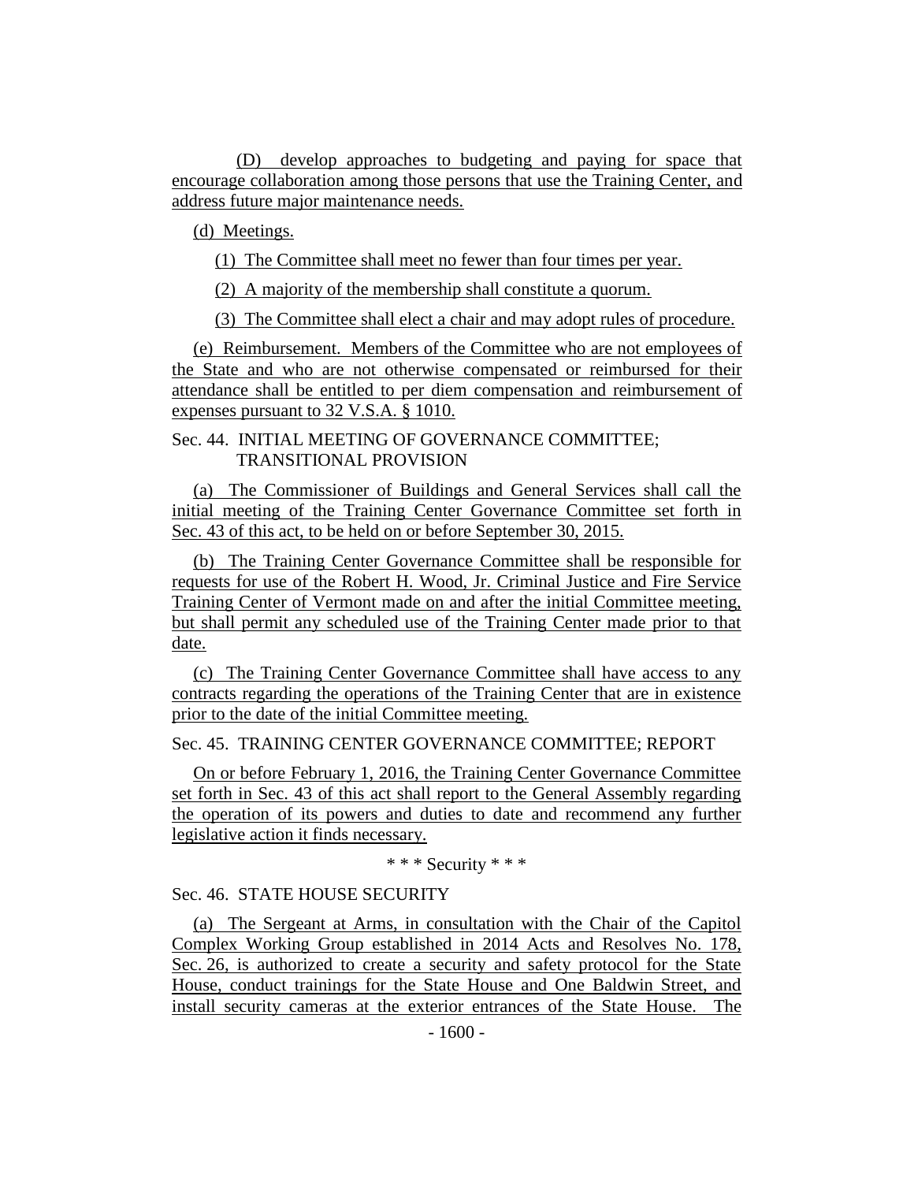(D) develop approaches to budgeting and paying for space that encourage collaboration among those persons that use the Training Center, and address future major maintenance needs.

(d) Meetings.

(1) The Committee shall meet no fewer than four times per year.

(2) A majority of the membership shall constitute a quorum.

(3) The Committee shall elect a chair and may adopt rules of procedure.

(e) Reimbursement. Members of the Committee who are not employees of the State and who are not otherwise compensated or reimbursed for their attendance shall be entitled to per diem compensation and reimbursement of expenses pursuant to 32 V.S.A. § 1010.

Sec. 44. INITIAL MEETING OF GOVERNANCE COMMITTEE; TRANSITIONAL PROVISION

(a) The Commissioner of Buildings and General Services shall call the initial meeting of the Training Center Governance Committee set forth in Sec. 43 of this act, to be held on or before September 30, 2015.

(b) The Training Center Governance Committee shall be responsible for requests for use of the Robert H. Wood, Jr. Criminal Justice and Fire Service Training Center of Vermont made on and after the initial Committee meeting, but shall permit any scheduled use of the Training Center made prior to that date.

(c) The Training Center Governance Committee shall have access to any contracts regarding the operations of the Training Center that are in existence prior to the date of the initial Committee meeting.

Sec. 45. TRAINING CENTER GOVERNANCE COMMITTEE; REPORT

On or before February 1, 2016, the Training Center Governance Committee set forth in Sec. 43 of this act shall report to the General Assembly regarding the operation of its powers and duties to date and recommend any further legislative action it finds necessary.

\* \* \* Security \* \* \*

Sec. 46. STATE HOUSE SECURITY

(a) The Sergeant at Arms, in consultation with the Chair of the Capitol Complex Working Group established in 2014 Acts and Resolves No. 178, Sec. 26, is authorized to create a security and safety protocol for the State House, conduct trainings for the State House and One Baldwin Street, and install security cameras at the exterior entrances of the State House. The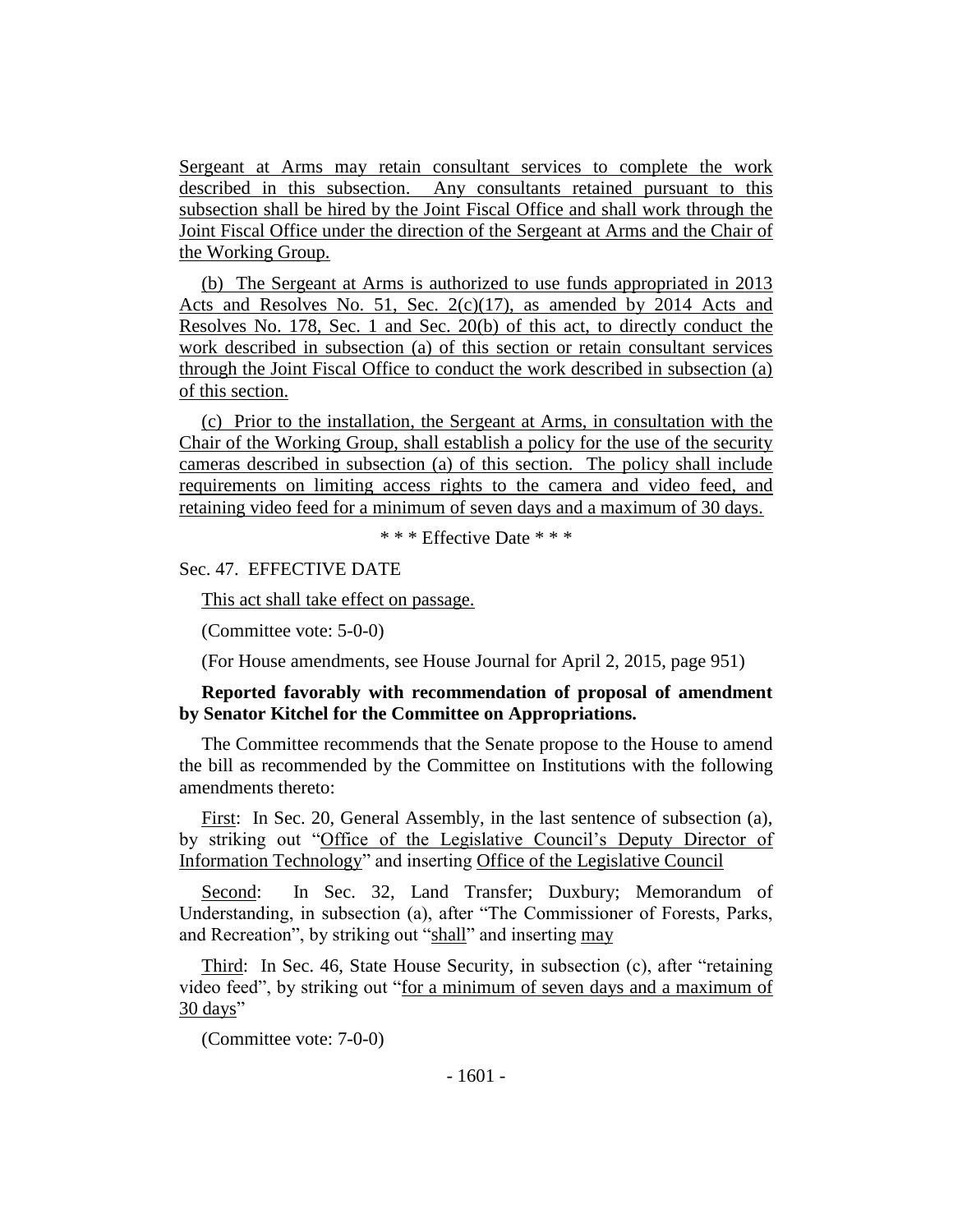Sergeant at Arms may retain consultant services to complete the work described in this subsection. Any consultants retained pursuant to this subsection shall be hired by the Joint Fiscal Office and shall work through the Joint Fiscal Office under the direction of the Sergeant at Arms and the Chair of the Working Group.

(b) The Sergeant at Arms is authorized to use funds appropriated in 2013 Acts and Resolves No. 51, Sec. 2(c)(17), as amended by 2014 Acts and Resolves No. 178, Sec. 1 and Sec. 20(b) of this act, to directly conduct the work described in subsection (a) of this section or retain consultant services through the Joint Fiscal Office to conduct the work described in subsection (a) of this section.

(c) Prior to the installation, the Sergeant at Arms, in consultation with the Chair of the Working Group, shall establish a policy for the use of the security cameras described in subsection (a) of this section. The policy shall include requirements on limiting access rights to the camera and video feed, and retaining video feed for a minimum of seven days and a maximum of 30 days.

\* \* \* Effective Date \* \* \*

Sec. 47. EFFECTIVE DATE

This act shall take effect on passage.

(Committee vote: 5-0-0)

(For House amendments, see House Journal for April 2, 2015, page 951)

**Reported favorably with recommendation of proposal of amendment by Senator Kitchel for the Committee on Appropriations.**

The Committee recommends that the Senate propose to the House to amend the bill as recommended by the Committee on Institutions with the following amendments thereto:

First: In Sec. 20, General Assembly, in the last sentence of subsection (a), by striking out "Office of the Legislative Council's Deputy Director of Information Technology" and inserting Office of the Legislative Council

Second: In Sec. 32, Land Transfer; Duxbury; Memorandum of Understanding, in subsection (a), after "The Commissioner of Forests, Parks, and Recreation", by striking out "shall" and inserting may

Third: In Sec. 46, State House Security, in subsection (c), after "retaining video feed", by striking out "for a minimum of seven days and a maximum of 30 days"

(Committee vote: 7-0-0)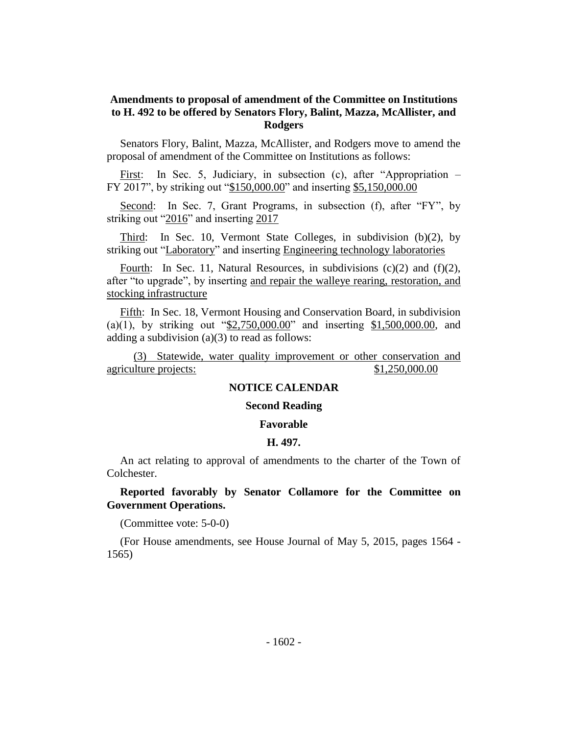**Amendments to proposal of amendment of the Committee on Institutions to H. 492 to be offered by Senators Flory, Balint, Mazza, McAllister, and Rodgers**

Senators Flory, Balint, Mazza, McAllister, and Rodgers move to amend the proposal of amendment of the Committee on Institutions as follows:

First: In Sec. 5, Judiciary, in subsection (c), after "Appropriation – FY 2017", by striking out "$150,000.00" and inserting $5,150,000.00

Second: In Sec. 7, Grant Programs, in subsection (f), after "FY", by striking out "2016" and inserting 2017

Third: In Sec. 10, Vermont State Colleges, in subdivision (b)(2), by striking out "Laboratory" and inserting Engineering technology laboratories

Fourth: In Sec. 11, Natural Resources, in subdivisions (c)(2) and (f)(2), after "to upgrade", by inserting and repair the walleye rearing, restoration, and stocking infrastructure

Fifth: In Sec. 18, Vermont Housing and Conservation Board, in subdivision (a)(1), by striking out "$2,750,000.00" and inserting $1,500,000.00, and adding a subdivision (a)(3) to read as follows:

(3) Statewide, water quality improvement or other conservation and agriculture projects: $1,250,000.00

## NOTICE CALENDAR

### Second Reading

### Favorable

### H. 497.

An act relating to approval of amendments to the charter of the Town of Colchester.

**Reported favorably by Senator Collamore for the Committee on Government Operations.**

(Committee vote: 5-0-0)

(For House amendments, see House Journal of May 5, 2015, pages 1564 - 1565)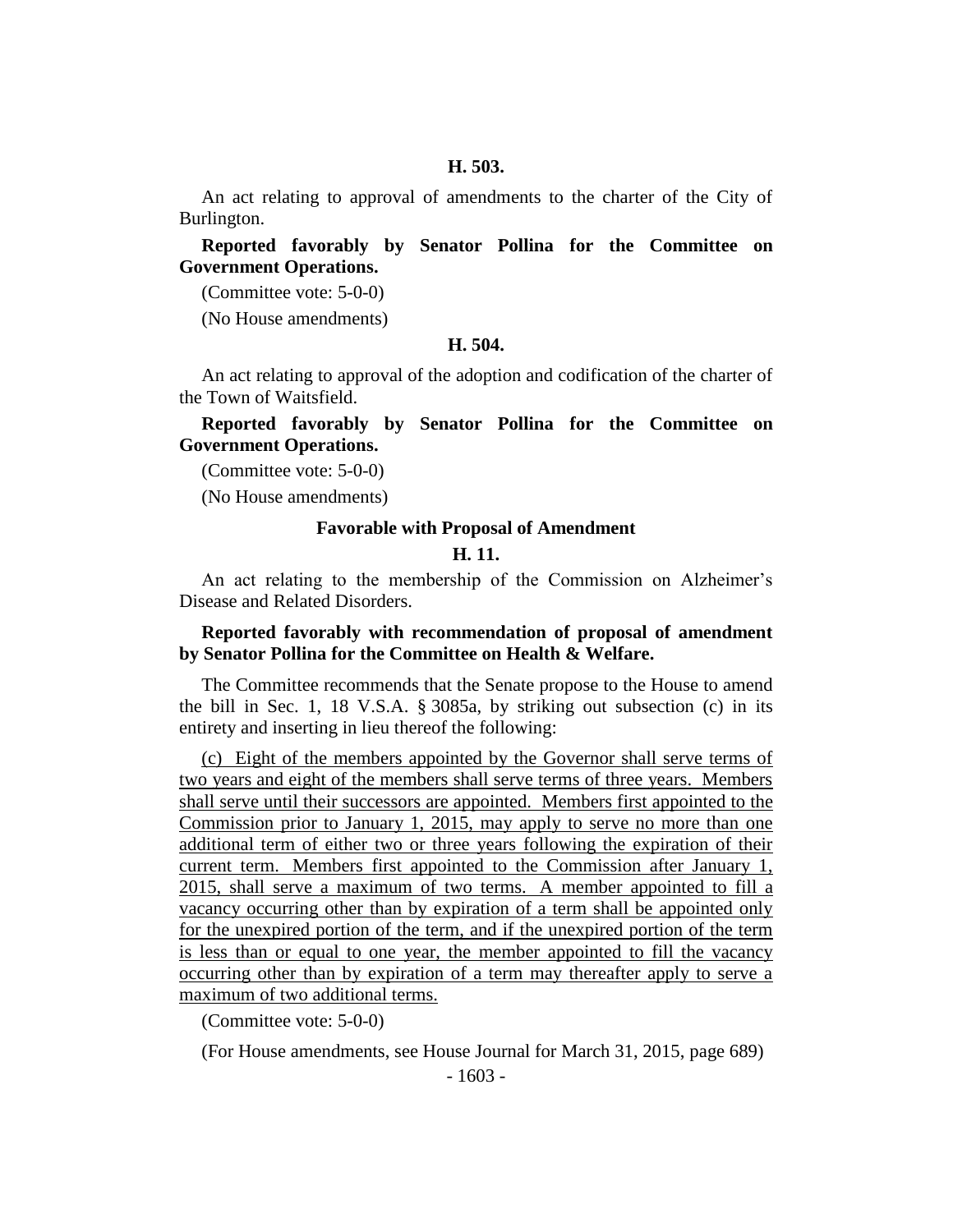**H. 503.**

An act relating to approval of amendments to the charter of the City of Burlington.

**Reported favorably by Senator Pollina for the Committee on Government Operations.**

(Committee vote: 5-0-0)

(No House amendments)

**H. 504.**

An act relating to approval of the adoption and codification of the charter of the Town of Waitsfield.

**Reported favorably by Senator Pollina for the Committee on Government Operations.**

(Committee vote: 5-0-0)

(No House amendments)

**Favorable with Proposal of Amendment**

**H. 11.**

An act relating to the membership of the Commission on Alzheimer's Disease and Related Disorders.

**Reported favorably with recommendation of proposal of amendment by Senator Pollina for the Committee on Health & Welfare.**

The Committee recommends that the Senate propose to the House to amend the bill in Sec. 1, 18 V.S.A. § 3085a, by striking out subsection (c) in its entirety and inserting in lieu thereof the following:

(c) Eight of the members appointed by the Governor shall serve terms of two years and eight of the members shall serve terms of three years. Members shall serve until their successors are appointed. Members first appointed to the Commission prior to January 1, 2015, may apply to serve no more than one additional term of either two or three years following the expiration of their current term. Members first appointed to the Commission after January 1, 2015, shall serve a maximum of two terms. A member appointed to fill a vacancy occurring other than by expiration of a term shall be appointed only for the unexpired portion of the term, and if the unexpired portion of the term is less than or equal to one year, the member appointed to fill the vacancy occurring other than by expiration of a term may thereafter apply to serve a maximum of two additional terms.

(Committee vote: 5-0-0)

(For House amendments, see House Journal for March 31, 2015, page 689)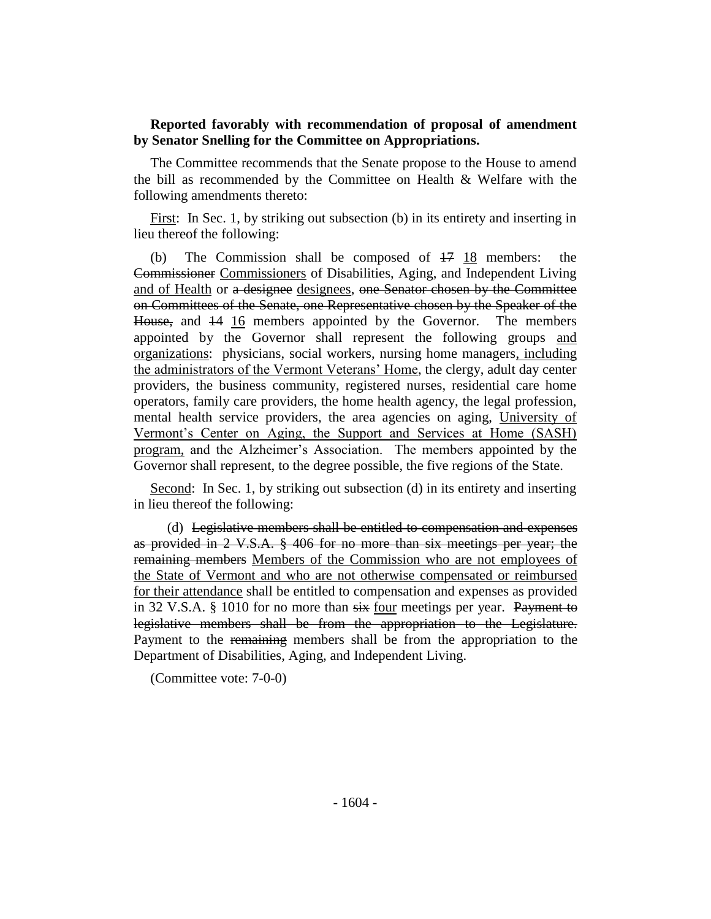**Reported favorably with recommendation of proposal of amendment by Senator Snelling for the Committee on Appropriations.**

The Committee recommends that the Senate propose to the House to amend the bill as recommended by the Committee on Health & Welfare with the following amendments thereto:

<u>First</u>: In Sec. 1, by striking out subsection (b) in its entirety and inserting in lieu thereof the following:

(b) The Commission shall be composed of ~~17~~ <u>18</u> members: the ~~Commissioner~~ <u>Commissioners</u> of Disabilities, Aging, and Independent Living <u>and of Health</u> or ~~a designee~~ <u>designees</u>, ~~one Senator chosen by the Committee on Committees of the Senate, one Representative chosen by the Speaker of the House,~~ and ~~14~~ <u>16</u> members appointed by the Governor. The members appointed by the Governor shall represent the following groups <u>and organizations</u>: physicians, social workers, nursing home managers<u>, including the administrators of the Vermont Veterans' Home</u>, the clergy, adult day center providers, the business community, registered nurses, residential care home operators, family care providers, the home health agency, the legal profession, mental health service providers, the area agencies on aging, <u>University of Vermont's Center on Aging, the Support and Services at Home (SASH) program,</u> and the Alzheimer's Association. The members appointed by the Governor shall represent, to the degree possible, the five regions of the State.

<u>Second</u>: In Sec. 1, by striking out subsection (d) in its entirety and inserting in lieu thereof the following:

(d) ~~Legislative members shall be entitled to compensation and expenses as provided in 2 V.S.A. § 406 for no more than six meetings per year; the remaining members~~ <u>Members of the Commission who are not employees of the State of Vermont and who are not otherwise compensated or reimbursed for their attendance</u> shall be entitled to compensation and expenses as provided in 32 V.S.A. § 1010 for no more than ~~six~~ <u>four</u> meetings per year. ~~Payment to legislative members shall be from the appropriation to the Legislature.~~ Payment to the ~~remaining~~ members shall be from the appropriation to the Department of Disabilities, Aging, and Independent Living.

(Committee vote: 7-0-0)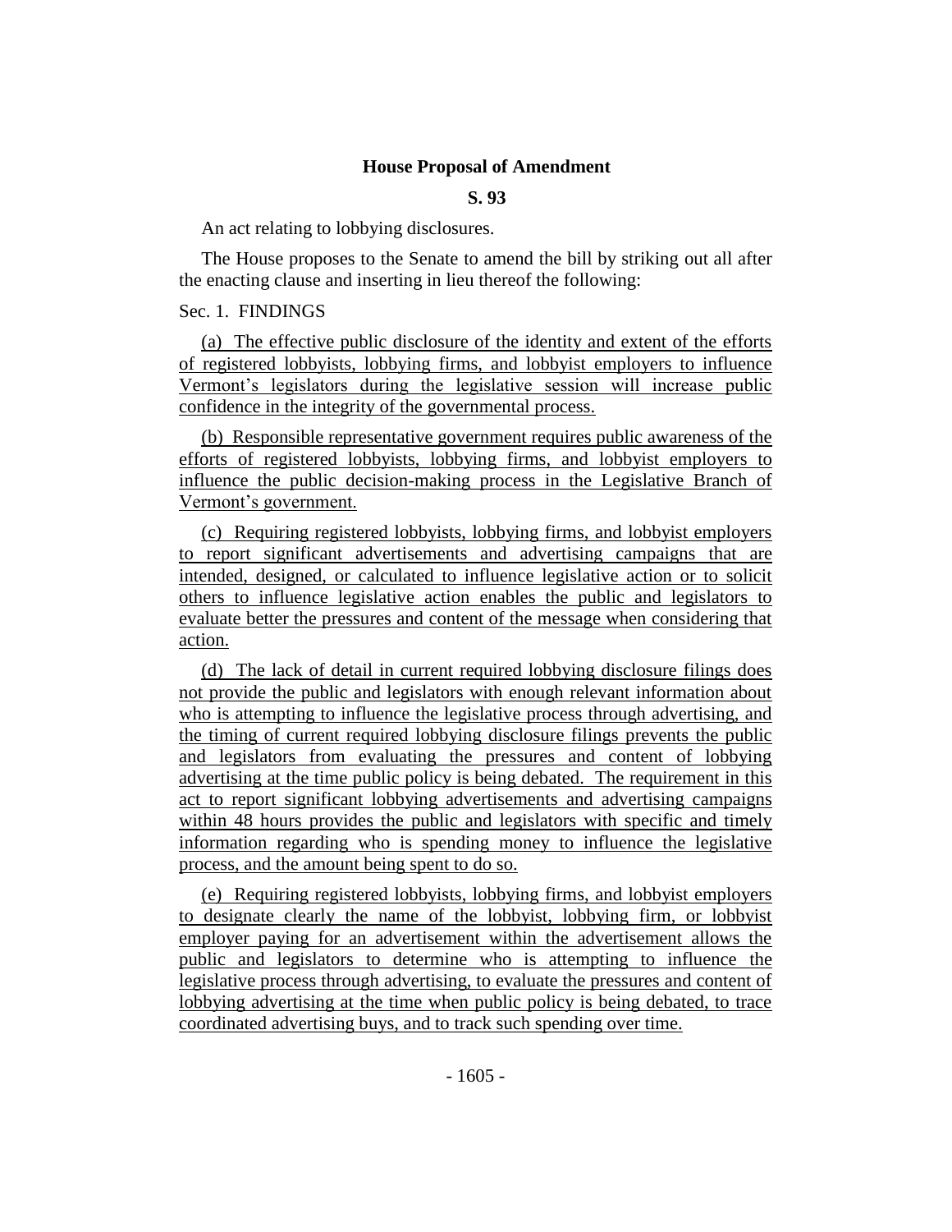**House Proposal of Amendment**

**S. 93**

An act relating to lobbying disclosures.

The House proposes to the Senate to amend the bill by striking out all after the enacting clause and inserting in lieu thereof the following:

Sec. 1. FINDINGS

(a) The effective public disclosure of the identity and extent of the efforts of registered lobbyists, lobbying firms, and lobbyist employers to influence Vermont's legislators during the legislative session will increase public confidence in the integrity of the governmental process.

(b) Responsible representative government requires public awareness of the efforts of registered lobbyists, lobbying firms, and lobbyist employers to influence the public decision-making process in the Legislative Branch of Vermont's government.

(c) Requiring registered lobbyists, lobbying firms, and lobbyist employers to report significant advertisements and advertising campaigns that are intended, designed, or calculated to influence legislative action or to solicit others to influence legislative action enables the public and legislators to evaluate better the pressures and content of the message when considering that action.

(d) The lack of detail in current required lobbying disclosure filings does not provide the public and legislators with enough relevant information about who is attempting to influence the legislative process through advertising, and the timing of current required lobbying disclosure filings prevents the public and legislators from evaluating the pressures and content of lobbying advertising at the time public policy is being debated. The requirement in this act to report significant lobbying advertisements and advertising campaigns within 48 hours provides the public and legislators with specific and timely information regarding who is spending money to influence the legislative process, and the amount being spent to do so.

(e) Requiring registered lobbyists, lobbying firms, and lobbyist employers to designate clearly the name of the lobbyist, lobbying firm, or lobbyist employer paying for an advertisement within the advertisement allows the public and legislators to determine who is attempting to influence the legislative process through advertising, to evaluate the pressures and content of lobbying advertising at the time when public policy is being debated, to trace coordinated advertising buys, and to track such spending over time.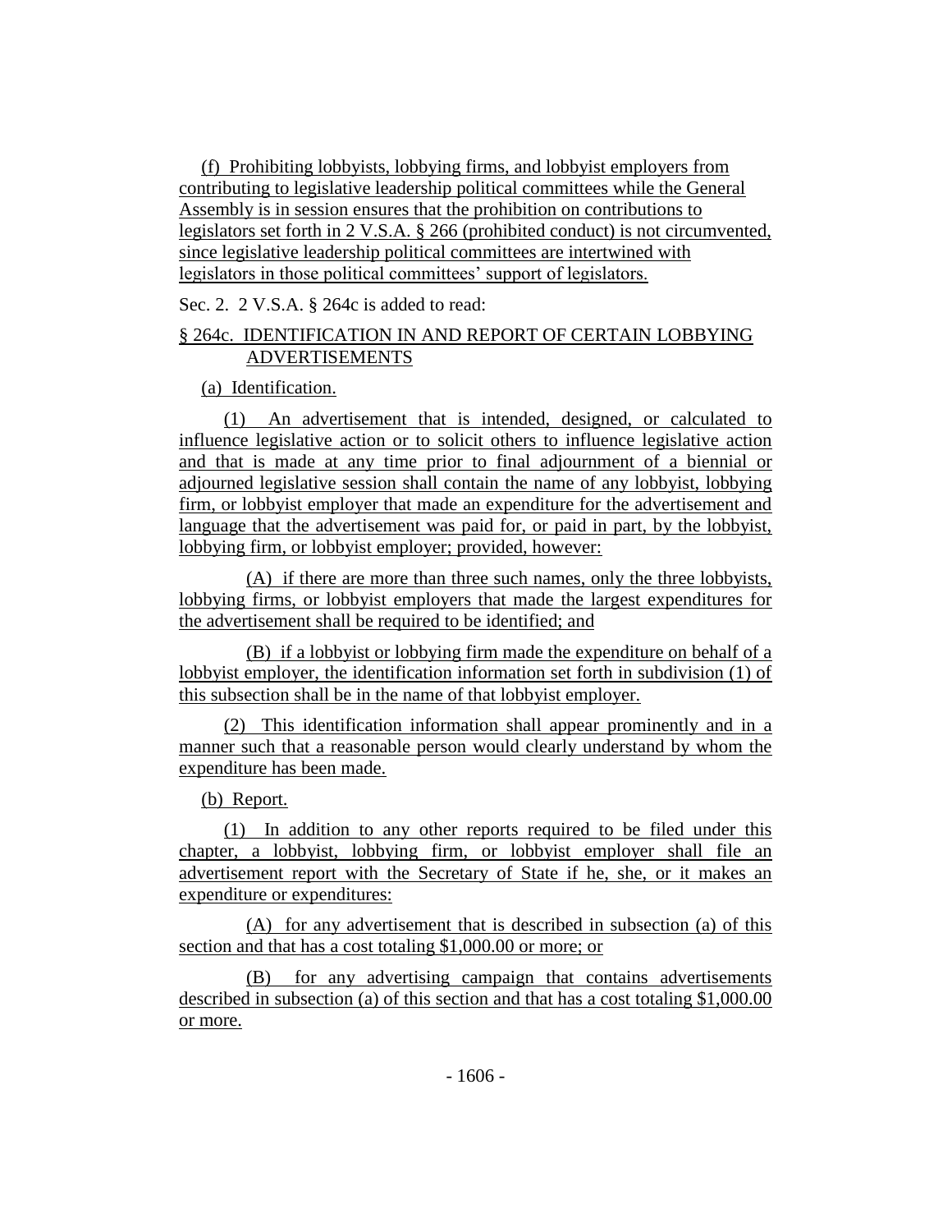(f) Prohibiting lobbyists, lobbying firms, and lobbyist employers from contributing to legislative leadership political committees while the General Assembly is in session ensures that the prohibition on contributions to legislators set forth in 2 V.S.A. § 266 (prohibited conduct) is not circumvented, since legislative leadership political committees are intertwined with legislators in those political committees' support of legislators.

Sec. 2. 2 V.S.A. § 264c is added to read:

§ 264c. IDENTIFICATION IN AND REPORT OF CERTAIN LOBBYING ADVERTISEMENTS

(a) Identification.

(1) An advertisement that is intended, designed, or calculated to influence legislative action or to solicit others to influence legislative action and that is made at any time prior to final adjournment of a biennial or adjourned legislative session shall contain the name of any lobbyist, lobbying firm, or lobbyist employer that made an expenditure for the advertisement and language that the advertisement was paid for, or paid in part, by the lobbyist, lobbying firm, or lobbyist employer; provided, however:

(A) if there are more than three such names, only the three lobbyists, lobbying firms, or lobbyist employers that made the largest expenditures for the advertisement shall be required to be identified; and

(B) if a lobbyist or lobbying firm made the expenditure on behalf of a lobbyist employer, the identification information set forth in subdivision (1) of this subsection shall be in the name of that lobbyist employer.

(2) This identification information shall appear prominently and in a manner such that a reasonable person would clearly understand by whom the expenditure has been made.

(b) Report.

(1) In addition to any other reports required to be filed under this chapter, a lobbyist, lobbying firm, or lobbyist employer shall file an advertisement report with the Secretary of State if he, she, or it makes an expenditure or expenditures:

(A) for any advertisement that is described in subsection (a) of this section and that has a cost totaling $1,000.00 or more; or

(B) for any advertising campaign that contains advertisements described in subsection (a) of this section and that has a cost totaling $1,000.00 or more.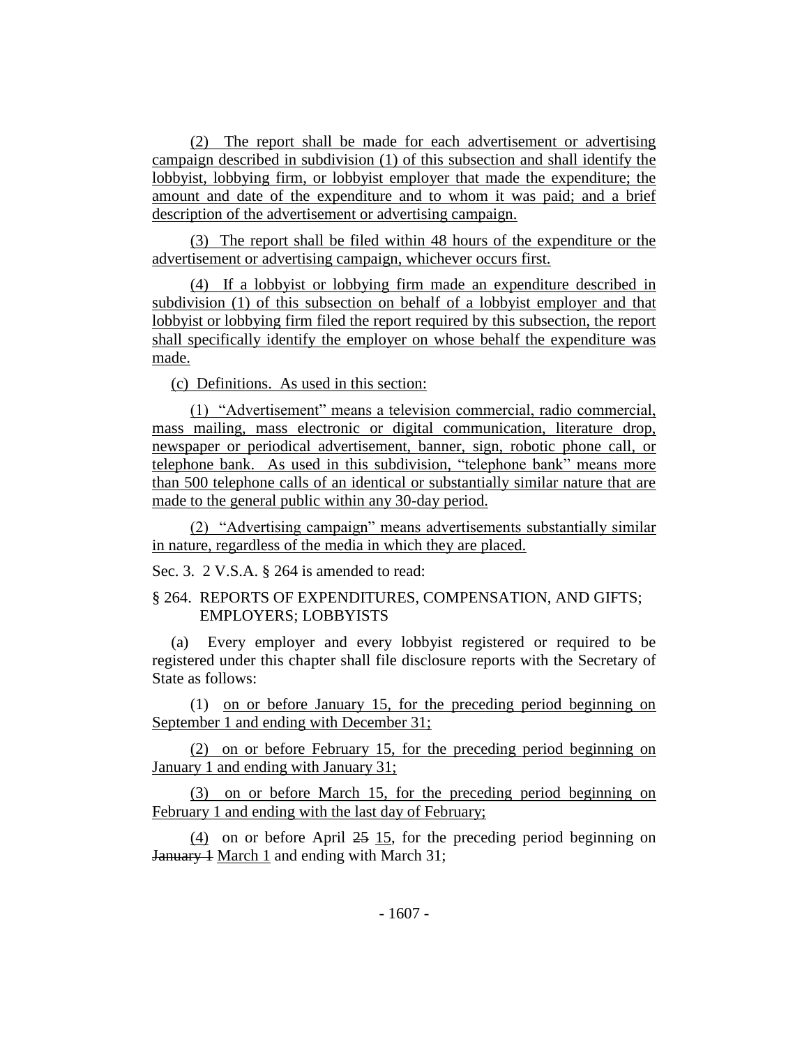(2) The report shall be made for each advertisement or advertising campaign described in subdivision (1) of this subsection and shall identify the lobbyist, lobbying firm, or lobbyist employer that made the expenditure; the amount and date of the expenditure and to whom it was paid; and a brief description of the advertisement or advertising campaign.

(3) The report shall be filed within 48 hours of the expenditure or the advertisement or advertising campaign, whichever occurs first.

(4) If a lobbyist or lobbying firm made an expenditure described in subdivision (1) of this subsection on behalf of a lobbyist employer and that lobbyist or lobbying firm filed the report required by this subsection, the report shall specifically identify the employer on whose behalf the expenditure was made.

(c) Definitions. As used in this section:

(1) "Advertisement" means a television commercial, radio commercial, mass mailing, mass electronic or digital communication, literature drop, newspaper or periodical advertisement, banner, sign, robotic phone call, or telephone bank. As used in this subdivision, "telephone bank" means more than 500 telephone calls of an identical or substantially similar nature that are made to the general public within any 30-day period.

(2) "Advertising campaign" means advertisements substantially similar in nature, regardless of the media in which they are placed.

Sec. 3. 2 V.S.A. § 264 is amended to read:

§ 264. REPORTS OF EXPENDITURES, COMPENSATION, AND GIFTS; EMPLOYERS; LOBBYISTS

(a) Every employer and every lobbyist registered or required to be registered under this chapter shall file disclosure reports with the Secretary of State as follows:

(1) on or before January 15, for the preceding period beginning on September 1 and ending with December 31;

(2) on or before February 15, for the preceding period beginning on January 1 and ending with January 31;

(3) on or before March 15, for the preceding period beginning on February 1 and ending with the last day of February;

(4) on or before April ~~25~~ 15, for the preceding period beginning on ~~January 1~~ March 1 and ending with March 31;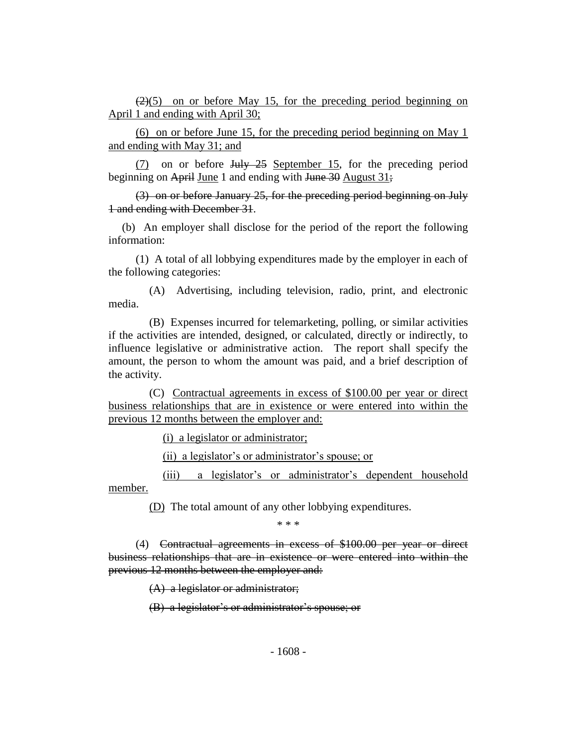~~(2)~~<u>(5)</u> <u>on or before May 15, for the preceding period beginning on April 1 and ending with April 30;</u>

<u>(6) on or before June 15, for the preceding period beginning on May 1 and ending with May 31; and</u>

<u>(7)</u> on or before ~~July 25~~ <u>September 15</u>, for the preceding period beginning on ~~April~~ <u>June</u> 1 and ending with ~~June 30~~ <u>August 31</u>~~;~~

~~(3) on or before January 25, for the preceding period beginning on July 1 and ending with December 31~~.

(b) An employer shall disclose for the period of the report the following information:

(1) A total of all lobbying expenditures made by the employer in each of the following categories:

(A) Advertising, including television, radio, print, and electronic media.

(B) Expenses incurred for telemarketing, polling, or similar activities if the activities are intended, designed, or calculated, directly or indirectly, to influence legislative or administrative action. The report shall specify the amount, the person to whom the amount was paid, and a brief description of the activity.

(C) <u>Contractual agreements in excess of $100.00 per year or direct business relationships that are in existence or were entered into within the previous 12 months between the employer and:</u>

<u>(i) a legislator or administrator;</u>

<u>(ii) a legislator's or administrator's spouse; or</u>

<u>(iii) a legislator's or administrator's dependent household member.</u>

<u>(D)</u> The total amount of any other lobbying expenditures.

\* \* \*

(4) ~~Contractual agreements in excess of $100.00 per year or direct business relationships that are in existence or were entered into within the previous 12 months between the employer and:~~

~~(A) a legislator or administrator;~~

~~(B) a legislator's or administrator's spouse; or~~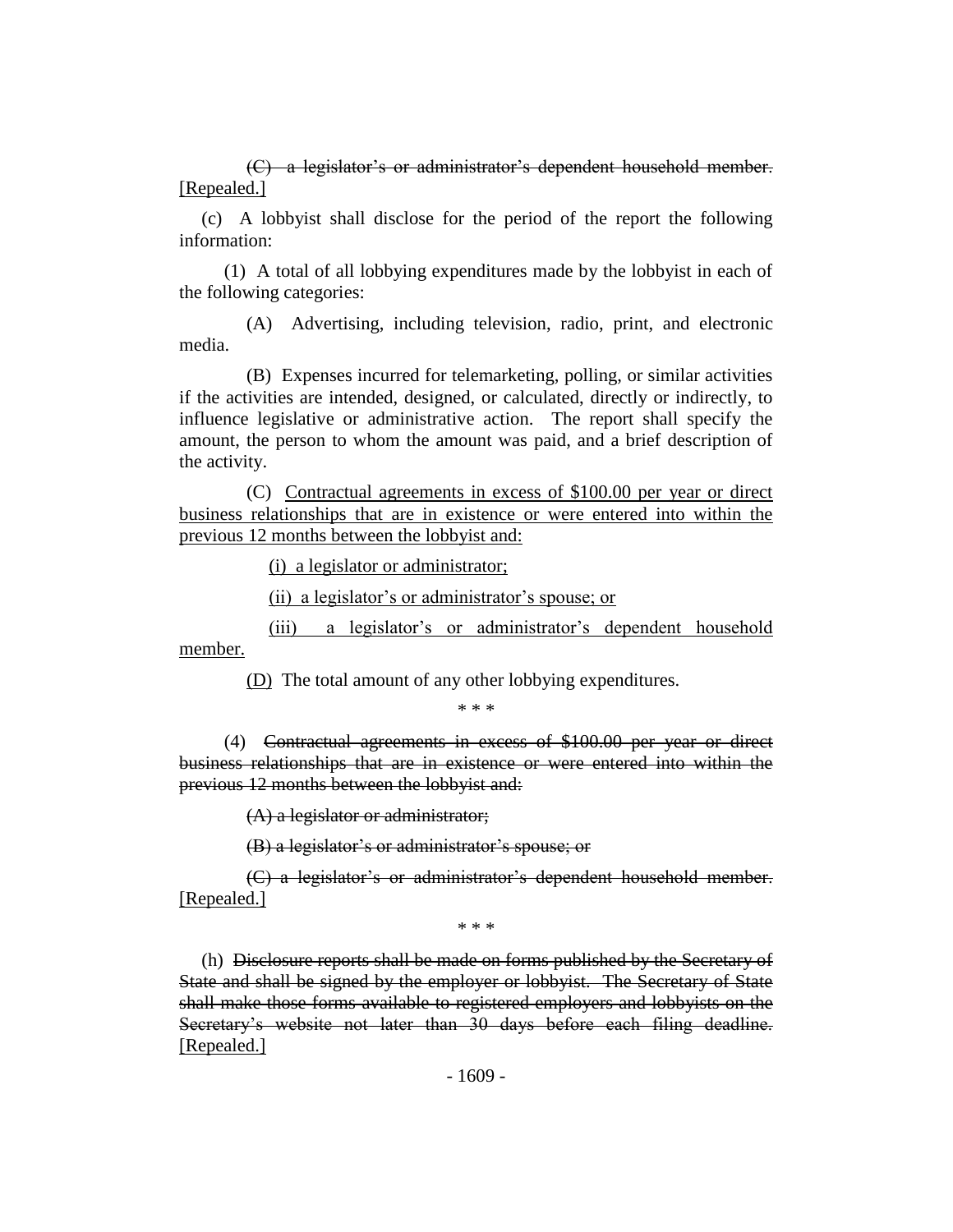~~(C) a legislator's or administrator's dependent household member.~~ [Repealed.]

(c) A lobbyist shall disclose for the period of the report the following information:

(1) A total of all lobbying expenditures made by the lobbyist in each of the following categories:

(A) Advertising, including television, radio, print, and electronic media.

(B) Expenses incurred for telemarketing, polling, or similar activities if the activities are intended, designed, or calculated, directly or indirectly, to influence legislative or administrative action. The report shall specify the amount, the person to whom the amount was paid, and a brief description of the activity.

(C) <u>Contractual agreements in excess of $100.00 per year or direct business relationships that are in existence or were entered into within the previous 12 months between the lobbyist and:</u>

<u>(i) a legislator or administrator;</u>

<u>(ii) a legislator's or administrator's spouse; or</u>

<u>(iii) a legislator's or administrator's dependent household member.</u>

<u>(D)</u> The total amount of any other lobbying expenditures.

\* \* \*

(4) ~~Contractual agreements in excess of $100.00 per year or direct business relationships that are in existence or were entered into within the previous 12 months between the lobbyist and:~~

~~(A) a legislator or administrator;~~

~~(B) a legislator's or administrator's spouse; or~~

~~(C) a legislator's or administrator's dependent household member.~~ [Repealed.]

\* \* \*

(h) ~~Disclosure reports shall be made on forms published by the Secretary of State and shall be signed by the employer or lobbyist. The Secretary of State shall make those forms available to registered employers and lobbyists on the Secretary's website not later than 30 days before each filing deadline.~~ [Repealed.]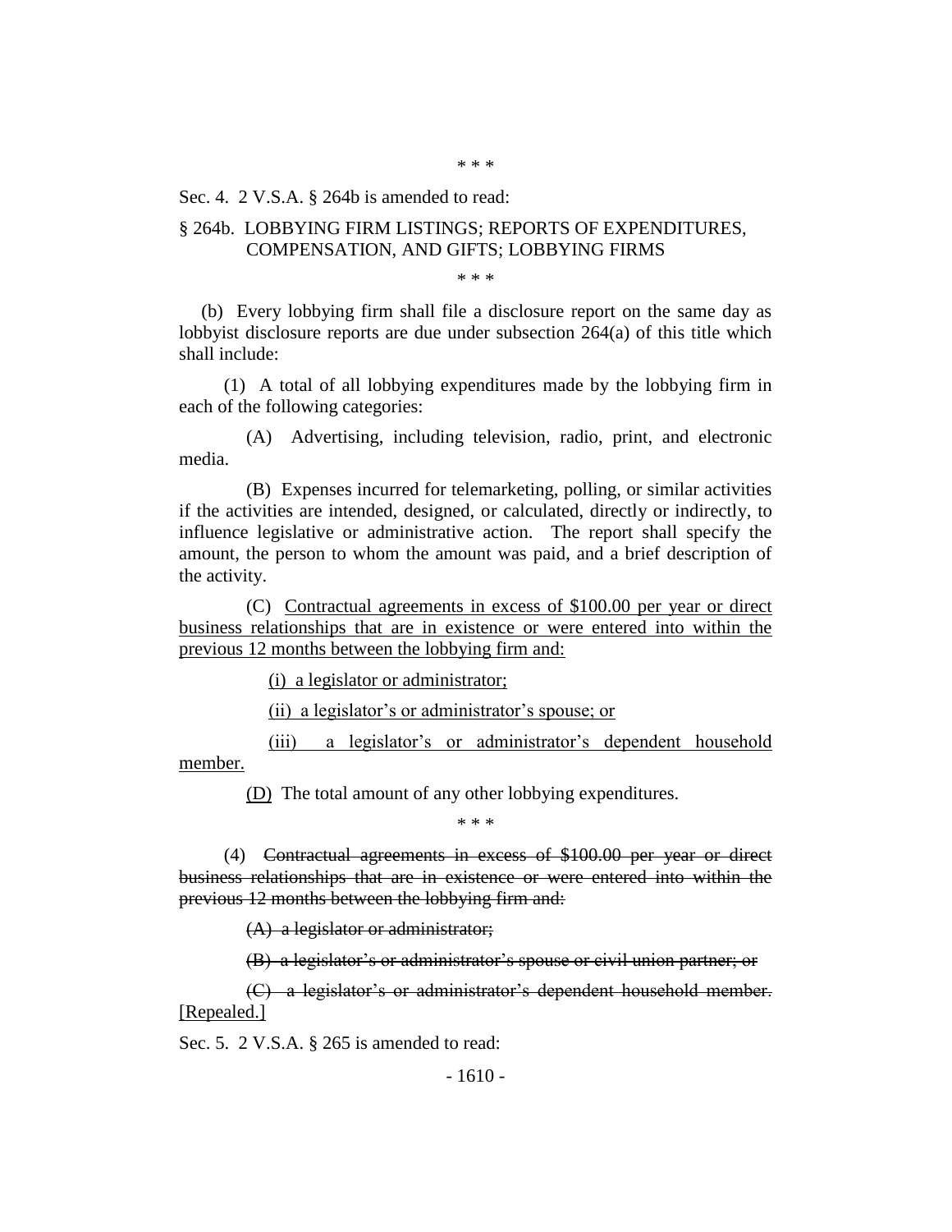\* \* \*

Sec. 4. 2 V.S.A. § 264b is amended to read:

§ 264b. LOBBYING FIRM LISTINGS; REPORTS OF EXPENDITURES, COMPENSATION, AND GIFTS; LOBBYING FIRMS

\* \* \*

(b) Every lobbying firm shall file a disclosure report on the same day as lobbyist disclosure reports are due under subsection 264(a) of this title which shall include:

(1) A total of all lobbying expenditures made by the lobbying firm in each of the following categories:

(A) Advertising, including television, radio, print, and electronic media.

(B) Expenses incurred for telemarketing, polling, or similar activities if the activities are intended, designed, or calculated, directly or indirectly, to influence legislative or administrative action. The report shall specify the amount, the person to whom the amount was paid, and a brief description of the activity.

(C) <u>Contractual agreements in excess of $100.00 per year or direct business relationships that are in existence or were entered into within the previous 12 months between the lobbying firm and:</u>

<u>(i) a legislator or administrator;</u>

<u>(ii) a legislator's or administrator's spouse; or</u>

<u>(iii) a legislator's or administrator's dependent household member.</u>

<u>(D)</u> The total amount of any other lobbying expenditures.

\* \* \*

(4) ~~Contractual agreements in excess of $100.00 per year or direct business relationships that are in existence or were entered into within the previous 12 months between the lobbying firm and:~~

~~(A) a legislator or administrator;~~

~~(B) a legislator's or administrator's spouse or civil union partner; or~~

~~(C) a legislator's or administrator's dependent household member.~~ <u>[Repealed.]</u>

Sec. 5. 2 V.S.A. § 265 is amended to read: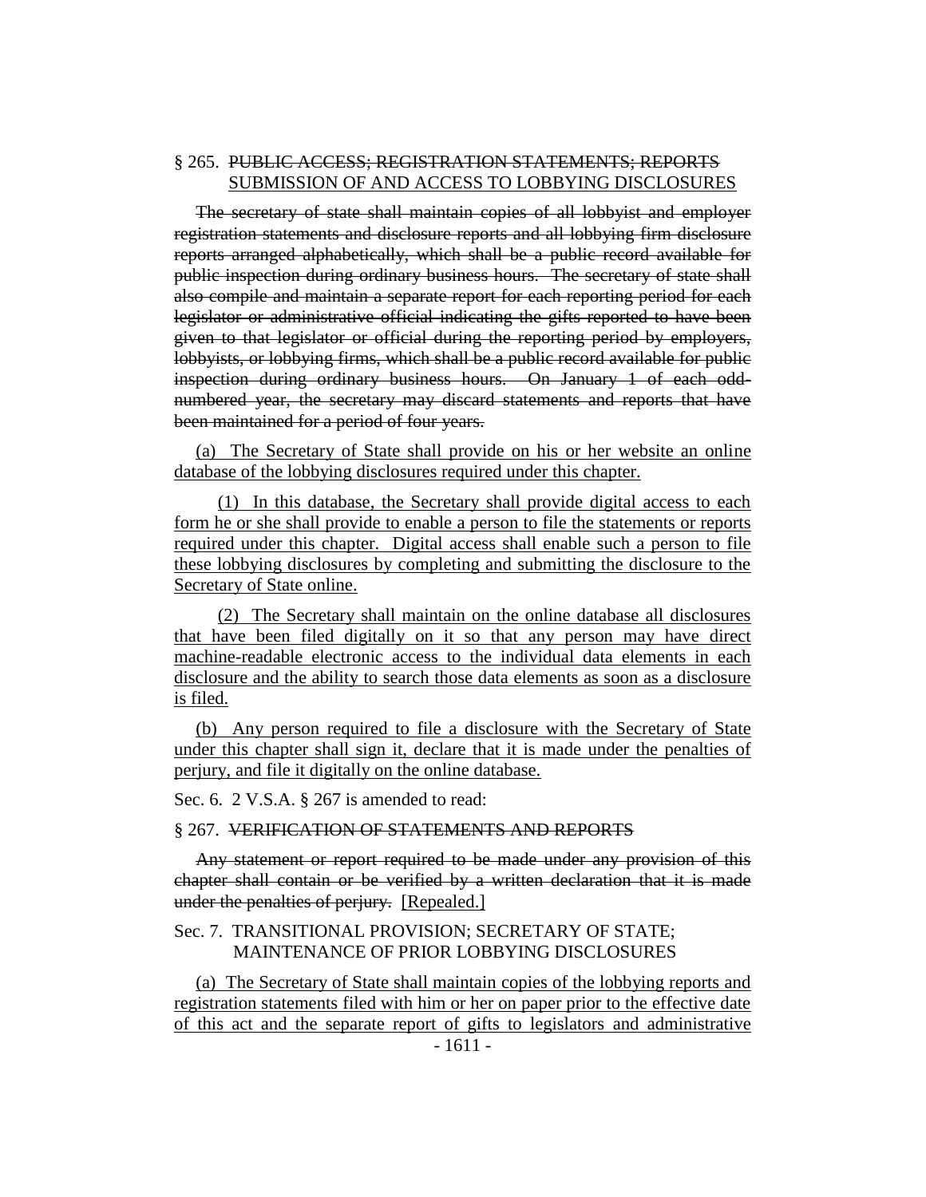§ 265. ~~PUBLIC ACCESS; REGISTRATION STATEMENTS; REPORTS~~ SUBMISSION OF AND ACCESS TO LOBBYING DISCLOSURES

~~The secretary of state shall maintain copies of all lobbyist and employer registration statements and disclosure reports and all lobbying firm disclosure reports arranged alphabetically, which shall be a public record available for public inspection during ordinary business hours. The secretary of state shall also compile and maintain a separate report for each reporting period for each legislator or administrative official indicating the gifts reported to have been given to that legislator or official during the reporting period by employers, lobbyists, or lobbying firms, which shall be a public record available for public inspection during ordinary business hours. On January 1 of each odd-numbered year, the secretary may discard statements and reports that have been maintained for a period of four years.~~

<u>(a) The Secretary of State shall provide on his or her website an online database of the lobbying disclosures required under this chapter.</u>

<u>(1) In this database, the Secretary shall provide digital access to each form he or she shall provide to enable a person to file the statements or reports required under this chapter. Digital access shall enable such a person to file these lobbying disclosures by completing and submitting the disclosure to the Secretary of State online.</u>

<u>(2) The Secretary shall maintain on the online database all disclosures that have been filed digitally on it so that any person may have direct machine-readable electronic access to the individual data elements in each disclosure and the ability to search those data elements as soon as a disclosure is filed.</u>

<u>(b) Any person required to file a disclosure with the Secretary of State under this chapter shall sign it, declare that it is made under the penalties of perjury, and file it digitally on the online database.</u>

Sec. 6. 2 V.S.A. § 267 is amended to read:

§ 267. ~~VERIFICATION OF STATEMENTS AND REPORTS~~

~~Any statement or report required to be made under any provision of this chapter shall contain or be verified by a written declaration that it is made under the penalties of perjury.~~ [Repealed.]

Sec. 7. TRANSITIONAL PROVISION; SECRETARY OF STATE; MAINTENANCE OF PRIOR LOBBYING DISCLOSURES

<u>(a) The Secretary of State shall maintain copies of the lobbying reports and registration statements filed with him or her on paper prior to the effective date of this act and the separate report of gifts to legislators and administrative</u>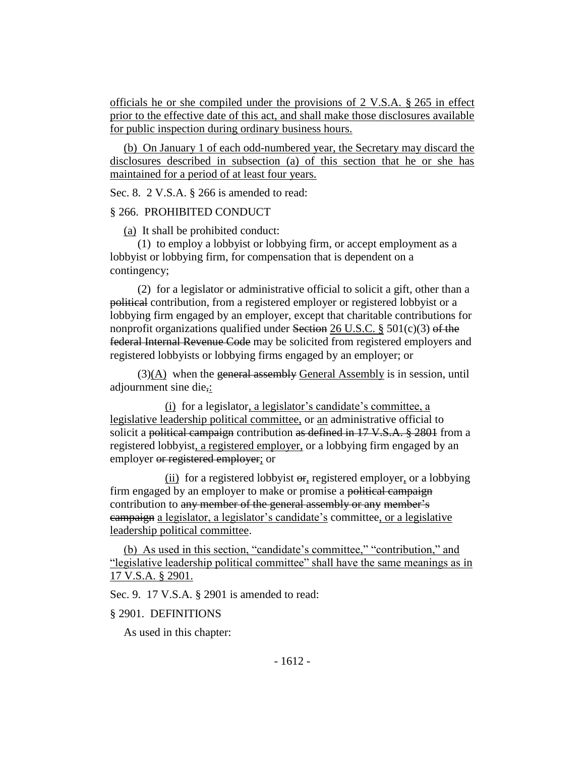<u>officials he or she compiled under the provisions of 2 V.S.A. § 265 in effect prior to the effective date of this act, and shall make those disclosures available for public inspection during ordinary business hours.</u>

<u>(b) On January 1 of each odd-numbered year, the Secretary may discard the disclosures described in subsection (a) of this section that he or she has maintained for a period of at least four years.</u>

Sec. 8. 2 V.S.A. § 266 is amended to read:

§ 266. PROHIBITED CONDUCT

<u>(a)</u> It shall be prohibited conduct:

(1) to employ a lobbyist or lobbying firm, or accept employment as a lobbyist or lobbying firm, for compensation that is dependent on a contingency;

(2) for a legislator or administrative official to solicit a gift, other than a ~~political~~ contribution, from a registered employer or registered lobbyist or a lobbying firm engaged by an employer, except that charitable contributions for nonprofit organizations qualified under ~~Section~~ <u>26 U.S.C. §</u> 501(c)(3) ~~of the federal Internal Revenue Code~~ may be solicited from registered employers and registered lobbyists or lobbying firms engaged by an employer; or

(3)<u>(A)</u> when the ~~general assembly~~ <u>General Assembly</u> is in session, until adjournment sine die~~,~~<u>:</u>

<u>(i)</u> for a legislator<u>, a legislator's candidate's committee, a legislative leadership political committee,</u> or <u>an</u> administrative official to solicit a ~~political campaign~~ contribution ~~as defined in 17 V.S.A. § 2801~~ from a registered lobbyist<u>, a registered employer,</u> or a lobbying firm engaged by an employer ~~or registered employer~~<u>;</u> or

<u>(ii)</u> for a registered lobbyist ~~or~~<u>,</u> registered employer<u>,</u> or a lobbying firm engaged by an employer to make or promise a ~~political campaign~~ contribution to ~~any member of the general assembly or any member's campaign~~ <u>a legislator, a legislator's candidate's</u> committee<u>, or a legislative leadership political committee</u>.

<u>(b) As used in this section, "candidate's committee," "contribution," and "legislative leadership political committee" shall have the same meanings as in 17 V.S.A. § 2901.</u>

Sec. 9. 17 V.S.A. § 2901 is amended to read:

§ 2901. DEFINITIONS

As used in this chapter: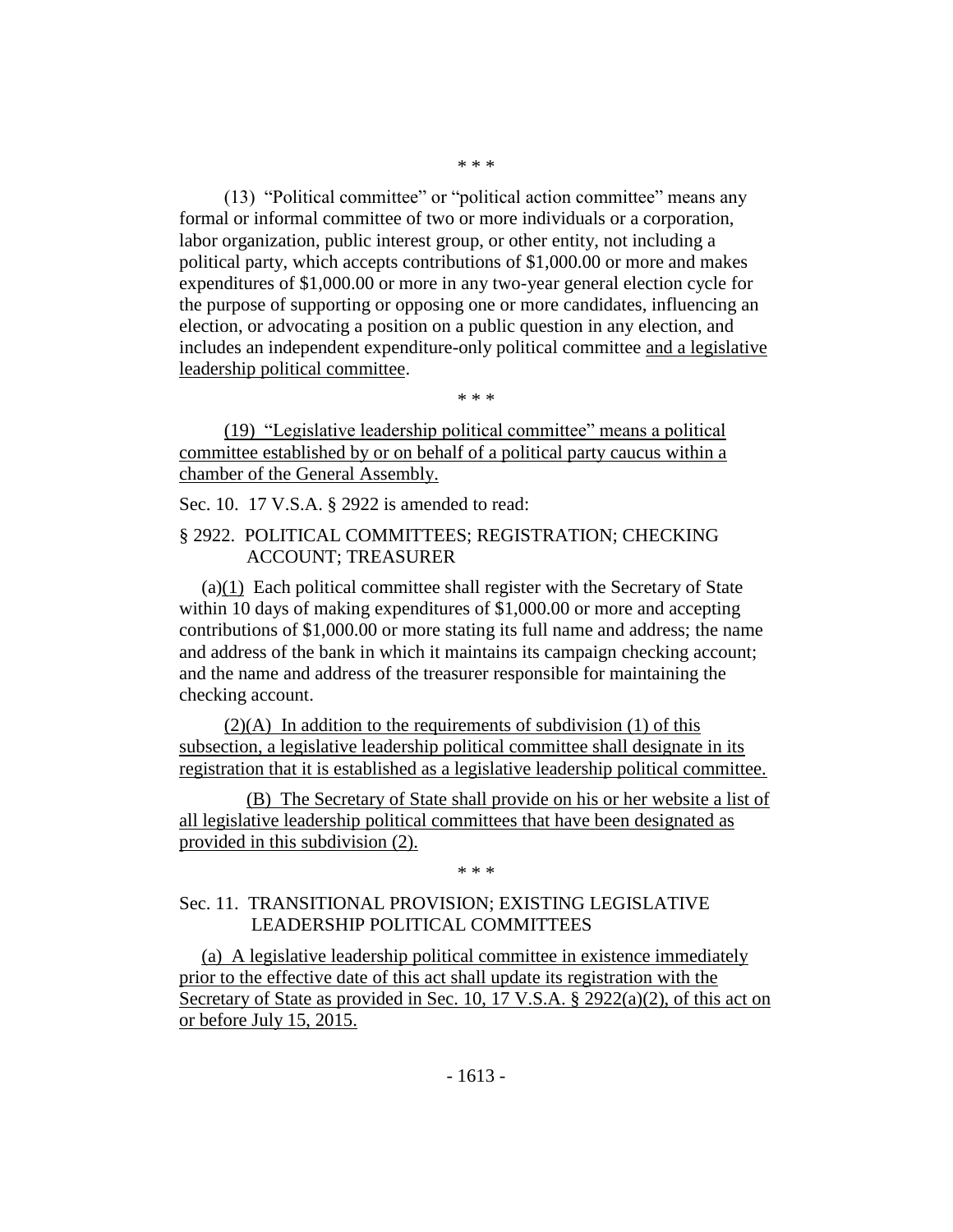\* \* \*

(13) "Political committee" or "political action committee" means any formal or informal committee of two or more individuals or a corporation, labor organization, public interest group, or other entity, not including a political party, which accepts contributions of $1,000.00 or more and makes expenditures of $1,000.00 or more in any two-year general election cycle for the purpose of supporting or opposing one or more candidates, influencing an election, or advocating a position on a public question in any election, and includes an independent expenditure-only political committee <u>and a legislative leadership political committee</u>.

\* \* \*

<u>(19) "Legislative leadership political committee" means a political committee established by or on behalf of a political party caucus within a chamber of the General Assembly.</u>

Sec. 10. 17 V.S.A. § 2922 is amended to read:

§ 2922. POLITICAL COMMITTEES; REGISTRATION; CHECKING ACCOUNT; TREASURER

(a)<u>(1)</u> Each political committee shall register with the Secretary of State within 10 days of making expenditures of $1,000.00 or more and accepting contributions of $1,000.00 or more stating its full name and address; the name and address of the bank in which it maintains its campaign checking account; and the name and address of the treasurer responsible for maintaining the checking account.

<u>(2)(A) In addition to the requirements of subdivision (1) of this subsection, a legislative leadership political committee shall designate in its registration that it is established as a legislative leadership political committee.</u>

<u>(B) The Secretary of State shall provide on his or her website a list of all legislative leadership political committees that have been designated as provided in this subdivision (2).</u>

\* \* \*

Sec. 11. TRANSITIONAL PROVISION; EXISTING LEGISLATIVE LEADERSHIP POLITICAL COMMITTEES

<u>(a) A legislative leadership political committee in existence immediately prior to the effective date of this act shall update its registration with the Secretary of State as provided in Sec. 10, 17 V.S.A. § 2922(a)(2), of this act on or before July 15, 2015.</u>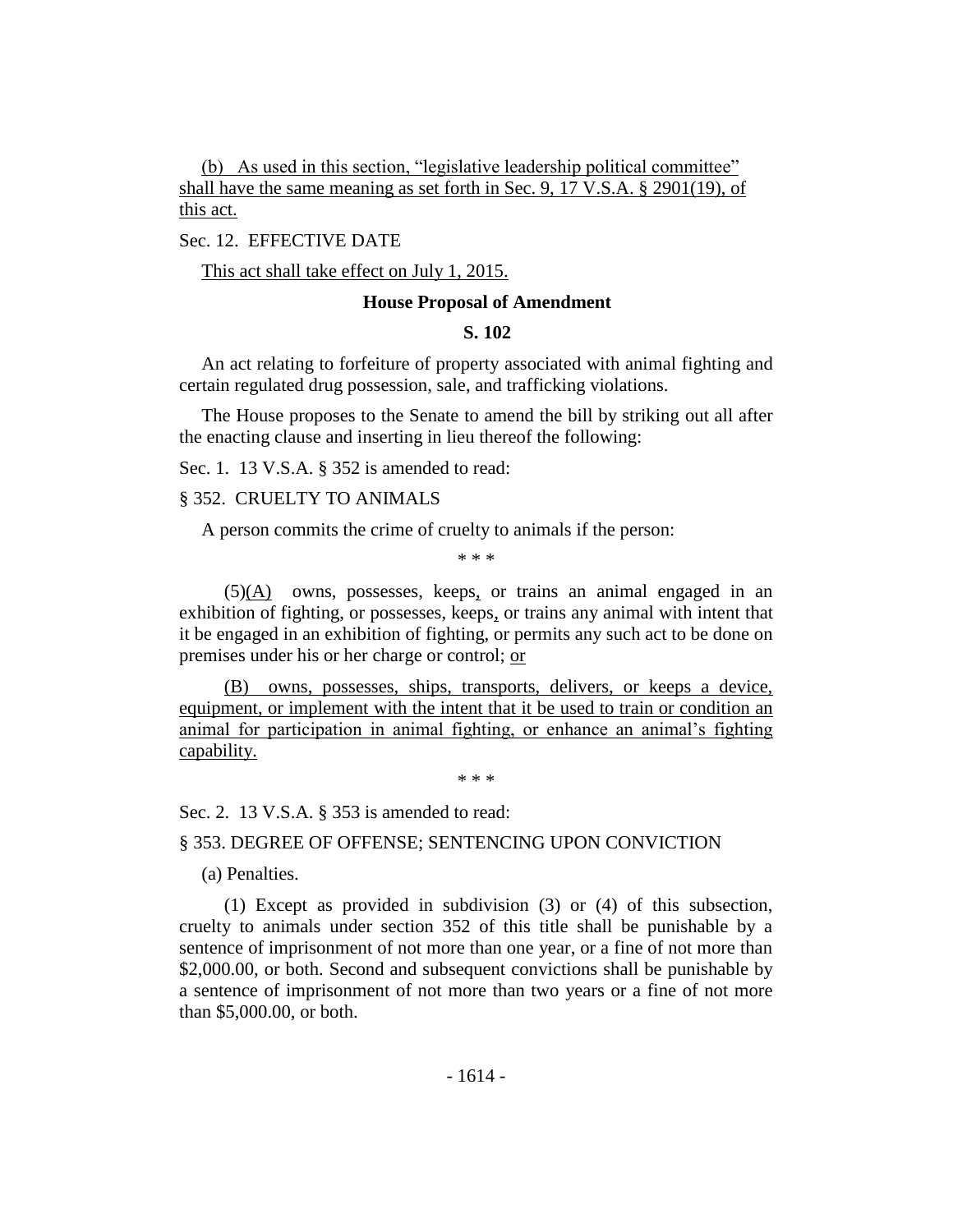(b) As used in this section, "legislative leadership political committee" shall have the same meaning as set forth in Sec. 9, 17 V.S.A. § 2901(19), of this act.

Sec. 12. EFFECTIVE DATE

This act shall take effect on July 1, 2015.

**House Proposal of Amendment**

**S. 102**

An act relating to forfeiture of property associated with animal fighting and certain regulated drug possession, sale, and trafficking violations.

The House proposes to the Senate to amend the bill by striking out all after the enacting clause and inserting in lieu thereof the following:

Sec. 1. 13 V.S.A. § 352 is amended to read:

§ 352. CRUELTY TO ANIMALS

A person commits the crime of cruelty to animals if the person:

\* \* \*

(5)(A) owns, possesses, keeps, or trains an animal engaged in an exhibition of fighting, or possesses, keeps, or trains any animal with intent that it be engaged in an exhibition of fighting, or permits any such act to be done on premises under his or her charge or control; or

(B) owns, possesses, ships, transports, delivers, or keeps a device, equipment, or implement with the intent that it be used to train or condition an animal for participation in animal fighting, or enhance an animal's fighting capability.

\* \* \*

Sec. 2. 13 V.S.A. § 353 is amended to read:

§ 353. DEGREE OF OFFENSE; SENTENCING UPON CONVICTION

(a) Penalties.

(1) Except as provided in subdivision (3) or (4) of this subsection, cruelty to animals under section 352 of this title shall be punishable by a sentence of imprisonment of not more than one year, or a fine of not more than $2,000.00, or both. Second and subsequent convictions shall be punishable by a sentence of imprisonment of not more than two years or a fine of not more than $5,000.00, or both.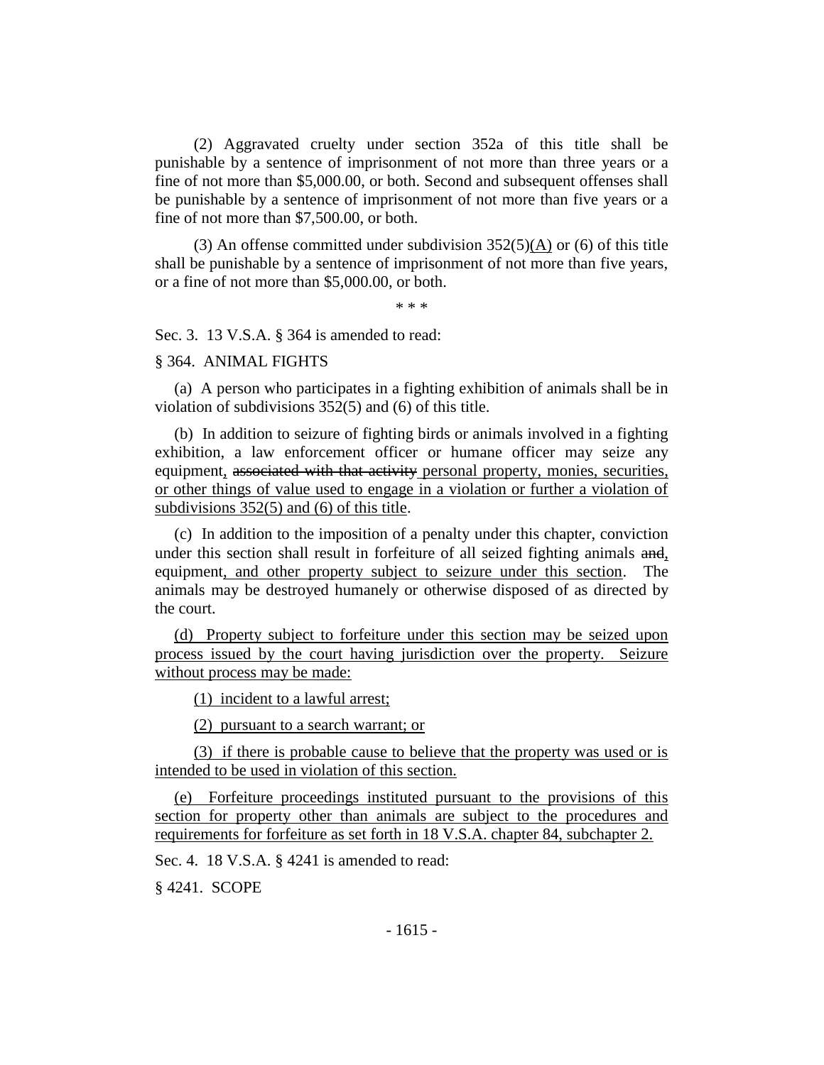(2) Aggravated cruelty under section 352a of this title shall be punishable by a sentence of imprisonment of not more than three years or a fine of not more than $5,000.00, or both. Second and subsequent offenses shall be punishable by a sentence of imprisonment of not more than five years or a fine of not more than $7,500.00, or both.

(3) An offense committed under subdivision 352(5)<u>(A)</u> or (6) of this title shall be punishable by a sentence of imprisonment of not more than five years, or a fine of not more than $5,000.00, or both.

\* \* \*

Sec. 3. 13 V.S.A. § 364 is amended to read:

§ 364. ANIMAL FIGHTS

(a) A person who participates in a fighting exhibition of animals shall be in violation of subdivisions 352(5) and (6) of this title.

(b) In addition to seizure of fighting birds or animals involved in a fighting exhibition, a law enforcement officer or humane officer may seize any equipment<u>,</u> ~~associated with that activity~~ <u>personal property, monies, securities, or other things of value used to engage in a violation or further a violation of subdivisions 352(5) and (6) of this title</u>.

(c) In addition to the imposition of a penalty under this chapter, conviction under this section shall result in forfeiture of all seized fighting animals ~~and~~<u>,</u> equipment<u>, and other property subject to seizure under this section</u>. The animals may be destroyed humanely or otherwise disposed of as directed by the court.

<u>(d) Property subject to forfeiture under this section may be seized upon process issued by the court having jurisdiction over the property. Seizure without process may be made:</u>

<u>(1) incident to a lawful arrest;</u>

<u>(2) pursuant to a search warrant; or</u>

<u>(3) if there is probable cause to believe that the property was used or is intended to be used in violation of this section.</u>

<u>(e) Forfeiture proceedings instituted pursuant to the provisions of this section for property other than animals are subject to the procedures and requirements for forfeiture as set forth in 18 V.S.A. chapter 84, subchapter 2.</u>

Sec. 4. 18 V.S.A. § 4241 is amended to read:

§ 4241. SCOPE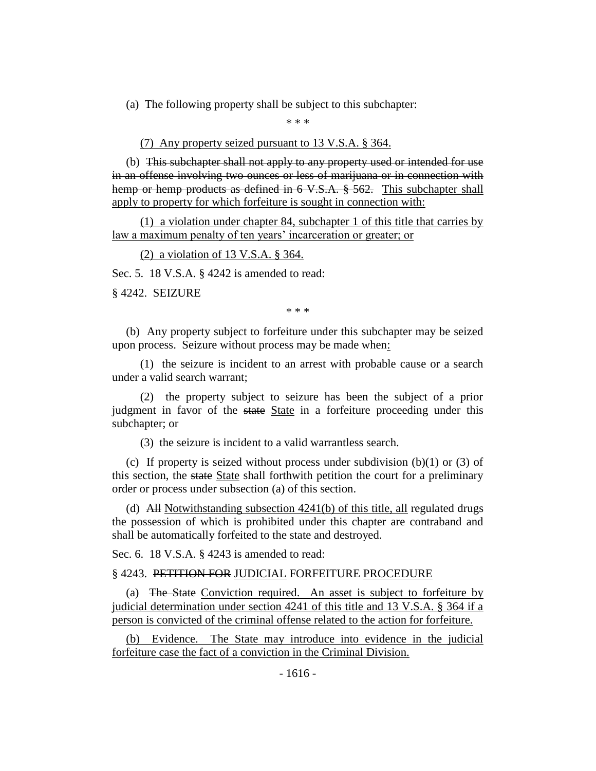(a) The following property shall be subject to this subchapter:

\* \* \*

(7) Any property seized pursuant to 13 V.S.A. § 364.

(b) ~~This subchapter shall not apply to any property used or intended for use in an offense involving two ounces or less of marijuana or in connection with hemp or hemp products as defined in 6 V.S.A. § 562.~~ This subchapter shall apply to property for which forfeiture is sought in connection with:

(1) a violation under chapter 84, subchapter 1 of this title that carries by law a maximum penalty of ten years' incarceration or greater; or

(2) a violation of 13 V.S.A. § 364.

Sec. 5. 18 V.S.A. § 4242 is amended to read:

§ 4242. SEIZURE

\* \* \*

(b) Any property subject to forfeiture under this subchapter may be seized upon process. Seizure without process may be made when:

(1) the seizure is incident to an arrest with probable cause or a search under a valid search warrant;

(2) the property subject to seizure has been the subject of a prior judgment in favor of the ~~state~~ State in a forfeiture proceeding under this subchapter; or

(3) the seizure is incident to a valid warrantless search.

(c) If property is seized without process under subdivision (b)(1) or (3) of this section, the ~~state~~ State shall forthwith petition the court for a preliminary order or process under subsection (a) of this section.

(d) ~~All~~ Notwithstanding subsection 4241(b) of this title, all regulated drugs the possession of which is prohibited under this chapter are contraband and shall be automatically forfeited to the state and destroyed.

Sec. 6. 18 V.S.A. § 4243 is amended to read:

§ 4243. ~~PETITION FOR~~ JUDICIAL FORFEITURE PROCEDURE

(a) ~~The State~~ Conviction required. An asset is subject to forfeiture by judicial determination under section 4241 of this title and 13 V.S.A. § 364 if a person is convicted of the criminal offense related to the action for forfeiture.

(b) Evidence. The State may introduce into evidence in the judicial forfeiture case the fact of a conviction in the Criminal Division.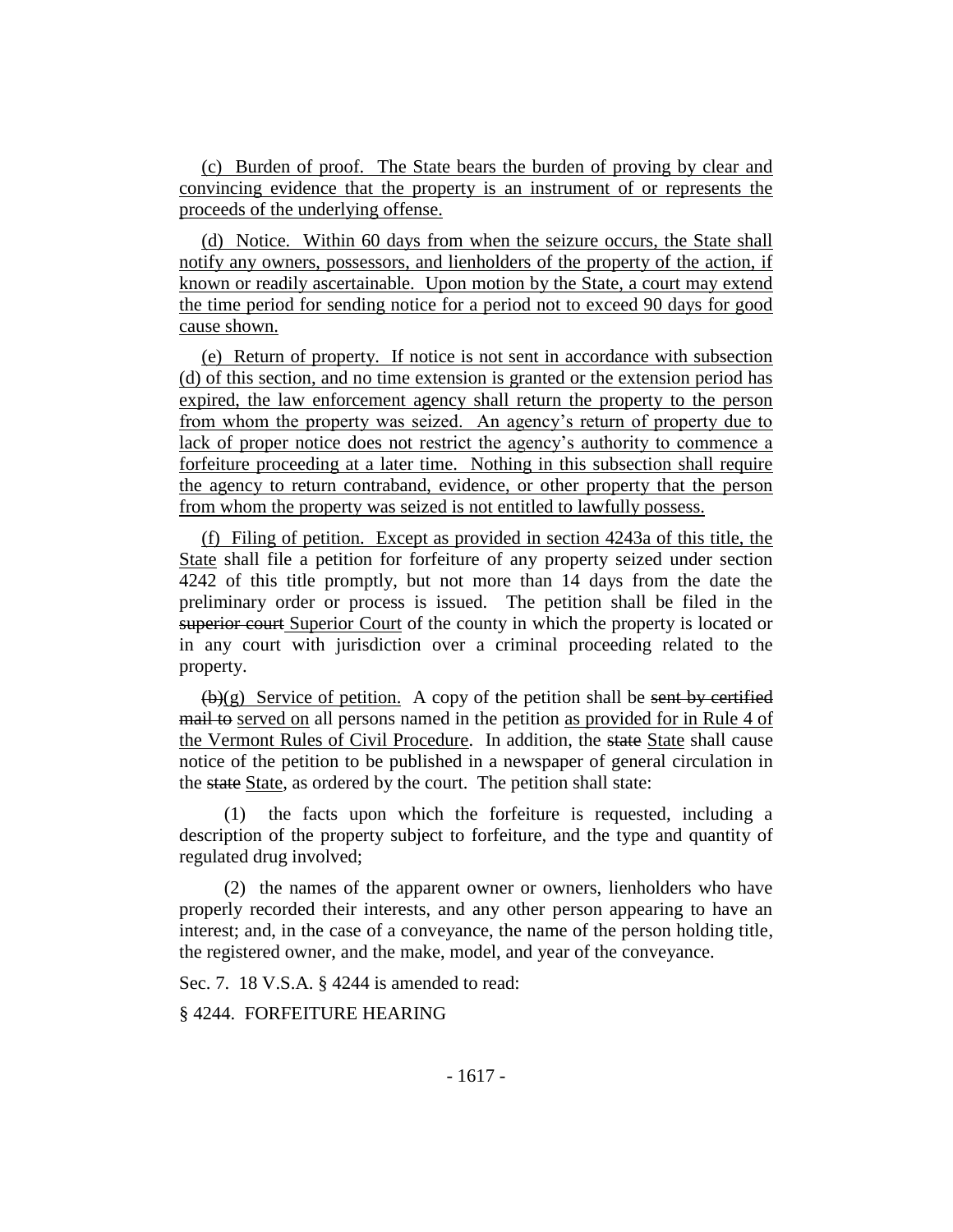(c) Burden of proof. The State bears the burden of proving by clear and convincing evidence that the property is an instrument of or represents the proceeds of the underlying offense.

(d) Notice. Within 60 days from when the seizure occurs, the State shall notify any owners, possessors, and lienholders of the property of the action, if known or readily ascertainable. Upon motion by the State, a court may extend the time period for sending notice for a period not to exceed 90 days for good cause shown.

(e) Return of property. If notice is not sent in accordance with subsection (d) of this section, and no time extension is granted or the extension period has expired, the law enforcement agency shall return the property to the person from whom the property was seized. An agency's return of property due to lack of proper notice does not restrict the agency's authority to commence a forfeiture proceeding at a later time. Nothing in this subsection shall require the agency to return contraband, evidence, or other property that the person from whom the property was seized is not entitled to lawfully possess.

(f) Filing of petition. Except as provided in section 4243a of this title, the State shall file a petition for forfeiture of any property seized under section 4242 of this title promptly, but not more than 14 days from the date the preliminary order or process is issued. The petition shall be filed in the ~~superior court~~ Superior Court of the county in which the property is located or in any court with jurisdiction over a criminal proceeding related to the property.

~~(b)~~(g) Service of petition. A copy of the petition shall be ~~sent by certified mail to~~ served on all persons named in the petition as provided for in Rule 4 of the Vermont Rules of Civil Procedure. In addition, the ~~state~~ State shall cause notice of the petition to be published in a newspaper of general circulation in the ~~state~~ State, as ordered by the court. The petition shall state:

(1) the facts upon which the forfeiture is requested, including a description of the property subject to forfeiture, and the type and quantity of regulated drug involved;

(2) the names of the apparent owner or owners, lienholders who have properly recorded their interests, and any other person appearing to have an interest; and, in the case of a conveyance, the name of the person holding title, the registered owner, and the make, model, and year of the conveyance.

Sec. 7. 18 V.S.A. § 4244 is amended to read:

§ 4244. FORFEITURE HEARING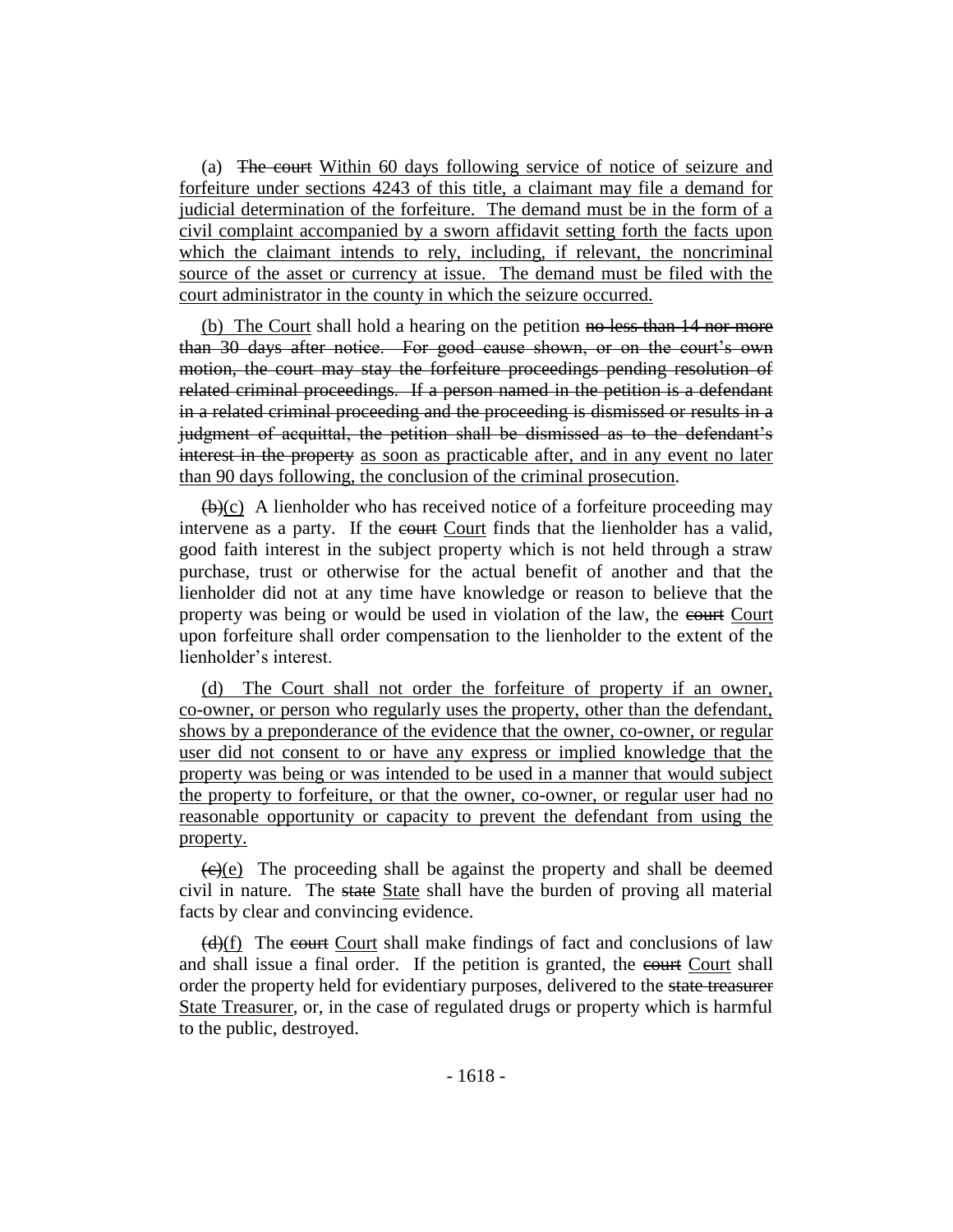(a) ~~The court~~ Within 60 days following service of notice of seizure and forfeiture under sections 4243 of this title, a claimant may file a demand for judicial determination of the forfeiture. The demand must be in the form of a civil complaint accompanied by a sworn affidavit setting forth the facts upon which the claimant intends to rely, including, if relevant, the noncriminal source of the asset or currency at issue. The demand must be filed with the court administrator in the county in which the seizure occurred.

(b) The Court shall hold a hearing on the petition ~~no less than 14 nor more than 30 days after notice. For good cause shown, or on the court's own motion, the court may stay the forfeiture proceedings pending resolution of related criminal proceedings. If a person named in the petition is a defendant in a related criminal proceeding and the proceeding is dismissed or results in a judgment of acquittal, the petition shall be dismissed as to the defendant's interest in the property~~ as soon as practicable after, and in any event no later than 90 days following, the conclusion of the criminal prosecution.

~~(b)~~(c) A lienholder who has received notice of a forfeiture proceeding may intervene as a party. If the ~~court~~ Court finds that the lienholder has a valid, good faith interest in the subject property which is not held through a straw purchase, trust or otherwise for the actual benefit of another and that the lienholder did not at any time have knowledge or reason to believe that the property was being or would be used in violation of the law, the ~~court~~ Court upon forfeiture shall order compensation to the lienholder to the extent of the lienholder's interest.

(d) The Court shall not order the forfeiture of property if an owner, co-owner, or person who regularly uses the property, other than the defendant, shows by a preponderance of the evidence that the owner, co-owner, or regular user did not consent to or have any express or implied knowledge that the property was being or was intended to be used in a manner that would subject the property to forfeiture, or that the owner, co-owner, or regular user had no reasonable opportunity or capacity to prevent the defendant from using the property.

~~(c)~~(e) The proceeding shall be against the property and shall be deemed civil in nature. The ~~state~~ State shall have the burden of proving all material facts by clear and convincing evidence.

~~(d)~~(f) The ~~court~~ Court shall make findings of fact and conclusions of law and shall issue a final order. If the petition is granted, the ~~court~~ Court shall order the property held for evidentiary purposes, delivered to the ~~state treasurer~~ State Treasurer, or, in the case of regulated drugs or property which is harmful to the public, destroyed.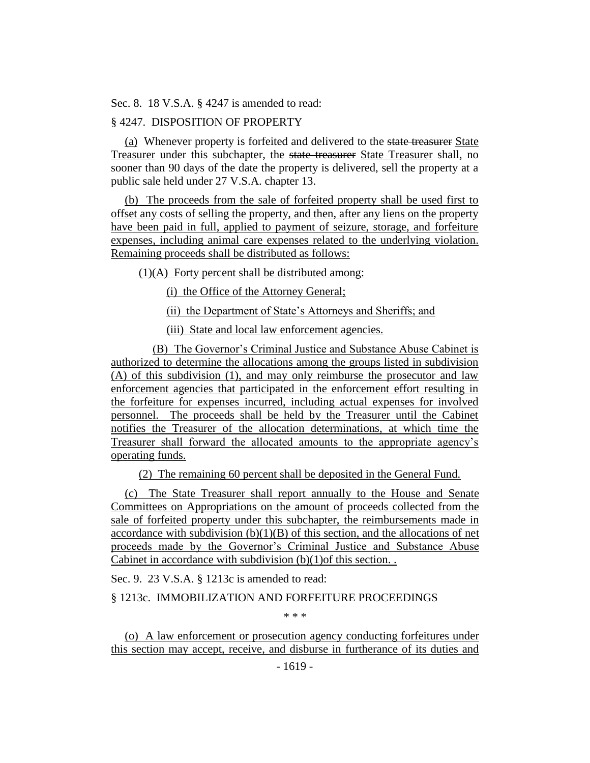Sec. 8. 18 V.S.A. § 4247 is amended to read:

§ 4247. DISPOSITION OF PROPERTY

(a) Whenever property is forfeited and delivered to the ~~state treasurer~~ State Treasurer under this subchapter, the ~~state treasurer~~ State Treasurer shall, no sooner than 90 days of the date the property is delivered, sell the property at a public sale held under 27 V.S.A. chapter 13.

(b) The proceeds from the sale of forfeited property shall be used first to offset any costs of selling the property, and then, after any liens on the property have been paid in full, applied to payment of seizure, storage, and forfeiture expenses, including animal care expenses related to the underlying violation. Remaining proceeds shall be distributed as follows:

(1)(A) Forty percent shall be distributed among:

(i) the Office of the Attorney General;

(ii) the Department of State's Attorneys and Sheriffs; and

(iii) State and local law enforcement agencies.

(B) The Governor's Criminal Justice and Substance Abuse Cabinet is authorized to determine the allocations among the groups listed in subdivision (A) of this subdivision (1), and may only reimburse the prosecutor and law enforcement agencies that participated in the enforcement effort resulting in the forfeiture for expenses incurred, including actual expenses for involved personnel. The proceeds shall be held by the Treasurer until the Cabinet notifies the Treasurer of the allocation determinations, at which time the Treasurer shall forward the allocated amounts to the appropriate agency's operating funds.

(2) The remaining 60 percent shall be deposited in the General Fund.

(c) The State Treasurer shall report annually to the House and Senate Committees on Appropriations on the amount of proceeds collected from the sale of forfeited property under this subchapter, the reimbursements made in accordance with subdivision (b)(1)(B) of this section, and the allocations of net proceeds made by the Governor's Criminal Justice and Substance Abuse Cabinet in accordance with subdivision (b)(1)of this section. .

Sec. 9. 23 V.S.A. § 1213c is amended to read:

§ 1213c. IMMOBILIZATION AND FORFEITURE PROCEEDINGS

\* \* \*

(o) A law enforcement or prosecution agency conducting forfeitures under this section may accept, receive, and disburse in furtherance of its duties and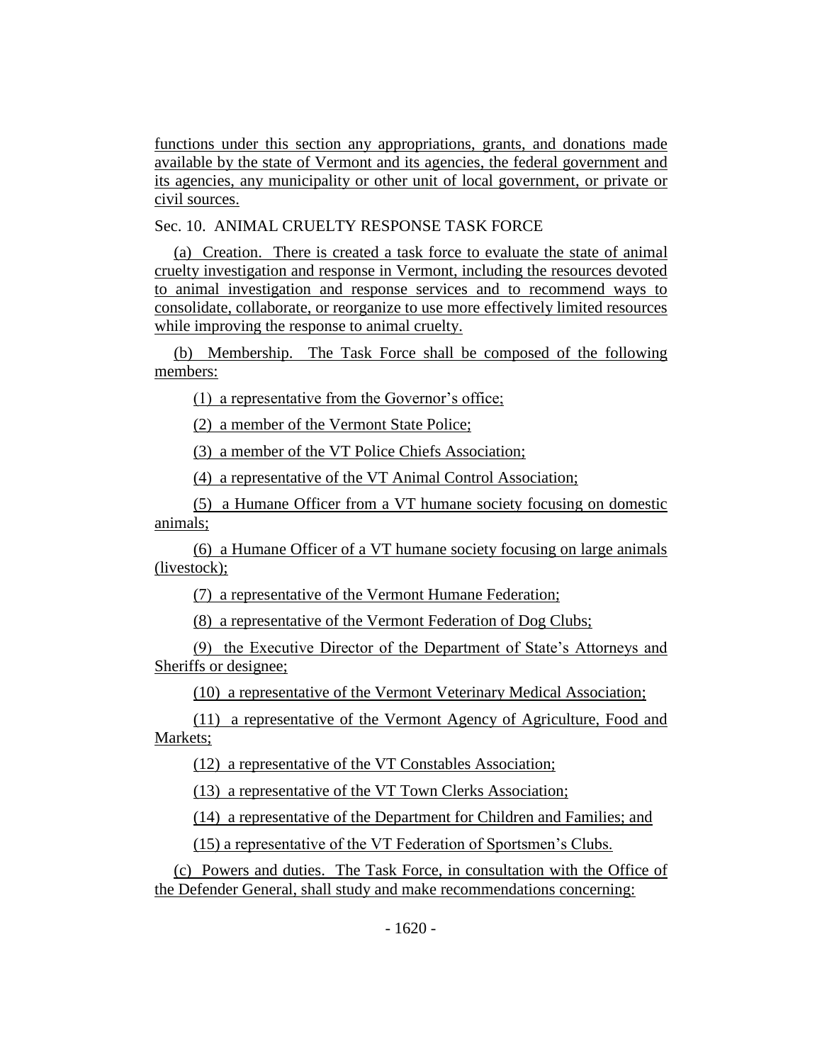functions under this section any appropriations, grants, and donations made available by the state of Vermont and its agencies, the federal government and its agencies, any municipality or other unit of local government, or private or civil sources.

Sec. 10. ANIMAL CRUELTY RESPONSE TASK FORCE

(a) Creation. There is created a task force to evaluate the state of animal cruelty investigation and response in Vermont, including the resources devoted to animal investigation and response services and to recommend ways to consolidate, collaborate, or reorganize to use more effectively limited resources while improving the response to animal cruelty.

(b) Membership. The Task Force shall be composed of the following members:

(1) a representative from the Governor's office;

(2) a member of the Vermont State Police;

(3) a member of the VT Police Chiefs Association;

(4) a representative of the VT Animal Control Association;

(5) a Humane Officer from a VT humane society focusing on domestic animals;

(6) a Humane Officer of a VT humane society focusing on large animals (livestock);

(7) a representative of the Vermont Humane Federation;

(8) a representative of the Vermont Federation of Dog Clubs;

(9) the Executive Director of the Department of State's Attorneys and Sheriffs or designee;

(10) a representative of the Vermont Veterinary Medical Association;

(11) a representative of the Vermont Agency of Agriculture, Food and Markets;

(12) a representative of the VT Constables Association;

(13) a representative of the VT Town Clerks Association;

(14) a representative of the Department for Children and Families; and

(15) a representative of the VT Federation of Sportsmen's Clubs.

(c) Powers and duties. The Task Force, in consultation with the Office of the Defender General, shall study and make recommendations concerning: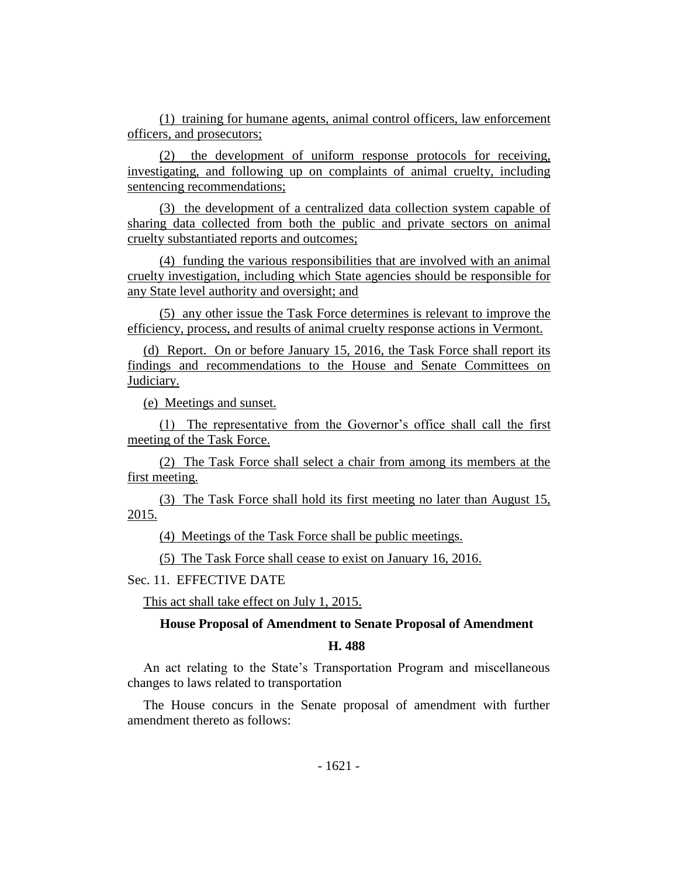(1) training for humane agents, animal control officers, law enforcement officers, and prosecutors;

(2) the development of uniform response protocols for receiving, investigating, and following up on complaints of animal cruelty, including sentencing recommendations;

(3) the development of a centralized data collection system capable of sharing data collected from both the public and private sectors on animal cruelty substantiated reports and outcomes;

(4) funding the various responsibilities that are involved with an animal cruelty investigation, including which State agencies should be responsible for any State level authority and oversight; and

(5) any other issue the Task Force determines is relevant to improve the efficiency, process, and results of animal cruelty response actions in Vermont.

(d) Report. On or before January 15, 2016, the Task Force shall report its findings and recommendations to the House and Senate Committees on Judiciary.

(e) Meetings and sunset.

(1) The representative from the Governor's office shall call the first meeting of the Task Force.

(2) The Task Force shall select a chair from among its members at the first meeting.

(3) The Task Force shall hold its first meeting no later than August 15, 2015.

(4) Meetings of the Task Force shall be public meetings.

(5) The Task Force shall cease to exist on January 16, 2016.

Sec. 11. EFFECTIVE DATE

This act shall take effect on July 1, 2015.

**House Proposal of Amendment to Senate Proposal of Amendment**

**H. 488**

An act relating to the State's Transportation Program and miscellaneous changes to laws related to transportation

The House concurs in the Senate proposal of amendment with further amendment thereto as follows: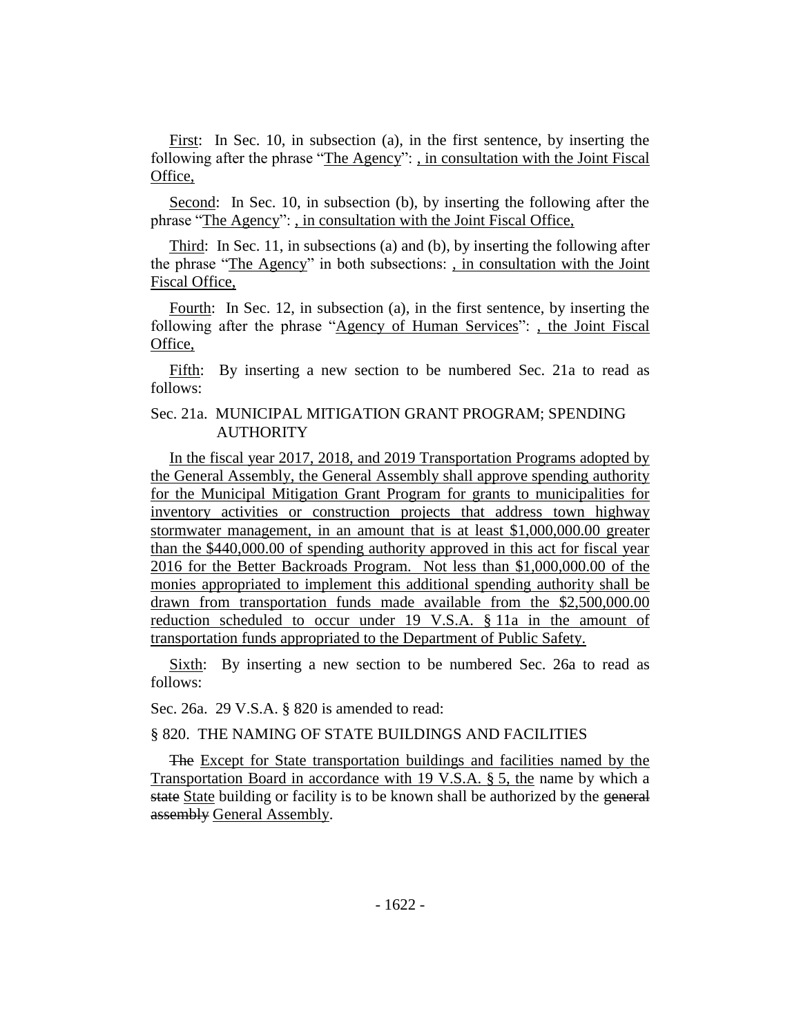First: In Sec. 10, in subsection (a), in the first sentence, by inserting the following after the phrase "The Agency": , in consultation with the Joint Fiscal Office,

Second: In Sec. 10, in subsection (b), by inserting the following after the phrase "The Agency": , in consultation with the Joint Fiscal Office,

Third: In Sec. 11, in subsections (a) and (b), by inserting the following after the phrase "The Agency" in both subsections: , in consultation with the Joint Fiscal Office,

Fourth: In Sec. 12, in subsection (a), in the first sentence, by inserting the following after the phrase "Agency of Human Services": , the Joint Fiscal Office,

Fifth: By inserting a new section to be numbered Sec. 21a to read as follows:

Sec. 21a. MUNICIPAL MITIGATION GRANT PROGRAM; SPENDING AUTHORITY

In the fiscal year 2017, 2018, and 2019 Transportation Programs adopted by the General Assembly, the General Assembly shall approve spending authority for the Municipal Mitigation Grant Program for grants to municipalities for inventory activities or construction projects that address town highway stormwater management, in an amount that is at least $1,000,000.00 greater than the $440,000.00 of spending authority approved in this act for fiscal year 2016 for the Better Backroads Program. Not less than $1,000,000.00 of the monies appropriated to implement this additional spending authority shall be drawn from transportation funds made available from the $2,500,000.00 reduction scheduled to occur under 19 V.S.A. § 11a in the amount of transportation funds appropriated to the Department of Public Safety.

Sixth: By inserting a new section to be numbered Sec. 26a to read as follows:

Sec. 26a. 29 V.S.A. § 820 is amended to read:

§ 820. THE NAMING OF STATE BUILDINGS AND FACILITIES

~~The~~ Except for State transportation buildings and facilities named by the Transportation Board in accordance with 19 V.S.A. § 5, the name by which a ~~state~~ State building or facility is to be known shall be authorized by the ~~general assembly~~ General Assembly.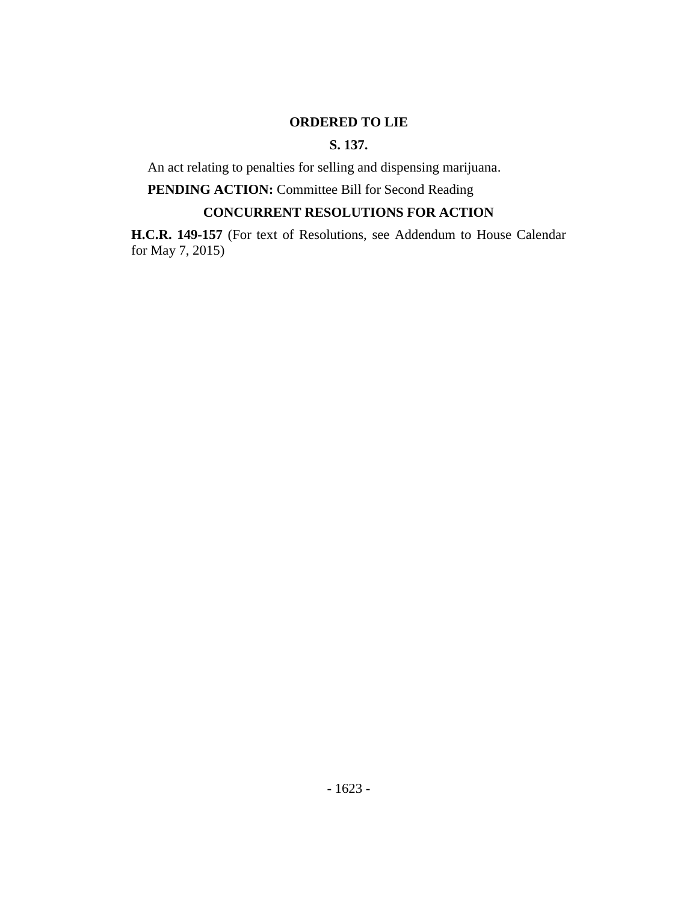## ORDERED TO LIE

### S. 137.

An act relating to penalties for selling and dispensing marijuana.

**PENDING ACTION:** Committee Bill for Second Reading

## CONCURRENT RESOLUTIONS FOR ACTION

**H.C.R. 149-157** (For text of Resolutions, see Addendum to House Calendar for May 7, 2015)